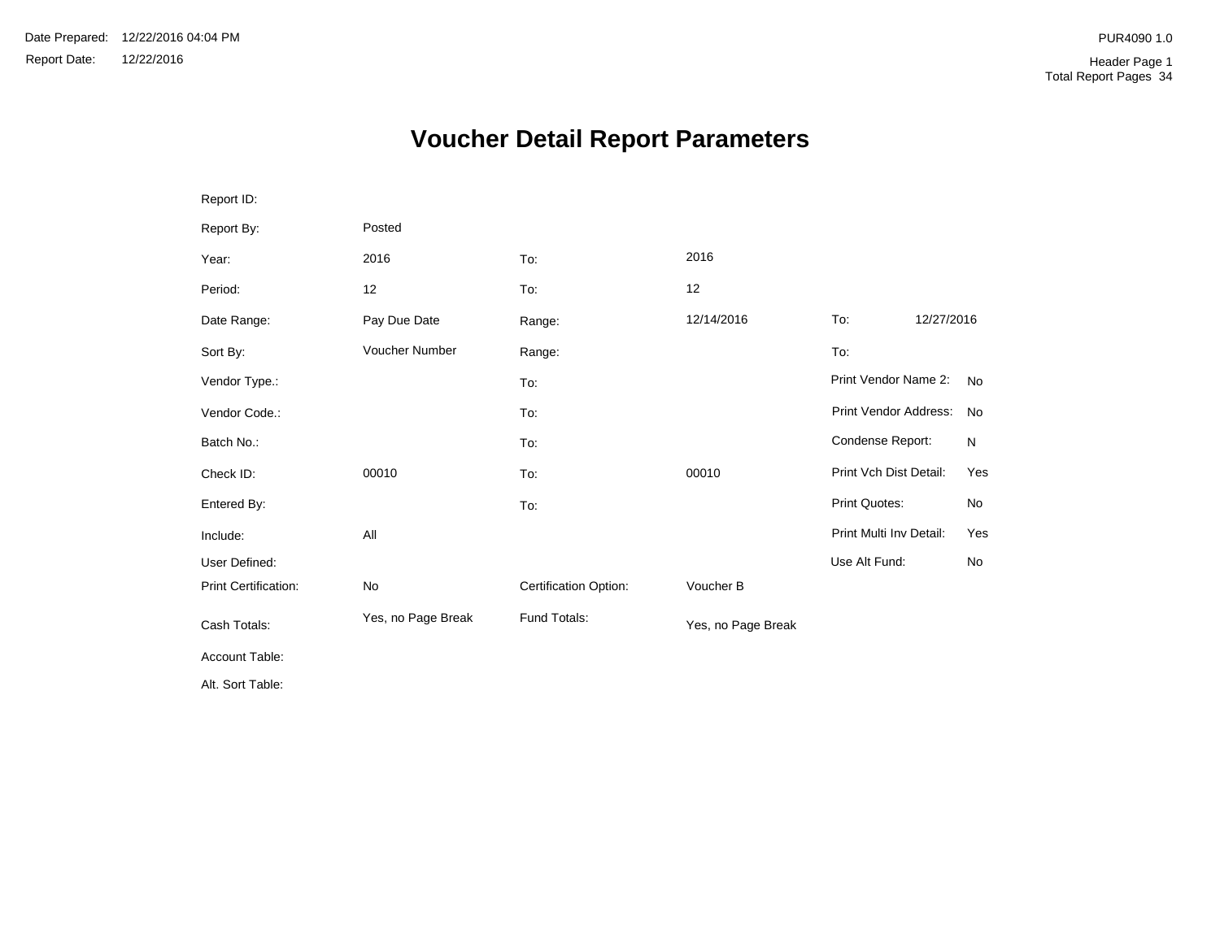Date Prepared: 12/22/2016 04:04 PM
Report Date: 12/22/2016

PUR4090 1.0

Header Page 1
Total Report Pages 34

# Voucher Detail Report Parameters

| | | | | | |
|---|---|---|---|---|---|
| Report ID: | | | | | |
| Report By: | Posted | | | | |
| Year: | 2016 | To: | 2016 | | |
| Period: | 12 | To: | 12 | | |
| Date Range: | Pay Due Date | Range: | 12/14/2016 | To: | 12/27/2016 |
| Sort By: | Voucher Number | Range: | | To: | |
| Vendor Type.: | | To: | | Print Vendor Name 2: | No |
| Vendor Code.: | | To: | | Print Vendor Address: | No |
| Batch No.: | | To: | | Condense Report: | N |
| Check ID: | 00010 | To: | 00010 | Print Vch Dist Detail: | Yes |
| Entered By: | | To: | | Print Quotes: | No |
| Include: | All | | | Print Multi Inv Detail: | Yes |
| User Defined: | | | | Use Alt Fund: | No |
| Print Certification: | No | Certification Option: | Voucher B | | |
| Cash Totals: | Yes, no Page Break | Fund Totals: | Yes, no Page Break | | |
| Account Table: | | | | | |
| Alt. Sort Table: | | | | | |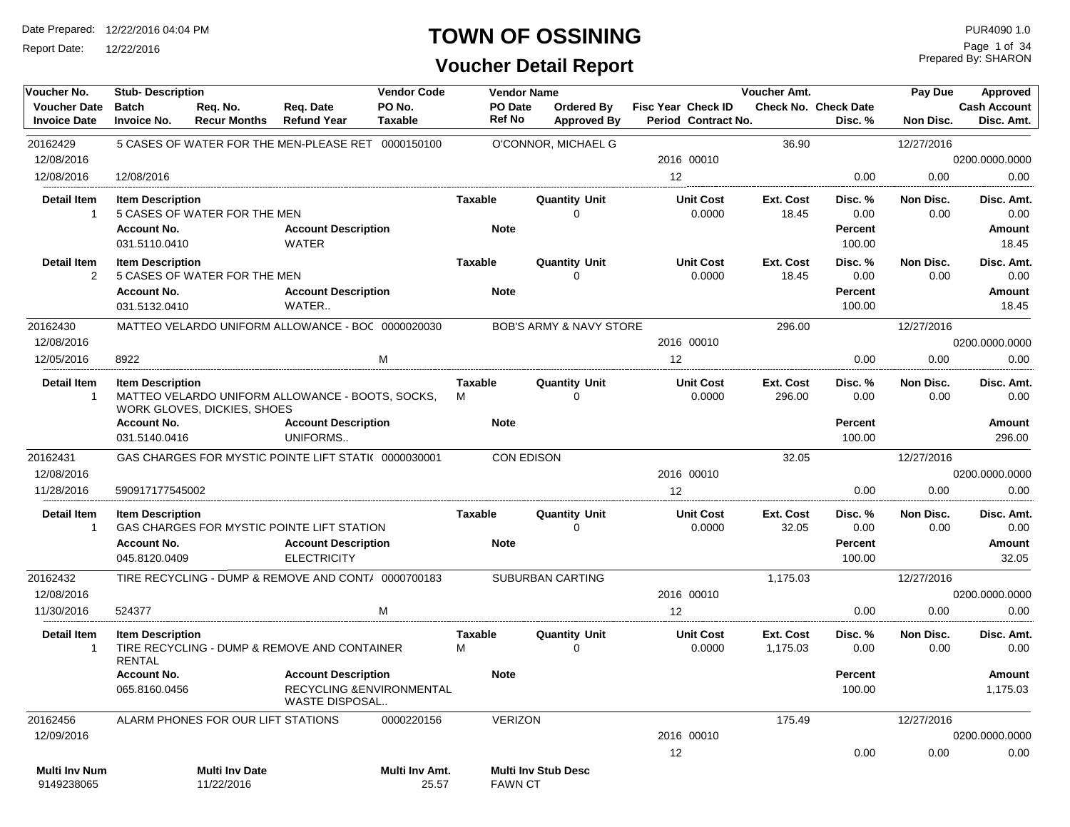# TOWN OF OSSINING

## Voucher Detail Report

Date Prepared: 12/22/2016 04:04 PM
Report Date: 12/22/2016

PUR4090 1.0
Prepared By: SHARON

| Voucher No. | Stub- Description | | | Vendor Code | Vendor Name | | | | Voucher Amt. | | Pay Due | Approved |
|---|---|---|---|---|---|---|---|---|---|---|---|---|
| Voucher Date | Batch | Req. No. | Req. Date | PO No. | PO Date | Ordered By | Fisc Year | Check ID | Check No. | Check Date | | Cash Account |
| Invoice Date | Invoice No. | Recur Months | Refund Year | Taxable | Ref No | Approved By | Period | Contract No. | | Disc. % | Non Disc. | Disc. Amt. |

### Voucher 20162429

| Voucher No. | Stub- Description | Vendor Code | Vendor Name | Voucher Amt. | Pay Due | Approved |
|---|---|---|---|---|---|---|
| 20162429 | 5 CASES OF WATER FOR THE MEN-PLEASE RET | 0000150100 | O'CONNOR, MICHAEL G | 36.90 | 12/27/2016 | |

Voucher Date: 12/08/2016 — Fisc Year: 2016 — Check ID: 00010 — Cash Account: 0200.0000.0000
Invoice Date: 12/08/2016 — Invoice No.: 12/08/2016 — Period: 12 — Disc. %: 0.00 — Non Disc.: 0.00 — Disc. Amt.: 0.00

| Detail Item | Item Description | Taxable | Quantity | Unit | Unit Cost | Ext. Cost | Disc. % | Non Disc. | Disc. Amt. |
|---|---|---|---|---|---|---|---|---|---|
| 1 | 5 CASES OF WATER FOR THE MEN | | 0 | | 0.0000 | 18.45 | 0.00 | 0.00 | 0.00 |

| Account No. | Account Description | Note | Percent | Amount |
|---|---|---|---|---|
| 031.5110.0410 | WATER | | 100.00 | 18.45 |

| Detail Item | Item Description | Taxable | Quantity | Unit | Unit Cost | Ext. Cost | Disc. % | Non Disc. | Disc. Amt. |
|---|---|---|---|---|---|---|---|---|---|
| 2 | 5 CASES OF WATER FOR THE MEN | | 0 | | 0.0000 | 18.45 | 0.00 | 0.00 | 0.00 |

| Account No. | Account Description | Note | Percent | Amount |
|---|---|---|---|---|
| 031.5132.0410 | WATER.. | | 100.00 | 18.45 |

### Voucher 20162430

| Voucher No. | Stub- Description | Vendor Code | Vendor Name | Voucher Amt. | Pay Due | Approved |
|---|---|---|---|---|---|---|
| 20162430 | MATTEO VELARDO UNIFORM ALLOWANCE - BOC | 0000020030 | BOB'S ARMY & NAVY STORE | 296.00 | 12/27/2016 | |

Voucher Date: 12/08/2016 — Fisc Year: 2016 — Check ID: 00010 — Cash Account: 0200.0000.0000
Invoice Date: 12/05/2016 — Invoice No.: 8922 — Taxable: M — Period: 12 — Disc. %: 0.00 — Non Disc.: 0.00 — Disc. Amt.: 0.00

| Detail Item | Item Description | Taxable | Quantity | Unit | Unit Cost | Ext. Cost | Disc. % | Non Disc. | Disc. Amt. |
|---|---|---|---|---|---|---|---|---|---|
| 1 | MATTEO VELARDO UNIFORM ALLOWANCE - BOOTS, SOCKS, WORK GLOVES, DICKIES, SHOES | M | 0 | | 0.0000 | 296.00 | 0.00 | 0.00 | 0.00 |

| Account No. | Account Description | Note | Percent | Amount |
|---|---|---|---|---|
| 031.5140.0416 | UNIFORMS.. | | 100.00 | 296.00 |

### Voucher 20162431

| Voucher No. | Stub- Description | Vendor Code | Vendor Name | Voucher Amt. | Pay Due | Approved |
|---|---|---|---|---|---|---|
| 20162431 | GAS CHARGES FOR MYSTIC POINTE LIFT STATI( | 0000030001 | CON EDISON | 32.05 | 12/27/2016 | |

Voucher Date: 12/08/2016 — Fisc Year: 2016 — Check ID: 00010 — Cash Account: 0200.0000.0000
Invoice Date: 11/28/2016 — Invoice No.: 590917177545002 — Period: 12 — Disc. %: 0.00 — Non Disc.: 0.00 — Disc. Amt.: 0.00

| Detail Item | Item Description | Taxable | Quantity | Unit | Unit Cost | Ext. Cost | Disc. % | Non Disc. | Disc. Amt. |
|---|---|---|---|---|---|---|---|---|---|
| 1 | GAS CHARGES FOR MYSTIC POINTE LIFT STATION | | 0 | | 0.0000 | 32.05 | 0.00 | 0.00 | 0.00 |

| Account No. | Account Description | Note | Percent | Amount |
|---|---|---|---|---|
| 045.8120.0409 | ELECTRICITY | | 100.00 | 32.05 |

### Voucher 20162432

| Voucher No. | Stub- Description | Vendor Code | Vendor Name | Voucher Amt. | Pay Due | Approved |
|---|---|---|---|---|---|---|
| 20162432 | TIRE RECYCLING - DUMP & REMOVE AND CONT/ | 0000700183 | SUBURBAN CARTING | 1,175.03 | 12/27/2016 | |

Voucher Date: 12/08/2016 — Fisc Year: 2016 — Check ID: 00010 — Cash Account: 0200.0000.0000
Invoice Date: 11/30/2016 — Invoice No.: 524377 — Taxable: M — Period: 12 — Disc. %: 0.00 — Non Disc.: 0.00 — Disc. Amt.: 0.00

| Detail Item | Item Description | Taxable | Quantity | Unit | Unit Cost | Ext. Cost | Disc. % | Non Disc. | Disc. Amt. |
|---|---|---|---|---|---|---|---|---|---|
| 1 | TIRE RECYCLING - DUMP & REMOVE AND CONTAINER RENTAL | M | 0 | | 0.0000 | 1,175.03 | 0.00 | 0.00 | 0.00 |

| Account No. | Account Description | Note | Percent | Amount |
|---|---|---|---|---|
| 065.8160.0456 | RECYCLING &ENVIRONMENTAL WASTE DISPOSAL.. | | 100.00 | 1,175.03 |

### Voucher 20162456

| Voucher No. | Stub- Description | Vendor Code | Vendor Name | Voucher Amt. | Pay Due | Approved |
|---|---|---|---|---|---|---|
| 20162456 | ALARM PHONES FOR OUR LIFT STATIONS | 0000220156 | VERIZON | 175.49 | 12/27/2016 | |

Voucher Date: 12/09/2016 — Fisc Year: 2016 — Check ID: 00010 — Cash Account: 0200.0000.0000
Period: 12 — Disc. %: 0.00 — Non Disc.: 0.00 — Disc. Amt.: 0.00

| Multi Inv Num | Multi Inv Date | Multi Inv Amt. | Multi Inv Stub Desc |
|---|---|---|---|
| 9149238065 | 11/22/2016 | 25.57 | FAWN CT |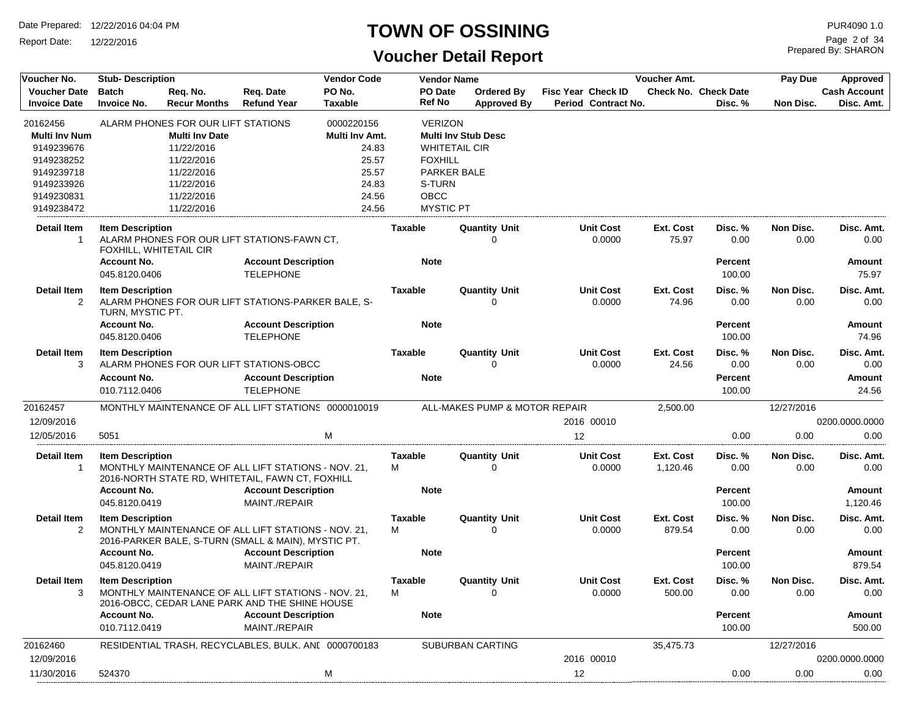# TOWN OF OSSINING

## Voucher Detail Report

Date Prepared: 12/22/2016 04:04 PM
Report Date: 12/22/2016

PUR4090 1.0
Prepared By: SHARON

| Voucher No. | Stub- Description | | | Vendor Code | Vendor Name | | | | Voucher Amt. | | Pay Due | Approved |
|---|---|---|---|---|---|---|---|---|---|---|---|---|
| Voucher Date | Batch | Req. No. | Req. Date | PO No. | PO Date | Ordered By | Fisc Year Check ID | | Check No. | Check Date | | Cash Account |
| Invoice Date | Invoice No. | Recur Months | Refund Year | Taxable | Ref No | Approved By | Period Contract No. | | | Disc. % | Non Disc. | Disc. Amt. |

**20162456** — ALARM PHONES FOR OUR LIFT STATIONS — Vendor Code: 0000220156 — VERIZON

| Multi Inv Num | Multi Inv Date | Multi Inv Amt. | Multi Inv Stub Desc |
|---|---|---|---|
| 9149239676 | 11/22/2016 | 24.83 | WHITETAIL CIR |
| 9149238252 | 11/22/2016 | 25.57 | FOXHILL |
| 9149239718 | 11/22/2016 | 25.57 | PARKER BALE |
| 9149233926 | 11/22/2016 | 24.83 | S-TURN |
| 9149230831 | 11/22/2016 | 24.56 | OBCC |
| 9149238472 | 11/22/2016 | 24.56 | MYSTIC PT |

| Detail Item | Item Description | Taxable | Quantity Unit | Unit Cost | Ext. Cost | Disc. % | Non Disc. | Disc. Amt. |
|---|---|---|---|---|---|---|---|---|
| 1 | ALARM PHONES FOR OUR LIFT STATIONS-FAWN CT, FOXHILL, WHITETAIL CIR | | 0 | 0.0000 | 75.97 | 0.00 | 0.00 | 0.00 |

| Account No. | Account Description | Note | Percent | Amount |
|---|---|---|---|---|
| 045.8120.0406 | TELEPHONE | | 100.00 | 75.97 |

| Detail Item | Item Description | Taxable | Quantity Unit | Unit Cost | Ext. Cost | Disc. % | Non Disc. | Disc. Amt. |
|---|---|---|---|---|---|---|---|---|
| 2 | ALARM PHONES FOR OUR LIFT STATIONS-PARKER BALE, S-TURN, MYSTIC PT. | | 0 | 0.0000 | 74.96 | 0.00 | 0.00 | 0.00 |

| Account No. | Account Description | Note | Percent | Amount |
|---|---|---|---|---|
| 045.8120.0406 | TELEPHONE | | 100.00 | 74.96 |

| Detail Item | Item Description | Taxable | Quantity Unit | Unit Cost | Ext. Cost | Disc. % | Non Disc. | Disc. Amt. |
|---|---|---|---|---|---|---|---|---|
| 3 | ALARM PHONES FOR OUR LIFT STATIONS-OBCC | | 0 | 0.0000 | 24.56 | 0.00 | 0.00 | 0.00 |

| Account No. | Account Description | Note | Percent | Amount |
|---|---|---|---|---|
| 010.7112.0406 | TELEPHONE | | 100.00 | 24.56 |

**20162457** — MONTHLY MAINTENANCE OF ALL LIFT STATIONS — Vendor Code: 0000010019 — ALL-MAKES PUMP & MOTOR REPAIR — Voucher Amt.: 2,500.00 — Pay Due: 12/27/2016

| Voucher Date | Invoice Date | Invoice No. | Taxable | Fisc Year | Check ID | Period | Disc. % | Non Disc. | Cash Account | Disc. Amt. |
|---|---|---|---|---|---|---|---|---|---|---|
| 12/09/2016 | 12/05/2016 | 5051 | M | 2016 | 00010 | 12 | 0.00 | 0.00 | 0200.0000.0000 | 0.00 |

| Detail Item | Item Description | Taxable | Quantity Unit | Unit Cost | Ext. Cost | Disc. % | Non Disc. | Disc. Amt. |
|---|---|---|---|---|---|---|---|---|
| 1 | MONTHLY MAINTENANCE OF ALL LIFT STATIONS - NOV. 21, 2016-NORTH STATE RD, WHITETAIL, FAWN CT, FOXHILL | M | 0 | 0.0000 | 1,120.46 | 0.00 | 0.00 | 0.00 |

| Account No. | Account Description | Note | Percent | Amount |
|---|---|---|---|---|
| 045.8120.0419 | MAINT./REPAIR | | 100.00 | 1,120.46 |

| Detail Item | Item Description | Taxable | Quantity Unit | Unit Cost | Ext. Cost | Disc. % | Non Disc. | Disc. Amt. |
|---|---|---|---|---|---|---|---|---|
| 2 | MONTHLY MAINTENANCE OF ALL LIFT STATIONS - NOV. 21, 2016-PARKER BALE, S-TURN (SMALL & MAIN), MYSTIC PT. | M | 0 | 0.0000 | 879.54 | 0.00 | 0.00 | 0.00 |

| Account No. | Account Description | Note | Percent | Amount |
|---|---|---|---|---|
| 045.8120.0419 | MAINT./REPAIR | | 100.00 | 879.54 |

| Detail Item | Item Description | Taxable | Quantity Unit | Unit Cost | Ext. Cost | Disc. % | Non Disc. | Disc. Amt. |
|---|---|---|---|---|---|---|---|---|
| 3 | MONTHLY MAINTENANCE OF ALL LIFT STATIONS - NOV. 21, 2016-OBCC, CEDAR LANE PARK AND THE SHINE HOUSE | M | 0 | 0.0000 | 500.00 | 0.00 | 0.00 | 0.00 |

| Account No. | Account Description | Note | Percent | Amount |
|---|---|---|---|---|
| 010.7112.0419 | MAINT./REPAIR | | 100.00 | 500.00 |

**20162460** — RESIDENTIAL TRASH, RECYCLABLES, BULK, ANI — Vendor Code: 0000700183 — SUBURBAN CARTING — Voucher Amt.: 35,475.73 — Pay Due: 12/27/2016

| Voucher Date | Invoice Date | Invoice No. | Taxable | Fisc Year | Check ID | Period | Disc. % | Non Disc. | Cash Account | Disc. Amt. |
|---|---|---|---|---|---|---|---|---|---|---|
| 12/09/2016 | 11/30/2016 | 524370 | M | 2016 | 00010 | 12 | 0.00 | 0.00 | 0200.0000.0000 | 0.00 |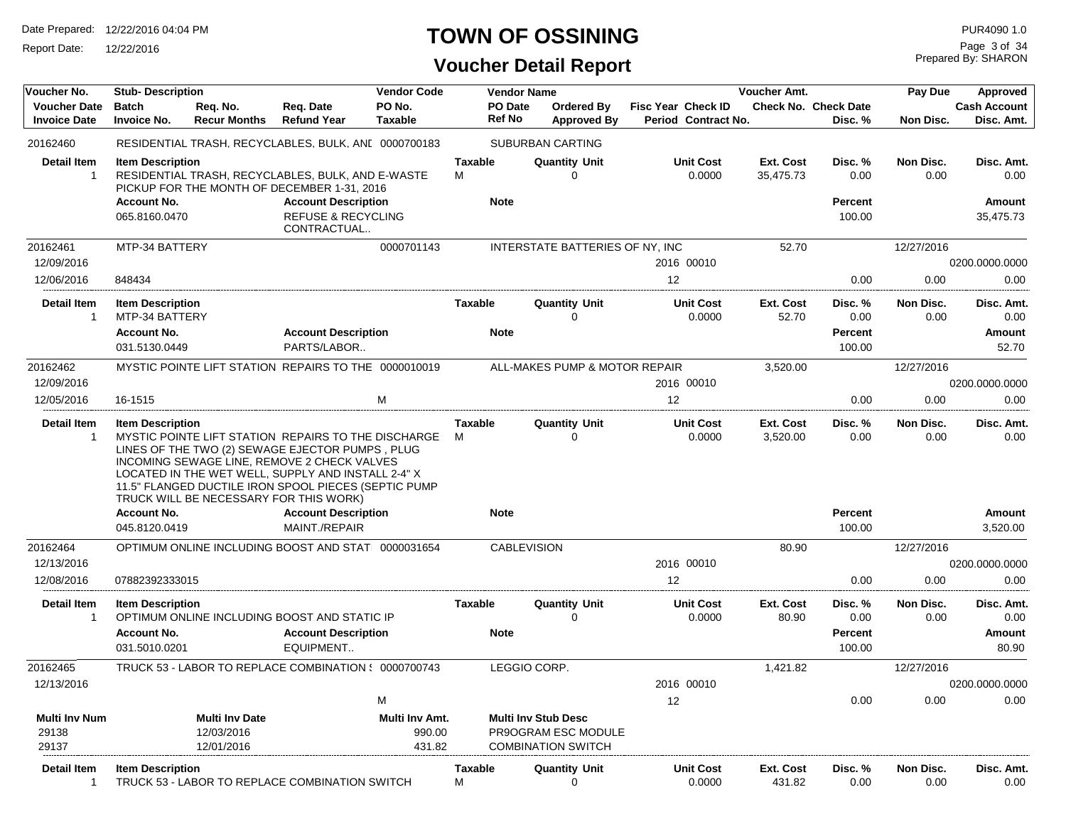# TOWN OF OSSINING

## Voucher Detail Report

Date Prepared: 12/22/2016 04:04 PM
Report Date: 12/22/2016

PUR4090 1.0
Prepared By: SHARON

| Voucher No. | Stub- Description | Req. No. | Req. Date | Vendor Code | Vendor Name | Ordered By | Fisc Year Check ID | Voucher Amt. | Check No. Check Date | Pay Due | Approved |
|---|---|---|---|---|---|---|---|---|---|---|---|
| Voucher Date | Batch | Recur Months | Refund Year | PO No. | PO Date | Approved By | Period Contract No. | | Disc. % | Non Disc. | Cash Account |
| Invoice Date | Invoice No. | | | Taxable | Ref No | | | | | | Disc. Amt. |
| 20162460 | RESIDENTIAL TRASH, RECYCLABLES, BULK, ANI | | | 0000700183 | SUBURBAN CARTING | | | | | | |

| Detail Item | Item Description | Taxable | Quantity Unit | Unit Cost | Ext. Cost | Disc. % | Non Disc. | Disc. Amt. |
|---|---|---|---|---|---|---|---|---|
| 1 | RESIDENTIAL TRASH, RECYCLABLES, BULK, AND E-WASTE PICKUP FOR THE MONTH OF DECEMBER 1-31, 2016 | M | 0 | 0.0000 | 35,475.73 | 0.00 | 0.00 | 0.00 |

| Account No. | Account Description | Note | Percent | Amount |
|---|---|---|---|---|
| 065.8160.0470 | REFUSE & RECYCLING CONTRACTUAL.. | | 100.00 | 35,475.73 |

| Voucher No. | Stub- Description | Vendor Code | Vendor Name | Fisc Year Check ID | Voucher Amt. | Disc. % | Pay Due / Non Disc. | Approved |
|---|---|---|---|---|---|---|---|---|
| 20162461 | MTP-34 BATTERY | 0000701143 | INTERSTATE BATTERIES OF NY, INC | | 52.70 | | 12/27/2016 | |
| 12/09/2016 | | | | 2016 00010 | | | | 0200.0000.0000 |
| 12/06/2016 | 848434 | | | 12 | | 0.00 | 0.00 | 0.00 |

| Detail Item | Item Description | Taxable | Quantity Unit | Unit Cost | Ext. Cost | Disc. % | Non Disc. | Disc. Amt. |
|---|---|---|---|---|---|---|---|---|
| 1 | MTP-34 BATTERY | | 0 | 0.0000 | 52.70 | 0.00 | 0.00 | 0.00 |

| Account No. | Account Description | Note | Percent | Amount |
|---|---|---|---|---|
| 031.5130.0449 | PARTS/LABOR.. | | 100.00 | 52.70 |

| Voucher No. | Stub- Description | Vendor Code | Vendor Name | Fisc Year Check ID | Voucher Amt. | Disc. % | Pay Due / Non Disc. | Approved |
|---|---|---|---|---|---|---|---|---|
| 20162462 | MYSTIC POINTE LIFT STATION REPAIRS TO THE | 0000010019 | ALL-MAKES PUMP & MOTOR REPAIR | | 3,520.00 | | 12/27/2016 | |
| 12/09/2016 | | | | 2016 00010 | | | | 0200.0000.0000 |
| 12/05/2016 | 16-1515 | M | | 12 | | 0.00 | 0.00 | 0.00 |

| Detail Item | Item Description | Taxable | Quantity Unit | Unit Cost | Ext. Cost | Disc. % | Non Disc. | Disc. Amt. |
|---|---|---|---|---|---|---|---|---|
| 1 | MYSTIC POINTE LIFT STATION REPAIRS TO THE DISCHARGE LINES OF THE TWO (2) SEWAGE EJECTOR PUMPS , PLUG INCOMING SEWAGE LINE, REMOVE 2 CHECK VALVES LOCATED IN THE WET WELL, SUPPLY AND INSTALL 2-4" X 11.5" FLANGED DUCTILE IRON SPOOL PIECES (SEPTIC PUMP TRUCK WILL BE NECESSARY FOR THIS WORK) | M | 0 | 0.0000 | 3,520.00 | 0.00 | 0.00 | 0.00 |

| Account No. | Account Description | Note | Percent | Amount |
|---|---|---|---|---|
| 045.8120.0419 | MAINT./REPAIR | | 100.00 | 3,520.00 |

| Voucher No. | Stub- Description | Vendor Code | Vendor Name | Fisc Year Check ID | Voucher Amt. | Disc. % | Pay Due / Non Disc. | Approved |
|---|---|---|---|---|---|---|---|---|
| 20162464 | OPTIMUM ONLINE INCLUDING BOOST AND STAT | 0000031654 | CABLEVISION | | 80.90 | | 12/27/2016 | |
| 12/13/2016 | | | | 2016 00010 | | | | 0200.0000.0000 |
| 12/08/2016 | 07882392333015 | | | 12 | | 0.00 | 0.00 | 0.00 |

| Detail Item | Item Description | Taxable | Quantity Unit | Unit Cost | Ext. Cost | Disc. % | Non Disc. | Disc. Amt. |
|---|---|---|---|---|---|---|---|---|
| 1 | OPTIMUM ONLINE INCLUDING BOOST AND STATIC IP | | 0 | 0.0000 | 80.90 | 0.00 | 0.00 | 0.00 |

| Account No. | Account Description | Note | Percent | Amount |
|---|---|---|---|---|
| 031.5010.0201 | EQUIPMENT.. | | 100.00 | 80.90 |

| Voucher No. | Stub- Description | Vendor Code | Vendor Name | Fisc Year Check ID | Voucher Amt. | Disc. % | Pay Due / Non Disc. | Approved |
|---|---|---|---|---|---|---|---|---|
| 20162465 | TRUCK 53 - LABOR TO REPLACE COMBINATION S | 0000700743 | LEGGIO CORP. | | 1,421.82 | | 12/27/2016 | |
| 12/13/2016 | | | | 2016 00010 | | | | 0200.0000.0000 |
| | | M | | 12 | | 0.00 | 0.00 | 0.00 |

| Multi Inv Num | Multi Inv Date | Multi Inv Amt. | Multi Inv Stub Desc |
|---|---|---|---|
| 29138 | 12/03/2016 | 990.00 | PR9OGRAM ESC MODULE |
| 29137 | 12/01/2016 | 431.82 | COMBINATION SWITCH |

| Detail Item | Item Description | Taxable | Quantity Unit | Unit Cost | Ext. Cost | Disc. % | Non Disc. | Disc. Amt. |
|---|---|---|---|---|---|---|---|---|
| 1 | TRUCK 53 - LABOR TO REPLACE COMBINATION SWITCH | M | 0 | 0.0000 | 431.82 | 0.00 | 0.00 | 0.00 |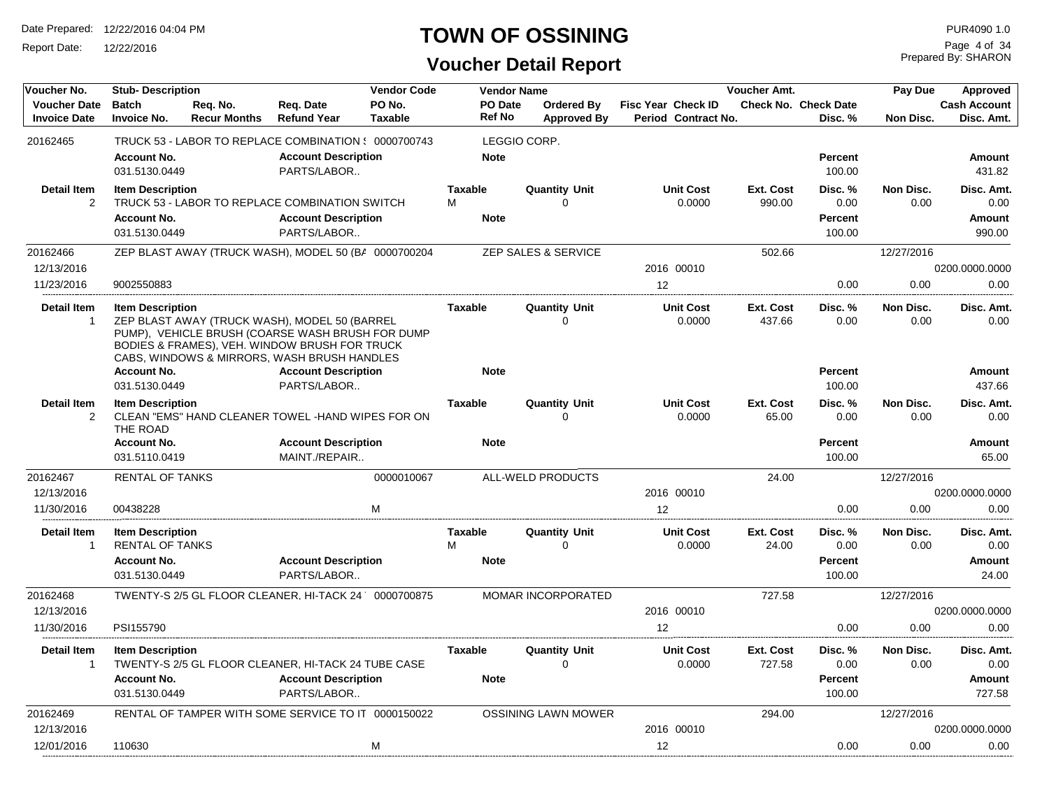# TOWN OF OSSINING

## Voucher Detail Report

Date Prepared: 12/22/2016 04:04 PM
Report Date: 12/22/2016

PUR4090 1.0
Prepared By: SHARON

| Voucher No. / Voucher Date / Invoice Date | Stub- Description / Batch / Invoice No. | Req. No. / Recur Months | Req. Date / Refund Year | Vendor Code / PO No. / Taxable | Vendor Name / PO Date / Ref No | Ordered By / Approved By | Fisc Year / Period | Check ID / Contract No. | Voucher Amt. / Check No. | Check Date / Disc. % | Pay Due / Non Disc. | Approved / Cash Account / Disc. Amt. |
|---|---|---|---|---|---|---|---|---|---|---|---|---|
| 20162465 | TRUCK 53 - LABOR TO REPLACE COMBINATION S | | | 0000700743 | LEGGIO CORP. | | | | | | | |
| | Account No.: 031.5130.0449 | | Account Description: PARTS/LABOR.. | | Note | | | | | Percent: 100.00 | | Amount: 431.82 |
| Detail Item 2 | Item Description: TRUCK 53 - LABOR TO REPLACE COMBINATION SWITCH | | | Taxable: M | | Quantity Unit: 0 | | Unit Cost: 0.0000 | Ext. Cost: 990.00 | Disc. %: 0.00 | Non Disc.: 0.00 | Disc. Amt.: 0.00 |
| | Account No.: 031.5130.0449 | | Account Description: PARTS/LABOR.. | | Note | | | | | Percent: 100.00 | | Amount: 990.00 |
| 20162466 | ZEP BLAST AWAY (TRUCK WASH), MODEL 50 (BA | | | 0000700204 | ZEP SALES & SERVICE | | | | 502.66 | | 12/27/2016 | |
| 12/13/2016 | | | | | | | 2016 | 00010 | | | | 0200.0000.0000 |
| 11/23/2016 | 9002550883 | | | | | | 12 | | | 0.00 | 0.00 | 0.00 |
| Detail Item 1 | Item Description: ZEP BLAST AWAY (TRUCK WASH), MODEL 50 (BARREL PUMP), VEHICLE BRUSH (COARSE WASH BRUSH FOR DUMP BODIES & FRAMES), VEH. WINDOW BRUSH FOR TRUCK CABS, WINDOWS & MIRRORS, WASH BRUSH HANDLES | | | Taxable | | Quantity Unit: 0 | | Unit Cost: 0.0000 | Ext. Cost: 437.66 | Disc. %: 0.00 | Non Disc.: 0.00 | Disc. Amt.: 0.00 |
| | Account No.: 031.5130.0449 | | Account Description: PARTS/LABOR.. | | Note | | | | | Percent: 100.00 | | Amount: 437.66 |
| Detail Item 2 | Item Description: CLEAN "EMS" HAND CLEANER TOWEL -HAND WIPES FOR ON THE ROAD | | | Taxable | | Quantity Unit: 0 | | Unit Cost: 0.0000 | Ext. Cost: 65.00 | Disc. %: 0.00 | Non Disc.: 0.00 | Disc. Amt.: 0.00 |
| | Account No.: 031.5110.0419 | | Account Description: MAINT./REPAIR.. | | Note | | | | | Percent: 100.00 | | Amount: 65.00 |
| 20162467 | RENTAL OF TANKS | | | 0000010067 | ALL-WELD PRODUCTS | | | | 24.00 | | 12/27/2016 | |
| 12/13/2016 | | | | | | | 2016 | 00010 | | | | 0200.0000.0000 |
| 11/30/2016 | 00438228 | | | M | | | 12 | | | 0.00 | 0.00 | 0.00 |
| Detail Item 1 | Item Description: RENTAL OF TANKS | | | Taxable: M | | Quantity Unit: 0 | | Unit Cost: 0.0000 | Ext. Cost: 24.00 | Disc. %: 0.00 | Non Disc.: 0.00 | Disc. Amt.: 0.00 |
| | Account No.: 031.5130.0449 | | Account Description: PARTS/LABOR.. | | Note | | | | | Percent: 100.00 | | Amount: 24.00 |
| 20162468 | TWENTY-S 2/5 GL FLOOR CLEANER, HI-TACK 24 | | | 0000700875 | MOMAR INCORPORATED | | | | 727.58 | | 12/27/2016 | |
| 12/13/2016 | | | | | | | 2016 | 00010 | | | | 0200.0000.0000 |
| 11/30/2016 | PSI155790 | | | | | | 12 | | | 0.00 | 0.00 | 0.00 |
| Detail Item 1 | Item Description: TWENTY-S 2/5 GL FLOOR CLEANER, HI-TACK 24 TUBE CASE | | | Taxable | | Quantity Unit: 0 | | Unit Cost: 0.0000 | Ext. Cost: 727.58 | Disc. %: 0.00 | Non Disc.: 0.00 | Disc. Amt.: 0.00 |
| | Account No.: 031.5130.0449 | | Account Description: PARTS/LABOR.. | | Note | | | | | Percent: 100.00 | | Amount: 727.58 |
| 20162469 | RENTAL OF TAMPER WITH SOME SERVICE TO IT | | | 0000150022 | OSSINING LAWN MOWER | | | | 294.00 | | 12/27/2016 | |
| 12/13/2016 | | | | | | | 2016 | 00010 | | | | 0200.0000.0000 |
| 12/01/2016 | 110630 | | | M | | | 12 | | | 0.00 | 0.00 | 0.00 |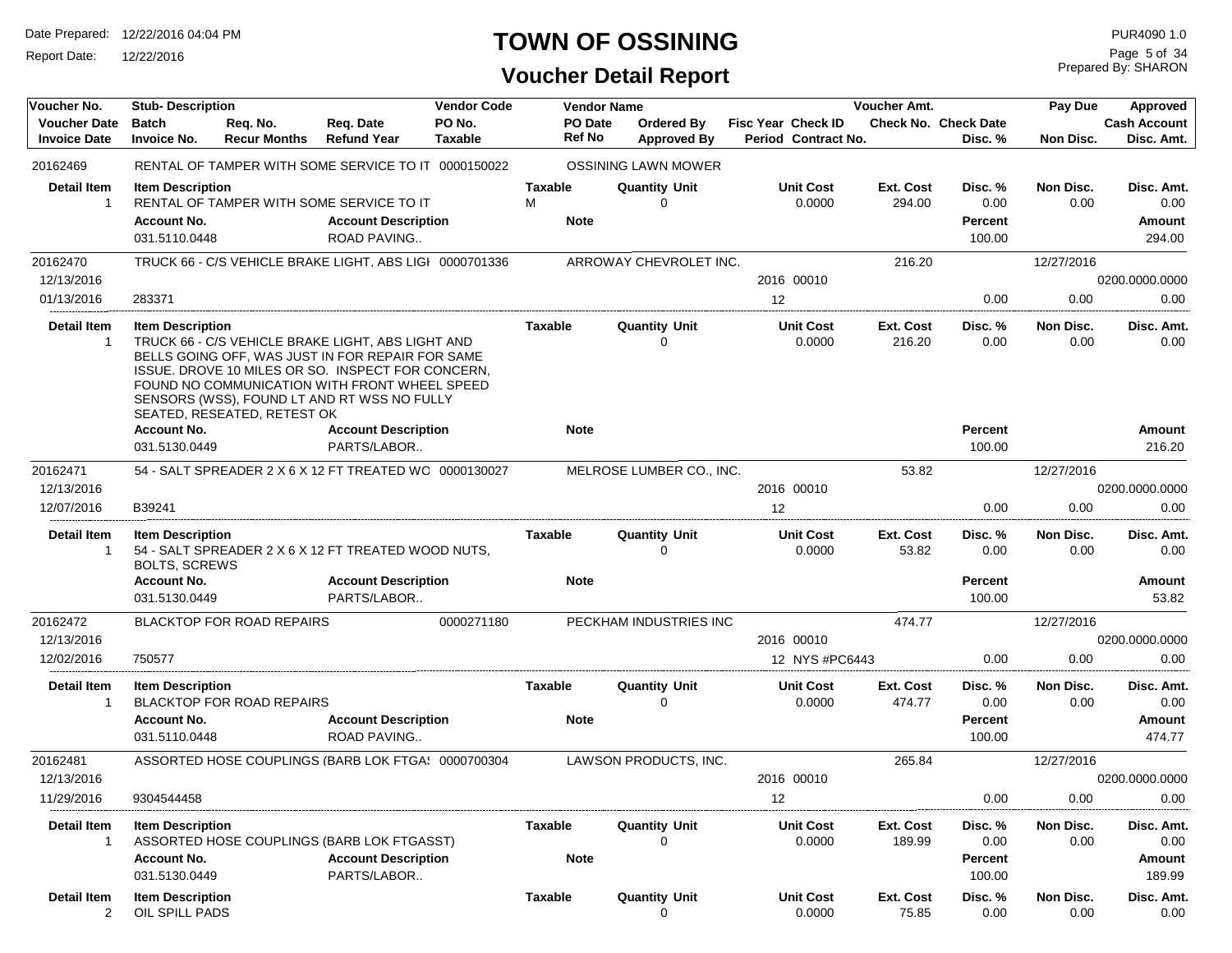# TOWN OF OSSINING

## Voucher Detail Report

Date Prepared: 12/22/2016 04:04 PM
Report Date: 12/22/2016

PUR4090 1.0
Prepared By: SHARON

| Voucher No. | Stub- Description | Req. No. | Req. Date | Vendor Code | Vendor Name | | Fisc Year Check ID | Voucher Amt. | | Pay Due | Approved |
|---|---|---|---|---|---|---|---|---|---|---|---|
| Voucher Date | Batch | Req. No. Recur Months | Req. Date Refund Year | PO No. | PO Date | Ordered By | Fisc Year Check ID | Check No. | Check Date | | Cash Account |
| Invoice Date | Invoice No. | | | Taxable | Ref No | Approved By | Period Contract No. | | Disc. % | Non Disc. | Disc. Amt. |
| 20162469 | RENTAL OF TAMPER WITH SOME SERVICE TO IT | | | 0000150022 | OSSINING LAWN MOWER | | | | | | |
| 20162470 | TRUCK 66 - C/S VEHICLE BRAKE LIGHT, ABS LIGH | | | 0000701336 | ARROWAY CHEVROLET INC. | | | 216.20 | | 12/27/2016 | |
| 12/13/2016 | | | | | | | 2016 00010 | | | | 0200.0000.0000 |
| 01/13/2016 | 283371 | | | | | | 12 | | 0.00 | 0.00 | 0.00 |
| 20162471 | 54 - SALT SPREADER 2 X 6 X 12 FT TREATED WO | | | 0000130027 | MELROSE LUMBER CO., INC. | | | 53.82 | | 12/27/2016 | |
| 12/13/2016 | | | | | | | 2016 00010 | | | | 0200.0000.0000 |
| 12/07/2016 | B39241 | | | | | | 12 | | 0.00 | 0.00 | 0.00 |
| 20162472 | BLACKTOP FOR ROAD REPAIRS | | | 0000271180 | PECKHAM INDUSTRIES INC | | | 474.77 | | 12/27/2016 | |
| 12/13/2016 | | | | | | | 2016 00010 | | | | 0200.0000.0000 |
| 12/02/2016 | 750577 | | | | | | 12 NYS #PC6443 | | 0.00 | 0.00 | 0.00 |
| 20162481 | ASSORTED HOSE COUPLINGS (BARB LOK FTGA! | | | 0000700304 | LAWSON PRODUCTS, INC. | | | 265.84 | | 12/27/2016 | |
| 12/13/2016 | | | | | | | 2016 00010 | | | | 0200.0000.0000 |
| 11/29/2016 | 9304544458 | | | | | | 12 | | 0.00 | 0.00 | 0.00 |

### Voucher 20162469 – Detail

| Detail Item | Item Description | Taxable | Quantity Unit | Unit Cost | Ext. Cost | Disc. % | Non Disc. | Disc. Amt. |
|---|---|---|---|---|---|---|---|---|
| 1 | RENTAL OF TAMPER WITH SOME SERVICE TO IT | M | 0 | 0.0000 | 294.00 | 0.00 | 0.00 | 0.00 |

| Account No. | Account Description | Note | Percent | Amount |
|---|---|---|---|---|
| 031.5110.0448 | ROAD PAVING.. | | 100.00 | 294.00 |

### Voucher 20162470 – Detail

| Detail Item | Item Description | Taxable | Quantity Unit | Unit Cost | Ext. Cost | Disc. % | Non Disc. | Disc. Amt. |
|---|---|---|---|---|---|---|---|---|
| 1 | TRUCK 66 - C/S VEHICLE BRAKE LIGHT, ABS LIGHT AND BELLS GOING OFF, WAS JUST IN FOR REPAIR FOR SAME ISSUE. DROVE 10 MILES OR SO. INSPECT FOR CONCERN, FOUND NO COMMUNICATION WITH FRONT WHEEL SPEED SENSORS (WSS), FOUND LT AND RT WSS NO FULLY SEATED, RESEATED, RETEST OK | | 0 | 0.0000 | 216.20 | 0.00 | 0.00 | 0.00 |

| Account No. | Account Description | Note | Percent | Amount |
|---|---|---|---|---|
| 031.5130.0449 | PARTS/LABOR.. | | 100.00 | 216.20 |

### Voucher 20162471 – Detail

| Detail Item | Item Description | Taxable | Quantity Unit | Unit Cost | Ext. Cost | Disc. % | Non Disc. | Disc. Amt. |
|---|---|---|---|---|---|---|---|---|
| 1 | 54 - SALT SPREADER 2 X 6 X 12 FT TREATED WOOD NUTS, BOLTS, SCREWS | | 0 | 0.0000 | 53.82 | 0.00 | 0.00 | 0.00 |

| Account No. | Account Description | Note | Percent | Amount |
|---|---|---|---|---|
| 031.5130.0449 | PARTS/LABOR.. | | 100.00 | 53.82 |

### Voucher 20162472 – Detail

| Detail Item | Item Description | Taxable | Quantity Unit | Unit Cost | Ext. Cost | Disc. % | Non Disc. | Disc. Amt. |
|---|---|---|---|---|---|---|---|---|
| 1 | BLACKTOP FOR ROAD REPAIRS | | 0 | 0.0000 | 474.77 | 0.00 | 0.00 | 0.00 |

| Account No. | Account Description | Note | Percent | Amount |
|---|---|---|---|---|
| 031.5110.0448 | ROAD PAVING.. | | 100.00 | 474.77 |

### Voucher 20162481 – Detail

| Detail Item | Item Description | Taxable | Quantity Unit | Unit Cost | Ext. Cost | Disc. % | Non Disc. | Disc. Amt. |
|---|---|---|---|---|---|---|---|---|
| 1 | ASSORTED HOSE COUPLINGS (BARB LOK FTGASST) | | 0 | 0.0000 | 189.99 | 0.00 | 0.00 | 0.00 |

| Account No. | Account Description | Note | Percent | Amount |
|---|---|---|---|---|
| 031.5130.0449 | PARTS/LABOR.. | | 100.00 | 189.99 |

| Detail Item | Item Description | Taxable | Quantity Unit | Unit Cost | Ext. Cost | Disc. % | Non Disc. | Disc. Amt. |
|---|---|---|---|---|---|---|---|---|
| 2 | OIL SPILL PADS | | 0 | 0.0000 | 75.85 | 0.00 | 0.00 | 0.00 |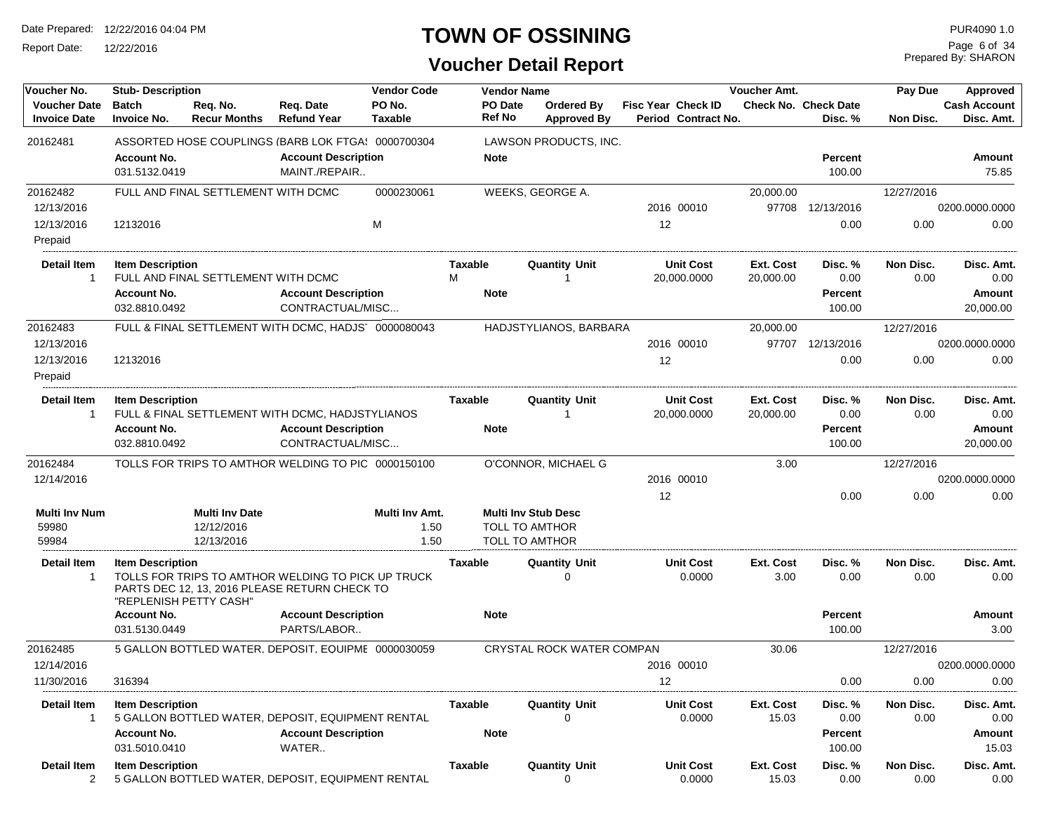# TOWN OF OSSINING

## Voucher Detail Report

Date Prepared: 12/22/2016 04:04 PM
Report Date: 12/22/2016
PUR4090 1.0
Prepared By: SHARON

| Voucher No. / Voucher Date / Invoice Date | Stub- Description / Batch / Invoice No. | Req. No. / Recur Months | Req. Date / Refund Year | Vendor Code / PO No. / Taxable | Vendor Name / PO Date / Ref No | Ordered By / Approved By | Fisc Year / Period | Check ID / Contract No. | Voucher Amt. / Check No. | Check Date / Disc. % | Pay Due / Non Disc. | Approved / Cash Account / Disc. Amt. |
|---|---|---|---|---|---|---|---|---|---|---|---|---|
| 20162481 | ASSORTED HOSE COUPLINGS (BARB LOK FTGAS | | | 0000700304 | LAWSON PRODUCTS, INC. | | | | | | | |
| | **Account No.** | | **Account Description** | | **Note** | | | | | **Percent** | | **Amount** |
| | 031.5132.0419 | | MAINT./REPAIR.. | | | | | | | 100.00 | | 75.85 |
| 20162482 | FULL AND FINAL SETTLEMENT WITH DCMC | | | 0000230061 | WEEKS, GEORGE A. | | | | 20,000.00 | | 12/27/2016 | |
| 12/13/2016 | | | | | | | 2016 | 00010 | 97708 | 12/13/2016 | | 0200.0000.0000 |
| 12/13/2016 | 12132016 | | | M | | | 12 | | | 0.00 | 0.00 | 0.00 |
| Prepaid | | | | | | | | | | | | |
| **Detail Item** | **Item Description** | | | **Taxable** | | **Quantity Unit** | | **Unit Cost** | **Ext. Cost** | **Disc. %** | **Non Disc.** | **Disc. Amt.** |
| 1 | FULL AND FINAL SETTLEMENT WITH DCMC | | | M | | 1 | | 20,000.0000 | 20,000.00 | 0.00 | 0.00 | 0.00 |
| | **Account No.** | | **Account Description** | | **Note** | | | | | **Percent** | | **Amount** |
| | 032.8810.0492 | | CONTRACTUAL/MISC... | | | | | | | 100.00 | | 20,000.00 |
| 20162483 | FULL & FINAL SETTLEMENT WITH DCMC, HADJST | | | 0000080043 | HADJSTYLIANOS, BARBARA | | | | 20,000.00 | | 12/27/2016 | |
| 12/13/2016 | | | | | | | 2016 | 00010 | 97707 | 12/13/2016 | | 0200.0000.0000 |
| 12/13/2016 | 12132016 | | | | | | 12 | | | 0.00 | 0.00 | 0.00 |
| Prepaid | | | | | | | | | | | | |
| **Detail Item** | **Item Description** | | | **Taxable** | | **Quantity Unit** | | **Unit Cost** | **Ext. Cost** | **Disc. %** | **Non Disc.** | **Disc. Amt.** |
| 1 | FULL & FINAL SETTLEMENT WITH DCMC, HADJSTYLIANOS | | | | | 1 | | 20,000.0000 | 20,000.00 | 0.00 | 0.00 | 0.00 |
| | **Account No.** | | **Account Description** | | **Note** | | | | | **Percent** | | **Amount** |
| | 032.8810.0492 | | CONTRACTUAL/MISC... | | | | | | | 100.00 | | 20,000.00 |
| 20162484 | TOLLS FOR TRIPS TO AMTHOR WELDING TO PIC | | | 0000150100 | O'CONNOR, MICHAEL G | | | | 3.00 | | 12/27/2016 | |
| 12/14/2016 | | | | | | | 2016 | 00010 | | | | 0200.0000.0000 |
| | | | | | | | 12 | | | 0.00 | 0.00 | 0.00 |
| **Multi Inv Num** | | **Multi Inv Date** | | **Multi Inv Amt.** | **Multi Inv Stub Desc** | | | | | | | |
| 59980 | | 12/12/2016 | | 1.50 | TOLL TO AMTHOR | | | | | | | |
| 59984 | | 12/13/2016 | | 1.50 | TOLL TO AMTHOR | | | | | | | |
| **Detail Item** | **Item Description** | | | **Taxable** | | **Quantity Unit** | | **Unit Cost** | **Ext. Cost** | **Disc. %** | **Non Disc.** | **Disc. Amt.** |
| 1 | TOLLS FOR TRIPS TO AMTHOR WELDING TO PICK UP TRUCK PARTS DEC 12, 13, 2016 PLEASE RETURN CHECK TO "REPLENISH PETTY CASH" | | | | | 0 | | 0.0000 | 3.00 | 0.00 | 0.00 | 0.00 |
| | **Account No.** | | **Account Description** | | **Note** | | | | | **Percent** | | **Amount** |
| | 031.5130.0449 | | PARTS/LABOR.. | | | | | | | 100.00 | | 3.00 |
| 20162485 | 5 GALLON BOTTLED WATER, DEPOSIT, EQUIPME | | | 0000030059 | CRYSTAL ROCK WATER COMPAN | | | | 30.06 | | 12/27/2016 | |
| 12/14/2016 | | | | | | | 2016 | 00010 | | | | 0200.0000.0000 |
| 11/30/2016 | 316394 | | | | | | 12 | | | 0.00 | 0.00 | 0.00 |
| **Detail Item** | **Item Description** | | | **Taxable** | | **Quantity Unit** | | **Unit Cost** | **Ext. Cost** | **Disc. %** | **Non Disc.** | **Disc. Amt.** |
| 1 | 5 GALLON BOTTLED WATER, DEPOSIT, EQUIPMENT RENTAL | | | | | 0 | | 0.0000 | 15.03 | 0.00 | 0.00 | 0.00 |
| | **Account No.** | | **Account Description** | | **Note** | | | | | **Percent** | | **Amount** |
| | 031.5010.0410 | | WATER.. | | | | | | | 100.00 | | 15.03 |
| **Detail Item** | **Item Description** | | | **Taxable** | | **Quantity Unit** | | **Unit Cost** | **Ext. Cost** | **Disc. %** | **Non Disc.** | **Disc. Amt.** |
| 2 | 5 GALLON BOTTLED WATER, DEPOSIT, EQUIPMENT RENTAL | | | | | 0 | | 0.0000 | 15.03 | 0.00 | 0.00 | 0.00 |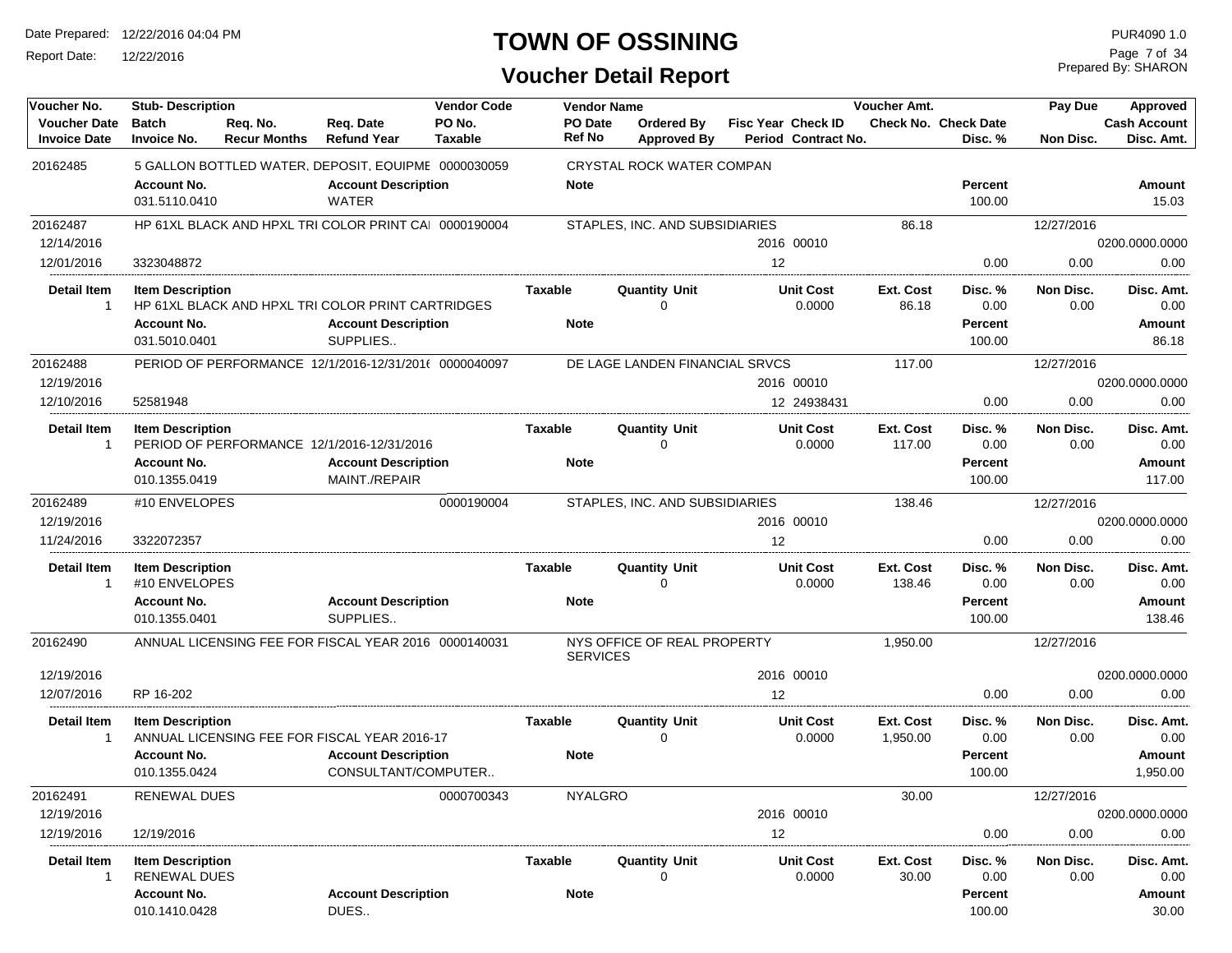# TOWN OF OSSINING

## Voucher Detail Report

Date Prepared: 12/22/2016 04:04 PM
Report Date: 12/22/2016

PUR4090 1.0
Prepared By: SHARON

| Voucher No. / Voucher Date / Invoice Date | Stub- Description / Batch / Invoice No. | Req. No. / Recur Months | Req. Date / Refund Year | Vendor Code / PO No. / Taxable | Vendor Name / PO Date / Ref No | Ordered By / Approved By | Fisc Year / Period | Check ID / Contract No. | Voucher Amt. / Check No. | Check Date / Disc. % | Pay Due / Non Disc. | Approved / Cash Account / Disc. Amt. |
|---|---|---|---|---|---|---|---|---|---|---|---|---|
| 20162485 | 5 GALLON BOTTLED WATER, DEPOSIT, EQUIPME | | | 0000030059 | CRYSTAL ROCK WATER COMPAN | | | | | | | |
| | **Account No.** | | **Account Description** | | **Note** | | | | | **Percent** | | **Amount** |
| | 031.5110.0410 | | WATER | | | | | | | 100.00 | | 15.03 |
| 20162487 | HP 61XL BLACK AND HPXL TRI COLOR PRINT CA | | | 0000190004 | STAPLES, INC. AND SUBSIDIARIES | | | | 86.18 | | 12/27/2016 | |
| 12/14/2016 | | | | | | | 2016 | 00010 | | | | 0200.0000.0000 |
| 12/01/2016 | 3323048872 | | | | | | 12 | | | 0.00 | 0.00 | 0.00 |
| **Detail Item** | **Item Description** | | | **Taxable** | | **Quantity Unit** | | **Unit Cost** | **Ext. Cost** | **Disc. %** | **Non Disc.** | **Disc. Amt.** |
| 1 | HP 61XL BLACK AND HPXL TRI COLOR PRINT CARTRIDGES | | | | | 0 | | 0.0000 | 86.18 | 0.00 | 0.00 | 0.00 |
| | **Account No.** | | **Account Description** | | **Note** | | | | | **Percent** | | **Amount** |
| | 031.5010.0401 | | SUPPLIES.. | | | | | | | 100.00 | | 86.18 |
| 20162488 | PERIOD OF PERFORMANCE 12/1/2016-12/31/2016 | | | 0000040097 | DE LAGE LANDEN FINANCIAL SRVCS | | | | 117.00 | | 12/27/2016 | |
| 12/19/2016 | | | | | | | 2016 | 00010 | | | | 0200.0000.0000 |
| 12/10/2016 | 52581948 | | | | | | 12 | 24938431 | | 0.00 | 0.00 | 0.00 |
| **Detail Item** | **Item Description** | | | **Taxable** | | **Quantity Unit** | | **Unit Cost** | **Ext. Cost** | **Disc. %** | **Non Disc.** | **Disc. Amt.** |
| 1 | PERIOD OF PERFORMANCE 12/1/2016-12/31/2016 | | | | | 0 | | 0.0000 | 117.00 | 0.00 | 0.00 | 0.00 |
| | **Account No.** | | **Account Description** | | **Note** | | | | | **Percent** | | **Amount** |
| | 010.1355.0419 | | MAINT./REPAIR | | | | | | | 100.00 | | 117.00 |
| 20162489 | #10 ENVELOPES | | | 0000190004 | STAPLES, INC. AND SUBSIDIARIES | | | | 138.46 | | 12/27/2016 | |
| 12/19/2016 | | | | | | | 2016 | 00010 | | | | 0200.0000.0000 |
| 11/24/2016 | 3322072357 | | | | | | 12 | | | 0.00 | 0.00 | 0.00 |
| **Detail Item** | **Item Description** | | | **Taxable** | | **Quantity Unit** | | **Unit Cost** | **Ext. Cost** | **Disc. %** | **Non Disc.** | **Disc. Amt.** |
| 1 | #10 ENVELOPES | | | | | 0 | | 0.0000 | 138.46 | 0.00 | 0.00 | 0.00 |
| | **Account No.** | | **Account Description** | | **Note** | | | | | **Percent** | | **Amount** |
| | 010.1355.0401 | | SUPPLIES.. | | | | | | | 100.00 | | 138.46 |
| 20162490 | ANNUAL LICENSING FEE FOR FISCAL YEAR 2016 | | | 0000140031 | NYS OFFICE OF REAL PROPERTY SERVICES | | | | 1,950.00 | | 12/27/2016 | |
| 12/19/2016 | | | | | | | 2016 | 00010 | | | | 0200.0000.0000 |
| 12/07/2016 | RP 16-202 | | | | | | 12 | | | 0.00 | 0.00 | 0.00 |
| **Detail Item** | **Item Description** | | | **Taxable** | | **Quantity Unit** | | **Unit Cost** | **Ext. Cost** | **Disc. %** | **Non Disc.** | **Disc. Amt.** |
| 1 | ANNUAL LICENSING FEE FOR FISCAL YEAR 2016-17 | | | | | 0 | | 0.0000 | 1,950.00 | 0.00 | 0.00 | 0.00 |
| | **Account No.** | | **Account Description** | | **Note** | | | | | **Percent** | | **Amount** |
| | 010.1355.0424 | | CONSULTANT/COMPUTER.. | | | | | | | 100.00 | | 1,950.00 |
| 20162491 | RENEWAL DUES | | | 0000700343 | NYALGRO | | | | 30.00 | | 12/27/2016 | |
| 12/19/2016 | | | | | | | 2016 | 00010 | | | | 0200.0000.0000 |
| 12/19/2016 | 12/19/2016 | | | | | | 12 | | | 0.00 | 0.00 | 0.00 |
| **Detail Item** | **Item Description** | | | **Taxable** | | **Quantity Unit** | | **Unit Cost** | **Ext. Cost** | **Disc. %** | **Non Disc.** | **Disc. Amt.** |
| 1 | RENEWAL DUES | | | | | 0 | | 0.0000 | 30.00 | 0.00 | 0.00 | 0.00 |
| | **Account No.** | | **Account Description** | | **Note** | | | | | **Percent** | | **Amount** |
| | 010.1410.0428 | | DUES.. | | | | | | | 100.00 | | 30.00 |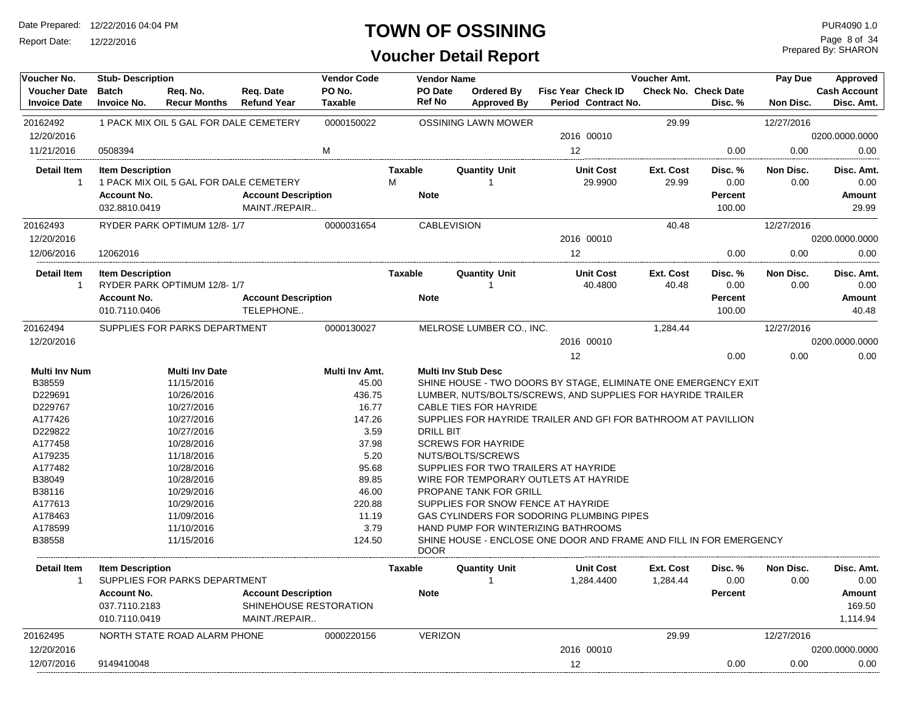# TOWN OF OSSINING

## Voucher Detail Report

Date Prepared: 12/22/2016 04:04 PM
Report Date: 12/22/2016
PUR4090 1.0
Prepared By: SHARON

| Voucher No. / Voucher Date / Invoice Date | Stub- Description / Batch / Invoice No. | Req. No. / Recur Months | Req. Date / Refund Year | Vendor Code / PO No. / Taxable | Vendor Name / PO Date / Ref No | Ordered By / Approved By | Fisc Year / Period | Check ID / Contract No. | Voucher Amt. / Check No. | Check Date / Disc. % | Pay Due / Non Disc. | Approved / Cash Account / Disc. Amt. |
|---|---|---|---|---|---|---|---|---|---|---|---|---|
| 20162492 | 1 PACK MIX OIL 5 GAL FOR DALE CEMETERY | | | 0000150022 | OSSINING LAWN MOWER | | | | 29.99 | | 12/27/2016 | |
| 12/20/2016 | | | | | | | 2016 | 00010 | | | | 0200.0000.0000 |
| 11/21/2016 | 0508394 | | | M | | | 12 | | | 0.00 | 0.00 | 0.00 |

| Detail Item | Item Description | Taxable | Quantity | Unit | Unit Cost | Ext. Cost | Disc. % | Non Disc. | Disc. Amt. |
|---|---|---|---|---|---|---|---|---|---|
| 1 | 1 PACK MIX OIL 5 GAL FOR DALE CEMETERY | M | 1 | | 29.9900 | 29.99 | 0.00 | 0.00 | 0.00 |

| Account No. | Account Description | Note | Percent | Amount |
|---|---|---|---|---|
| 032.8810.0419 | MAINT./REPAIR.. | | 100.00 | 29.99 |

| Voucher No. / Voucher Date / Invoice Date | Stub- Description / Batch / Invoice No. | Req. No. / Recur Months | Req. Date / Refund Year | Vendor Code / PO No. / Taxable | Vendor Name / PO Date / Ref No | Ordered By / Approved By | Fisc Year / Period | Check ID / Contract No. | Voucher Amt. / Check No. | Check Date / Disc. % | Pay Due / Non Disc. | Approved / Cash Account / Disc. Amt. |
|---|---|---|---|---|---|---|---|---|---|---|---|---|
| 20162493 | RYDER PARK OPTIMUM 12/8- 1/7 | | | 0000031654 | CABLEVISION | | | | 40.48 | | 12/27/2016 | |
| 12/20/2016 | | | | | | | 2016 | 00010 | | | | 0200.0000.0000 |
| 12/06/2016 | 12062016 | | | | | | 12 | | | 0.00 | 0.00 | 0.00 |

| Detail Item | Item Description | Taxable | Quantity | Unit | Unit Cost | Ext. Cost | Disc. % | Non Disc. | Disc. Amt. |
|---|---|---|---|---|---|---|---|---|---|
| 1 | RYDER PARK OPTIMUM 12/8- 1/7 | | 1 | | 40.4800 | 40.48 | 0.00 | 0.00 | 0.00 |

| Account No. | Account Description | Note | Percent | Amount |
|---|---|---|---|---|
| 010.7110.0406 | TELEPHONE.. | | 100.00 | 40.48 |

| Voucher No. / Voucher Date / Invoice Date | Stub- Description / Batch / Invoice No. | Req. No. / Recur Months | Req. Date / Refund Year | Vendor Code / PO No. / Taxable | Vendor Name / PO Date / Ref No | Ordered By / Approved By | Fisc Year / Period | Check ID / Contract No. | Voucher Amt. / Check No. | Check Date / Disc. % | Pay Due / Non Disc. | Approved / Cash Account / Disc. Amt. |
|---|---|---|---|---|---|---|---|---|---|---|---|---|
| 20162494 | SUPPLIES FOR PARKS DEPARTMENT | | | 0000130027 | MELROSE LUMBER CO., INC. | | | | 1,284.44 | | 12/27/2016 | |
| 12/20/2016 | | | | | | | 2016 | 00010 | | | | 0200.0000.0000 |
| | | | | | | | 12 | | | 0.00 | 0.00 | 0.00 |

| Multi Inv Num | Multi Inv Date | Multi Inv Amt. | Multi Inv Stub Desc |
|---|---|---|---|
| B38559 | 11/15/2016 | 45.00 | SHINE HOUSE - TWO DOORS BY STAGE, ELIMINATE ONE EMERGENCY EXIT |
| D229691 | 10/26/2016 | 436.75 | LUMBER, NUTS/BOLTS/SCREWS, AND SUPPLIES FOR HAYRIDE TRAILER |
| D229767 | 10/27/2016 | 16.77 | CABLE TIES FOR HAYRIDE |
| A177426 | 10/27/2016 | 147.26 | SUPPLIES FOR HAYRIDE TRAILER AND GFI FOR BATHROOM AT PAVILLION |
| D229822 | 10/27/2016 | 3.59 | DRILL BIT |
| A177458 | 10/28/2016 | 37.98 | SCREWS FOR HAYRIDE |
| A179235 | 11/18/2016 | 5.20 | NUTS/BOLTS/SCREWS |
| A177482 | 10/28/2016 | 95.68 | SUPPLIES FOR TWO TRAILERS AT HAYRIDE |
| B38049 | 10/28/2016 | 89.85 | WIRE FOR TEMPORARY OUTLETS AT HAYRIDE |
| B38116 | 10/29/2016 | 46.00 | PROPANE TANK FOR GRILL |
| A177613 | 10/29/2016 | 220.88 | SUPPLIES FOR SNOW FENCE AT HAYRIDE |
| A178463 | 11/09/2016 | 11.19 | GAS CYLINDERS FOR SODORING PLUMBING PIPES |
| A178599 | 11/10/2016 | 3.79 | HAND PUMP FOR WINTERIZING BATHROOMS |
| B38558 | 11/15/2016 | 124.50 | SHINE HOUSE - ENCLOSE ONE DOOR AND FRAME AND FILL IN FOR EMERGENCY DOOR |

| Detail Item | Item Description | Taxable | Quantity | Unit | Unit Cost | Ext. Cost | Disc. % | Non Disc. | Disc. Amt. |
|---|---|---|---|---|---|---|---|---|---|
| 1 | SUPPLIES FOR PARKS DEPARTMENT | | 1 | | 1,284.4400 | 1,284.44 | 0.00 | 0.00 | 0.00 |

| Account No. | Account Description | Note | Percent | Amount |
|---|---|---|---|---|
| 037.7110.2183 | SHINEHOUSE RESTORATION | | | 169.50 |
| 010.7110.0419 | MAINT./REPAIR.. | | | 1,114.94 |

| Voucher No. / Voucher Date / Invoice Date | Stub- Description / Batch / Invoice No. | Req. No. / Recur Months | Req. Date / Refund Year | Vendor Code / PO No. / Taxable | Vendor Name / PO Date / Ref No | Ordered By / Approved By | Fisc Year / Period | Check ID / Contract No. | Voucher Amt. / Check No. | Check Date / Disc. % | Pay Due / Non Disc. | Approved / Cash Account / Disc. Amt. |
|---|---|---|---|---|---|---|---|---|---|---|---|---|
| 20162495 | NORTH STATE ROAD ALARM PHONE | | | 0000220156 | VERIZON | | | | 29.99 | | 12/27/2016 | |
| 12/20/2016 | | | | | | | 2016 | 00010 | | | | 0200.0000.0000 |
| 12/07/2016 | 9149410048 | | | | | | 12 | | | 0.00 | 0.00 | 0.00 |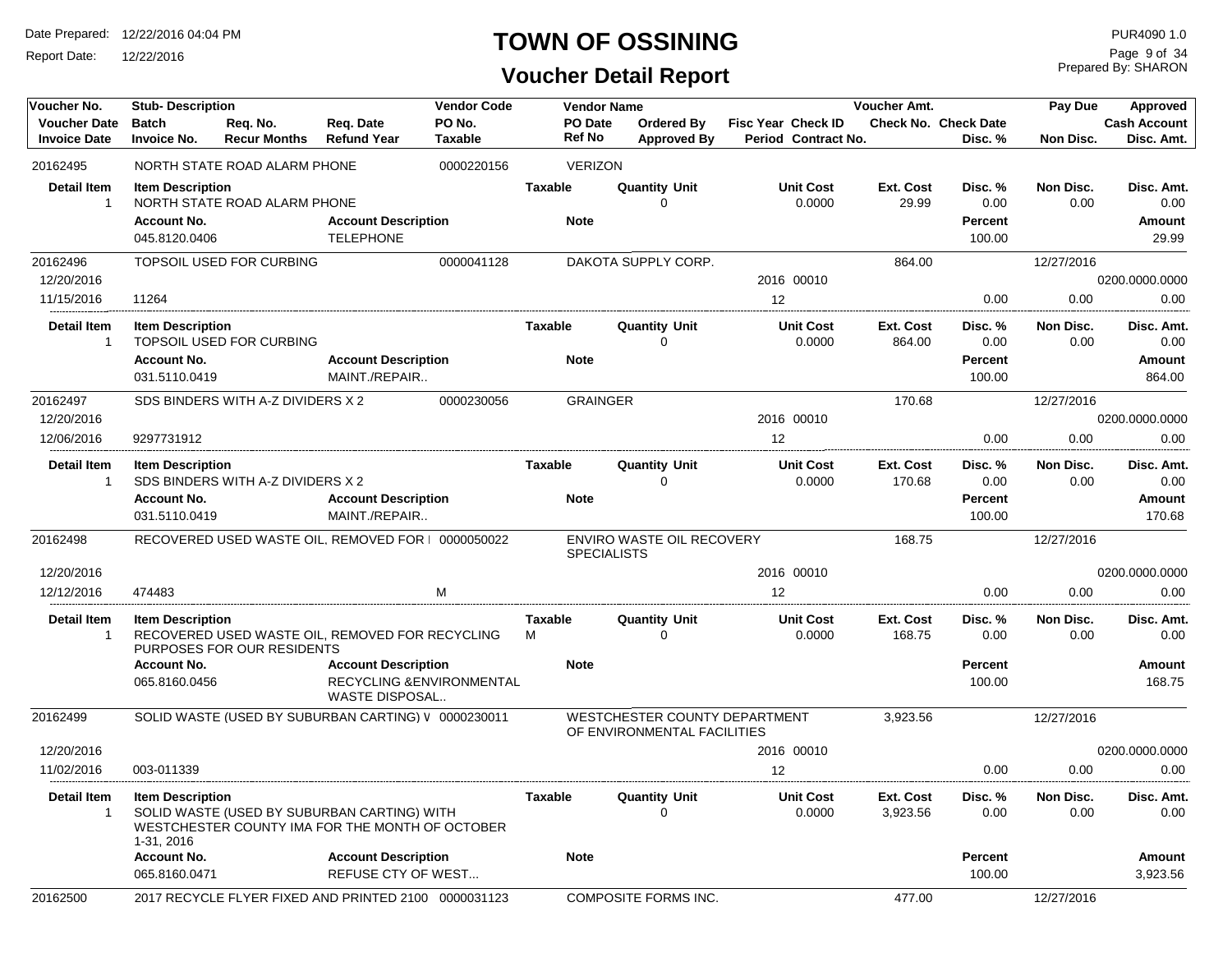# TOWN OF OSSINING

## Voucher Detail Report

Date Prepared: 12/22/2016 04:04 PM
Report Date: 12/22/2016

PUR4090 1.0
Prepared By: SHARON

| Voucher No. | Stub- Description | Req. No. | Req. Date | Vendor Code | Vendor Name | | | Voucher Amt. | | Pay Due | Approved |
|---|---|---|---|---|---|---|---|---|---|---|---|
| Voucher Date | Batch | Req. No. | Req. Date | PO No. | PO Date | Ordered By | Fisc Year Check ID | Check No. | Check Date | | Cash Account |
| Invoice Date | Invoice No. | Recur Months | Refund Year | Taxable | Ref No | Approved By | Period Contract No. | | Disc. % | Non Disc. | Disc. Amt. |

| Voucher No. | Stub- Description | Vendor Code | Vendor Name | Fisc Year / Check ID | Voucher Amt. | Disc. % | Pay Due / Non Disc. | Approved / Disc. Amt. |
|---|---|---|---|---|---|---|---|---|
| 20162495 | NORTH STATE ROAD ALARM PHONE | 0000220156 | VERIZON | | | | | |

| Detail Item | Item Description | Taxable | Quantity Unit | Unit Cost | Ext. Cost | Disc. % | Non Disc. | Disc. Amt. |
|---|---|---|---|---|---|---|---|---|
| 1 | NORTH STATE ROAD ALARM PHONE | | 0 | 0.0000 | 29.99 | 0.00 | 0.00 | 0.00 |

| Account No. | Account Description | Note | Percent | Amount |
|---|---|---|---|---|
| 045.8120.0406 | TELEPHONE | | 100.00 | 29.99 |

| Voucher No. | Stub- Description | Vendor Code | Vendor Name | Fisc Year / Check ID | Voucher Amt. | Disc. % | Pay Due / Non Disc. | Approved / Disc. Amt. |
|---|---|---|---|---|---|---|---|---|
| 20162496 | TOPSOIL USED FOR CURBING | 0000041128 | DAKOTA SUPPLY CORP. | | 864.00 | | 12/27/2016 | |
| 12/20/2016 | | | | 2016 00010 | | | | 0200.0000.0000 |
| 11/15/2016 | 11264 | | | 12 | | 0.00 | 0.00 | 0.00 |

| Detail Item | Item Description | Taxable | Quantity Unit | Unit Cost | Ext. Cost | Disc. % | Non Disc. | Disc. Amt. |
|---|---|---|---|---|---|---|---|---|
| 1 | TOPSOIL USED FOR CURBING | | 0 | 0.0000 | 864.00 | 0.00 | 0.00 | 0.00 |

| Account No. | Account Description | Note | Percent | Amount |
|---|---|---|---|---|
| 031.5110.0419 | MAINT./REPAIR.. | | 100.00 | 864.00 |

| Voucher No. | Stub- Description | Vendor Code | Vendor Name | Fisc Year / Check ID | Voucher Amt. | Disc. % | Pay Due / Non Disc. | Approved / Disc. Amt. |
|---|---|---|---|---|---|---|---|---|
| 20162497 | SDS BINDERS WITH A-Z DIVIDERS X 2 | 0000230056 | GRAINGER | | 170.68 | | 12/27/2016 | |
| 12/20/2016 | | | | 2016 00010 | | | | 0200.0000.0000 |
| 12/06/2016 | 9297731912 | | | 12 | | 0.00 | 0.00 | 0.00 |

| Detail Item | Item Description | Taxable | Quantity Unit | Unit Cost | Ext. Cost | Disc. % | Non Disc. | Disc. Amt. |
|---|---|---|---|---|---|---|---|---|
| 1 | SDS BINDERS WITH A-Z DIVIDERS X 2 | | 0 | 0.0000 | 170.68 | 0.00 | 0.00 | 0.00 |

| Account No. | Account Description | Note | Percent | Amount |
|---|---|---|---|---|
| 031.5110.0419 | MAINT./REPAIR.. | | 100.00 | 170.68 |

| Voucher No. | Stub- Description | Vendor Code | Vendor Name | Fisc Year / Check ID | Voucher Amt. | Disc. % | Pay Due / Non Disc. | Approved / Disc. Amt. |
|---|---|---|---|---|---|---|---|---|
| 20162498 | RECOVERED USED WASTE OIL, REMOVED FOR I | 0000050022 | ENVIRO WASTE OIL RECOVERY SPECIALISTS | | 168.75 | | 12/27/2016 | |
| 12/20/2016 | | | | 2016 00010 | | | | 0200.0000.0000 |
| 12/12/2016 | 474483 | M | | 12 | | 0.00 | 0.00 | 0.00 |

| Detail Item | Item Description | Taxable | Quantity Unit | Unit Cost | Ext. Cost | Disc. % | Non Disc. | Disc. Amt. |
|---|---|---|---|---|---|---|---|---|
| 1 | RECOVERED USED WASTE OIL, REMOVED FOR RECYCLING PURPOSES FOR OUR RESIDENTS | M | 0 | 0.0000 | 168.75 | 0.00 | 0.00 | 0.00 |

| Account No. | Account Description | Note | Percent | Amount |
|---|---|---|---|---|
| 065.8160.0456 | RECYCLING &ENVIRONMENTAL WASTE DISPOSAL.. | | 100.00 | 168.75 |

| Voucher No. | Stub- Description | Vendor Code | Vendor Name | Fisc Year / Check ID | Voucher Amt. | Disc. % | Pay Due / Non Disc. | Approved / Disc. Amt. |
|---|---|---|---|---|---|---|---|---|
| 20162499 | SOLID WASTE (USED BY SUBURBAN CARTING) V | 0000230011 | WESTCHESTER COUNTY DEPARTMENT OF ENVIRONMENTAL FACILITIES | | 3,923.56 | | 12/27/2016 | |
| 12/20/2016 | | | | 2016 00010 | | | | 0200.0000.0000 |
| 11/02/2016 | 003-011339 | | | 12 | | 0.00 | 0.00 | 0.00 |

| Detail Item | Item Description | Taxable | Quantity Unit | Unit Cost | Ext. Cost | Disc. % | Non Disc. | Disc. Amt. |
|---|---|---|---|---|---|---|---|---|
| 1 | SOLID WASTE (USED BY SUBURBAN CARTING) WITH WESTCHESTER COUNTY IMA FOR THE MONTH OF OCTOBER 1-31, 2016 | | 0 | 0.0000 | 3,923.56 | 0.00 | 0.00 | 0.00 |

| Account No. | Account Description | Note | Percent | Amount |
|---|---|---|---|---|
| 065.8160.0471 | REFUSE CTY OF WEST... | | 100.00 | 3,923.56 |

| Voucher No. | Stub- Description | Vendor Code | Vendor Name | Fisc Year / Check ID | Voucher Amt. | Disc. % | Pay Due / Non Disc. | Approved / Disc. Amt. |
|---|---|---|---|---|---|---|---|---|
| 20162500 | 2017 RECYCLE FLYER FIXED AND PRINTED 2100 | 0000031123 | COMPOSITE FORMS INC. | | 477.00 | | 12/27/2016 | |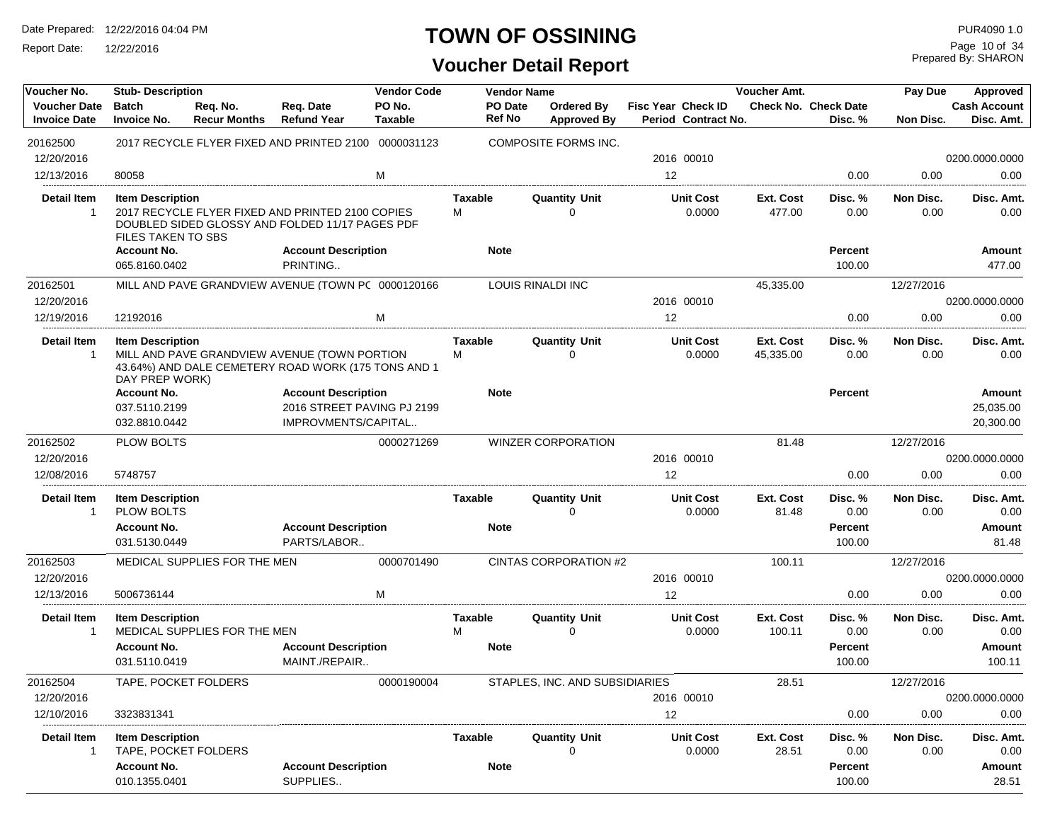# TOWN OF OSSINING

## Voucher Detail Report

Date Prepared: 12/22/2016 04:04 PM
Report Date: 12/22/2016

PUR4090 1.0
Prepared By: SHARON

| Voucher No. | Stub- Description | | | Vendor Code | Vendor Name | | | Voucher Amt. | | Pay Due | Approved |
|---|---|---|---|---|---|---|---|---|---|---|---|
| Voucher Date | Batch | Req. No. | Req. Date | PO No. | PO Date | Ordered By | Fisc Year Check ID | Check No. | Check Date | | Cash Account |
| Invoice Date | Invoice No. | Recur Months | Refund Year | Taxable | Ref No | Approved By | Period Contract No. | | Disc. % | Non Disc. | Disc. Amt. |

### 20162500

| Voucher No. | Stub- Description | Vendor Code | Vendor Name | Fisc Year Check ID / Period | Voucher Amt. | Disc. % | Pay Due / Non Disc. | Approved / Cash Account / Disc. Amt. |
|---|---|---|---|---|---|---|---|---|
| 20162500 | 2017 RECYCLE FLYER FIXED AND PRINTED 2100 | 0000031123 | COMPOSITE FORMS INC. | | | | | |
| 12/20/2016 | | | | 2016 00010 | | | | 0200.0000.0000 |
| 12/13/2016 | 80058 | M | | 12 | | 0.00 | 0.00 | 0.00 |

| Detail Item | Item Description | Taxable | Quantity Unit | Unit Cost | Ext. Cost | Disc. % | Non Disc. | Disc. Amt. |
|---|---|---|---|---|---|---|---|---|
| 1 | 2017 RECYCLE FLYER FIXED AND PRINTED 2100 COPIES DOUBLED SIDED GLOSSY AND FOLDED 11/17 PAGES PDF FILES TAKEN TO SBS | M | 0 | 0.0000 | 477.00 | 0.00 | 0.00 | 0.00 |

| Account No. | Account Description | Note | Percent | Amount |
|---|---|---|---|---|
| 065.8160.0402 | PRINTING.. | | 100.00 | 477.00 |

### 20162501

| Voucher No. | Stub- Description | Vendor Code | Vendor Name | Fisc Year Check ID / Period | Voucher Amt. | Disc. % | Pay Due / Non Disc. | Approved / Cash Account / Disc. Amt. |
|---|---|---|---|---|---|---|---|---|
| 20162501 | MILL AND PAVE GRANDVIEW AVENUE (TOWN PC | 0000120166 | LOUIS RINALDI INC | | 45,335.00 | | 12/27/2016 | |
| 12/20/2016 | | | | 2016 00010 | | | | 0200.0000.0000 |
| 12/19/2016 | 12192016 | M | | 12 | | 0.00 | 0.00 | 0.00 |

| Detail Item | Item Description | Taxable | Quantity Unit | Unit Cost | Ext. Cost | Disc. % | Non Disc. | Disc. Amt. |
|---|---|---|---|---|---|---|---|---|
| 1 | MILL AND PAVE GRANDVIEW AVENUE (TOWN PORTION 43.64%) AND DALE CEMETERY ROAD WORK (175 TONS AND 1 DAY PREP WORK) | M | 0 | 0.0000 | 45,335.00 | 0.00 | 0.00 | 0.00 |

| Account No. | Account Description | Note | Percent | Amount |
|---|---|---|---|---|
| 037.5110.2199 | 2016 STREET PAVING PJ 2199 | | | 25,035.00 |
| 032.8810.0442 | IMPROVMENTS/CAPITAL.. | | | 20,300.00 |

### 20162502

| Voucher No. | Stub- Description | Vendor Code | Vendor Name | Fisc Year Check ID / Period | Voucher Amt. | Disc. % | Pay Due / Non Disc. | Approved / Cash Account / Disc. Amt. |
|---|---|---|---|---|---|---|---|---|
| 20162502 | PLOW BOLTS | 0000271269 | WINZER CORPORATION | | 81.48 | | 12/27/2016 | |
| 12/20/2016 | | | | 2016 00010 | | | | 0200.0000.0000 |
| 12/08/2016 | 5748757 | | | 12 | | 0.00 | 0.00 | 0.00 |

| Detail Item | Item Description | Taxable | Quantity Unit | Unit Cost | Ext. Cost | Disc. % | Non Disc. | Disc. Amt. |
|---|---|---|---|---|---|---|---|---|
| 1 | PLOW BOLTS | | 0 | 0.0000 | 81.48 | 0.00 | 0.00 | 0.00 |

| Account No. | Account Description | Note | Percent | Amount |
|---|---|---|---|---|
| 031.5130.0449 | PARTS/LABOR.. | | 100.00 | 81.48 |

### 20162503

| Voucher No. | Stub- Description | Vendor Code | Vendor Name | Fisc Year Check ID / Period | Voucher Amt. | Disc. % | Pay Due / Non Disc. | Approved / Cash Account / Disc. Amt. |
|---|---|---|---|---|---|---|---|---|
| 20162503 | MEDICAL SUPPLIES FOR THE MEN | 0000701490 | CINTAS CORPORATION #2 | | 100.11 | | 12/27/2016 | |
| 12/20/2016 | | | | 2016 00010 | | | | 0200.0000.0000 |
| 12/13/2016 | 5006736144 | M | | 12 | | 0.00 | 0.00 | 0.00 |

| Detail Item | Item Description | Taxable | Quantity Unit | Unit Cost | Ext. Cost | Disc. % | Non Disc. | Disc. Amt. |
|---|---|---|---|---|---|---|---|---|
| 1 | MEDICAL SUPPLIES FOR THE MEN | M | 0 | 0.0000 | 100.11 | 0.00 | 0.00 | 0.00 |

| Account No. | Account Description | Note | Percent | Amount |
|---|---|---|---|---|
| 031.5110.0419 | MAINT./REPAIR.. | | 100.00 | 100.11 |

### 20162504

| Voucher No. | Stub- Description | Vendor Code | Vendor Name | Fisc Year Check ID / Period | Voucher Amt. | Disc. % | Pay Due / Non Disc. | Approved / Cash Account / Disc. Amt. |
|---|---|---|---|---|---|---|---|---|
| 20162504 | TAPE, POCKET FOLDERS | 0000190004 | STAPLES, INC. AND SUBSIDIARIES | | 28.51 | | 12/27/2016 | |
| 12/20/2016 | | | | 2016 00010 | | | | 0200.0000.0000 |
| 12/10/2016 | 3323831341 | | | 12 | | 0.00 | 0.00 | 0.00 |

| Detail Item | Item Description | Taxable | Quantity Unit | Unit Cost | Ext. Cost | Disc. % | Non Disc. | Disc. Amt. |
|---|---|---|---|---|---|---|---|---|
| 1 | TAPE, POCKET FOLDERS | | 0 | 0.0000 | 28.51 | 0.00 | 0.00 | 0.00 |

| Account No. | Account Description | Note | Percent | Amount |
|---|---|---|---|---|
| 010.1355.0401 | SUPPLIES.. | | 100.00 | 28.51 |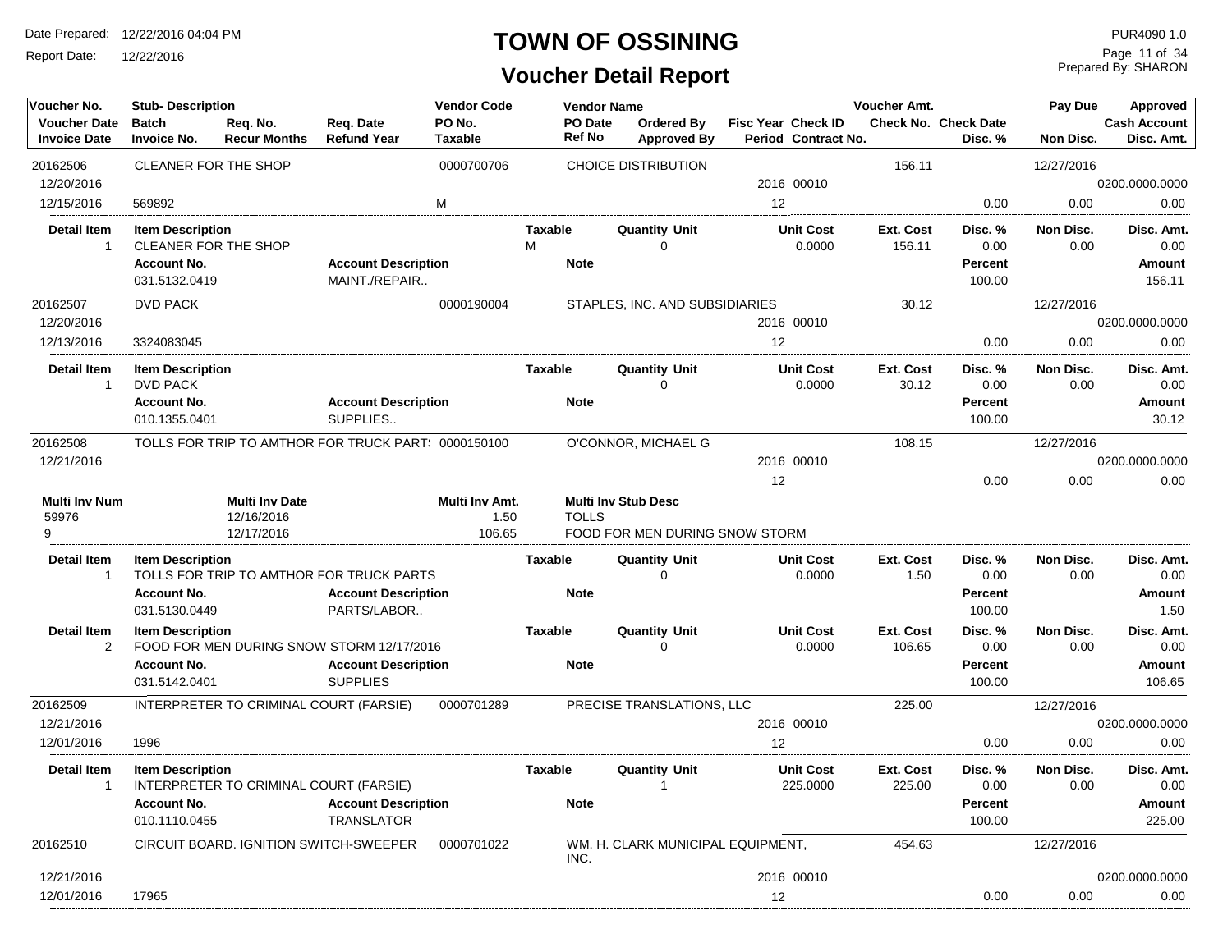# TOWN OF OSSINING

## Voucher Detail Report

Date Prepared: 12/22/2016 04:04 PM
Report Date: 12/22/2016

PUR4090 1.0
Prepared By: SHARON

| Voucher No. | Stub- Description | | | Vendor Code | Vendor Name | | | Voucher Amt. | | Pay Due | Approved |
|---|---|---|---|---|---|---|---|---|---|---|---|
| Voucher Date | Batch | Req. No. | Req. Date | PO No. | PO Date | Ordered By | Fisc Year Check ID | Check No. | Check Date | | Cash Account |
| Invoice Date | Invoice No. | Recur Months | Refund Year | Taxable | Ref No | Approved By | Period Contract No. | | Disc. % | Non Disc. | Disc. Amt. |
| 20162506 | CLEANER FOR THE SHOP | | | 0000700706 | CHOICE DISTRIBUTION | | | 156.11 | | 12/27/2016 | |
| 12/20/2016 | | | | | | | 2016 00010 | | | | 0200.0000.0000 |
| 12/15/2016 | 569892 | | | M | | | 12 | | 0.00 | 0.00 | 0.00 |

| Detail Item | Item Description | Taxable | Quantity Unit | Unit Cost | Ext. Cost | Disc. % | Non Disc. | Disc. Amt. |
|---|---|---|---|---|---|---|---|---|
| 1 | CLEANER FOR THE SHOP | M | 0 | 0.0000 | 156.11 | 0.00 | 0.00 | 0.00 |

| Account No. | Account Description | Note | Percent | Amount |
|---|---|---|---|---|
| 031.5132.0419 | MAINT./REPAIR.. | | 100.00 | 156.11 |

| Voucher No. | Stub- Description | | | Vendor Code | Vendor Name | | | Voucher Amt. | | Pay Due | Approved |
|---|---|---|---|---|---|---|---|---|---|---|---|
| 20162507 | DVD PACK | | | 0000190004 | STAPLES, INC. AND SUBSIDIARIES | | | 30.12 | | 12/27/2016 | |
| 12/20/2016 | | | | | | | 2016 00010 | | | | 0200.0000.0000 |
| 12/13/2016 | 3324083045 | | | | | | 12 | | 0.00 | 0.00 | 0.00 |

| Detail Item | Item Description | Taxable | Quantity Unit | Unit Cost | Ext. Cost | Disc. % | Non Disc. | Disc. Amt. |
|---|---|---|---|---|---|---|---|---|
| 1 | DVD PACK | | 0 | 0.0000 | 30.12 | 0.00 | 0.00 | 0.00 |

| Account No. | Account Description | Note | Percent | Amount |
|---|---|---|---|---|
| 010.1355.0401 | SUPPLIES.. | | 100.00 | 30.12 |

| Voucher No. | Stub- Description | | | Vendor Code | Vendor Name | | | Voucher Amt. | | Pay Due | Approved |
|---|---|---|---|---|---|---|---|---|---|---|---|
| 20162508 | TOLLS FOR TRIP TO AMTHOR FOR TRUCK PART! | | | 0000150100 | O'CONNOR, MICHAEL G | | | 108.15 | | 12/27/2016 | |
| 12/21/2016 | | | | | | | 2016 00010 | | | | 0200.0000.0000 |
| | | | | | | | 12 | | 0.00 | 0.00 | 0.00 |

| Multi Inv Num | Multi Inv Date | Multi Inv Amt. | Multi Inv Stub Desc |
|---|---|---|---|
| 59976 | 12/16/2016 | 1.50 | TOLLS |
| 9 | 12/17/2016 | 106.65 | FOOD FOR MEN DURING SNOW STORM |

| Detail Item | Item Description | Taxable | Quantity Unit | Unit Cost | Ext. Cost | Disc. % | Non Disc. | Disc. Amt. |
|---|---|---|---|---|---|---|---|---|
| 1 | TOLLS FOR TRIP TO AMTHOR FOR TRUCK PARTS | | 0 | 0.0000 | 1.50 | 0.00 | 0.00 | 0.00 |

| Account No. | Account Description | Note | Percent | Amount |
|---|---|---|---|---|
| 031.5130.0449 | PARTS/LABOR.. | | 100.00 | 1.50 |

| Detail Item | Item Description | Taxable | Quantity Unit | Unit Cost | Ext. Cost | Disc. % | Non Disc. | Disc. Amt. |
|---|---|---|---|---|---|---|---|---|
| 2 | FOOD FOR MEN DURING SNOW STORM 12/17/2016 | | 0 | 0.0000 | 106.65 | 0.00 | 0.00 | 0.00 |

| Account No. | Account Description | Note | Percent | Amount |
|---|---|---|---|---|
| 031.5142.0401 | SUPPLIES | | 100.00 | 106.65 |

| Voucher No. | Stub- Description | | | Vendor Code | Vendor Name | | | Voucher Amt. | | Pay Due | Approved |
|---|---|---|---|---|---|---|---|---|---|---|---|
| 20162509 | INTERPRETER TO CRIMINAL COURT (FARSIE) | | | 0000701289 | PRECISE TRANSLATIONS, LLC | | | 225.00 | | 12/27/2016 | |
| 12/21/2016 | | | | | | | 2016 00010 | | | | 0200.0000.0000 |
| 12/01/2016 | 1996 | | | | | | 12 | | 0.00 | 0.00 | 0.00 |

| Detail Item | Item Description | Taxable | Quantity Unit | Unit Cost | Ext. Cost | Disc. % | Non Disc. | Disc. Amt. |
|---|---|---|---|---|---|---|---|---|
| 1 | INTERPRETER TO CRIMINAL COURT (FARSIE) | | 1 | 225.0000 | 225.00 | 0.00 | 0.00 | 0.00 |

| Account No. | Account Description | Note | Percent | Amount |
|---|---|---|---|---|
| 010.1110.0455 | TRANSLATOR | | 100.00 | 225.00 |

| Voucher No. | Stub- Description | | | Vendor Code | Vendor Name | | | Voucher Amt. | | Pay Due | Approved |
|---|---|---|---|---|---|---|---|---|---|---|---|
| 20162510 | CIRCUIT BOARD, IGNITION SWITCH-SWEEPER | | | 0000701022 | WM. H. CLARK MUNICIPAL EQUIPMENT, INC. | | | 454.63 | | 12/27/2016 | |
| 12/21/2016 | | | | | | | 2016 00010 | | | | 0200.0000.0000 |
| 12/01/2016 | 17965 | | | | | | 12 | | 0.00 | 0.00 | 0.00 |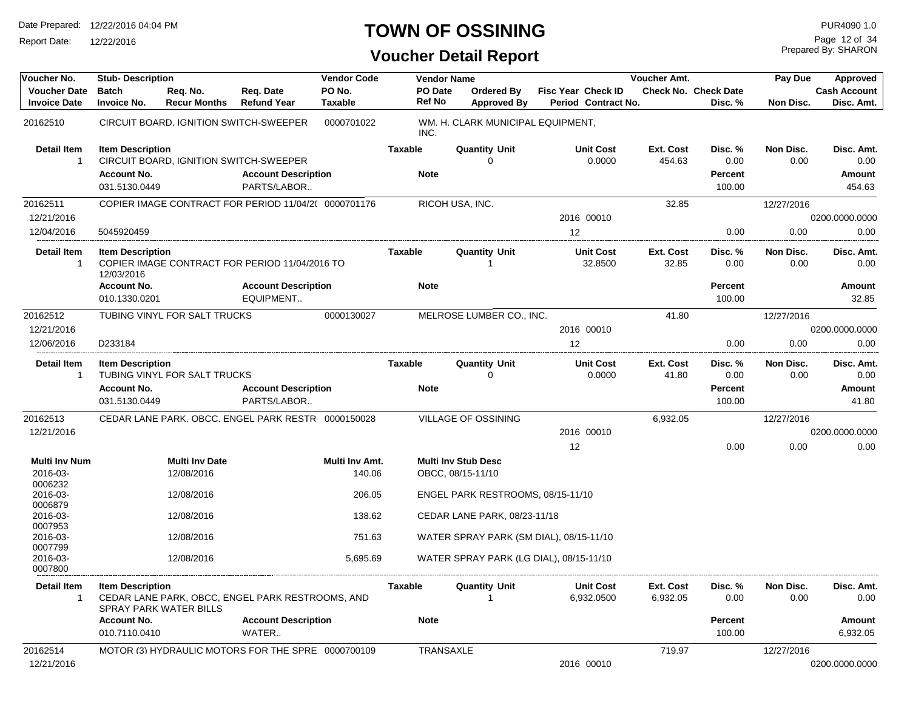# TOWN OF OSSINING

## Voucher Detail Report

Date Prepared: 12/22/2016 04:04 PM
Report Date: 12/22/2016

PUR4090 1.0
Prepared By: SHARON

| Voucher No. | Stub- Description | Req. No. | Req. Date | Vendor Code | Vendor Name | Ordered By | Fisc Year Check ID | Voucher Amt. | | Pay Due | Approved |
|---|---|---|---|---|---|---|---|---|---|---|---|
| Voucher Date | Batch | | | PO No. | PO Date | | | Check No. | Check Date | | Cash Account |
| Invoice Date | Invoice No. | Recur Months | Refund Year | Taxable | Ref No | Approved By | Period Contract No. | | Disc. % | Non Disc. | Disc. Amt. |
| 20162510 | CIRCUIT BOARD, IGNITION SWITCH-SWEEPER | | | 0000701022 | WM. H. CLARK MUNICIPAL EQUIPMENT, INC. | | | | | | |

| Detail Item | Item Description | Taxable | Quantity Unit | Unit Cost | Ext. Cost | Disc. % | Non Disc. | Disc. Amt. |
|---|---|---|---|---|---|---|---|---|
| 1 | CIRCUIT BOARD, IGNITION SWITCH-SWEEPER | | 0 | 0.0000 | 454.63 | 0.00 | 0.00 | 0.00 |

| Account No. | Account Description | Note | Percent | Amount |
|---|---|---|---|---|
| 031.5130.0449 | PARTS/LABOR.. | | 100.00 | 454.63 |

| Voucher No. | Stub- Description | Vendor Code | Vendor Name | Fisc Year Check ID | Voucher Amt. | Disc. % | Pay Due / Non Disc. | Approved / Disc. Amt. |
|---|---|---|---|---|---|---|---|---|
| 20162511 | COPIER IMAGE CONTRACT FOR PERIOD 11/04/2( | 0000701176 | RICOH USA, INC. | | 32.85 | | 12/27/2016 | |
| 12/21/2016 | | | | 2016 00010 | | | | 0200.0000.0000 |
| 12/04/2016 | 5045920459 | | | 12 | | 0.00 | 0.00 | 0.00 |

| Detail Item | Item Description | Taxable | Quantity Unit | Unit Cost | Ext. Cost | Disc. % | Non Disc. | Disc. Amt. |
|---|---|---|---|---|---|---|---|---|
| 1 | COPIER IMAGE CONTRACT FOR PERIOD 11/04/2016 TO 12/03/2016 | | 1 | 32.8500 | 32.85 | 0.00 | 0.00 | 0.00 |

| Account No. | Account Description | Note | Percent | Amount |
|---|---|---|---|---|
| 010.1330.0201 | EQUIPMENT.. | | 100.00 | 32.85 |

| Voucher No. | Stub- Description | Vendor Code | Vendor Name | Fisc Year Check ID | Voucher Amt. | Disc. % | Pay Due / Non Disc. | Approved / Disc. Amt. |
|---|---|---|---|---|---|---|---|---|
| 20162512 | TUBING VINYL FOR SALT TRUCKS | 0000130027 | MELROSE LUMBER CO., INC. | | 41.80 | | 12/27/2016 | |
| 12/21/2016 | | | | 2016 00010 | | | | 0200.0000.0000 |
| 12/06/2016 | D233184 | | | 12 | | 0.00 | 0.00 | 0.00 |

| Detail Item | Item Description | Taxable | Quantity Unit | Unit Cost | Ext. Cost | Disc. % | Non Disc. | Disc. Amt. |
|---|---|---|---|---|---|---|---|---|
| 1 | TUBING VINYL FOR SALT TRUCKS | | 0 | 0.0000 | 41.80 | 0.00 | 0.00 | 0.00 |

| Account No. | Account Description | Note | Percent | Amount |
|---|---|---|---|---|
| 031.5130.0449 | PARTS/LABOR.. | | 100.00 | 41.80 |

| Voucher No. | Stub- Description | Vendor Code | Vendor Name | Fisc Year Check ID | Voucher Amt. | Disc. % | Pay Due / Non Disc. | Approved / Disc. Amt. |
|---|---|---|---|---|---|---|---|---|
| 20162513 | CEDAR LANE PARK, OBCC, ENGEL PARK RESTR( | 0000150028 | VILLAGE OF OSSINING | | 6,932.05 | | 12/27/2016 | |
| 12/21/2016 | | | | 2016 00010 | | | | 0200.0000.0000 |
| | | | | 12 | | 0.00 | 0.00 | 0.00 |

| Multi Inv Num | Multi Inv Date | Multi Inv Amt. | Multi Inv Stub Desc |
|---|---|---|---|
| 2016-03-0006232 | 12/08/2016 | 140.06 | OBCC, 08/15-11/10 |
| 2016-03-0006879 | 12/08/2016 | 206.05 | ENGEL PARK RESTROOMS, 08/15-11/10 |
| 2016-03-0007953 | 12/08/2016 | 138.62 | CEDAR LANE PARK, 08/23-11/18 |
| 2016-03-0007799 | 12/08/2016 | 751.63 | WATER SPRAY PARK (SM DIAL), 08/15-11/10 |
| 2016-03-0007800 | 12/08/2016 | 5,695.69 | WATER SPRAY PARK (LG DIAL), 08/15-11/10 |

| Detail Item | Item Description | Taxable | Quantity Unit | Unit Cost | Ext. Cost | Disc. % | Non Disc. | Disc. Amt. |
|---|---|---|---|---|---|---|---|---|
| 1 | CEDAR LANE PARK, OBCC, ENGEL PARK RESTROOMS, AND SPRAY PARK WATER BILLS | | 1 | 6,932.0500 | 6,932.05 | 0.00 | 0.00 | 0.00 |

| Account No. | Account Description | Note | Percent | Amount |
|---|---|---|---|---|
| 010.7110.0410 | WATER.. | | 100.00 | 6,932.05 |

| Voucher No. | Stub- Description | Vendor Code | Vendor Name | Fisc Year Check ID | Voucher Amt. | Disc. % | Pay Due / Non Disc. | Approved / Disc. Amt. |
|---|---|---|---|---|---|---|---|---|
| 20162514 | MOTOR (3) HYDRAULIC MOTORS FOR THE SPRE | 0000700109 | TRANSAXLE | | 719.97 | | 12/27/2016 | |
| 12/21/2016 | | | | 2016 00010 | | | | 0200.0000.0000 |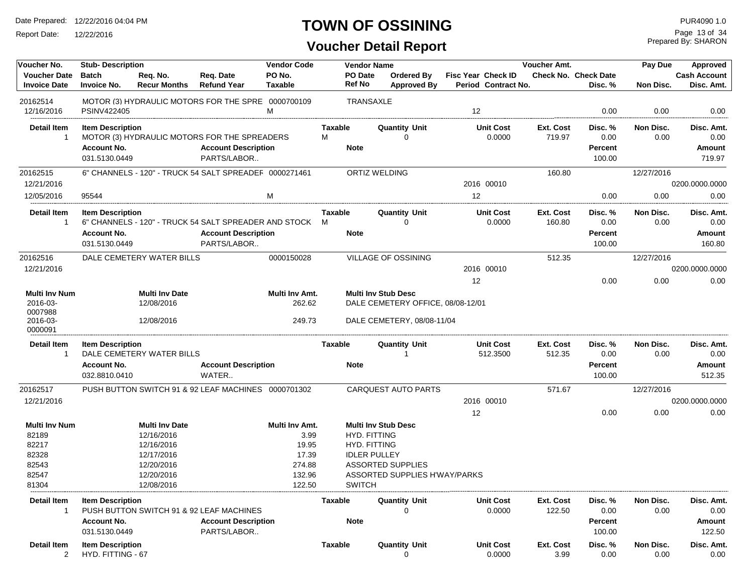# TOWN OF OSSINING

## Voucher Detail Report

Date Prepared: 12/22/2016 04:04 PM
Report Date: 12/22/2016

PUR4090 1.0
Prepared By: SHARON

| Voucher No. | Stub- Description | | | Vendor Code | Vendor Name | | | Voucher Amt. | | Pay Due | Approved |
|---|---|---|---|---|---|---|---|---|---|---|---|
| Voucher Date | Batch | Req. No. | Req. Date | PO No. | PO Date | Ordered By | Fisc Year Check ID | Check No. | Check Date | | Cash Account |
| Invoice Date | Invoice No. | Recur Months | Refund Year | Taxable | Ref No | Approved By | Period Contract No. | | Disc. % | Non Disc. | Disc. Amt. |

### 20162514

| Voucher No. | Stub- Description | Vendor Code | Vendor Name | Voucher Amt. | Pay Due | Approved |
|---|---|---|---|---|---|---|
| 20162514 | MOTOR (3) HYDRAULIC MOTORS FOR THE SPRE | 0000700109 | TRANSAXLE | | | |
| 12/16/2016 | PSINV422405 | M | | Period 12 | Disc. % 0.00 | Non Disc. 0.00 / Disc. Amt. 0.00 |

| Detail Item | Item Description | Taxable | Quantity Unit | Unit Cost | Ext. Cost | Disc. % | Non Disc. | Disc. Amt. |
|---|---|---|---|---|---|---|---|---|
| 1 | MOTOR (3) HYDRAULIC MOTORS FOR THE SPREADERS | M | 0 | 0.0000 | 719.97 | 0.00 | 0.00 | 0.00 |

| Account No. | Account Description | Note | Percent | Amount |
|---|---|---|---|---|
| 031.5130.0449 | PARTS/LABOR.. | | 100.00 | 719.97 |

### 20162515

| Voucher No. | Stub- Description | Vendor Code | Vendor Name | Voucher Amt. | Pay Due | Approved |
|---|---|---|---|---|---|---|
| 20162515 | 6" CHANNELS - 120" - TRUCK 54 SALT SPREADEF | 0000271461 | ORTIZ WELDING | 160.80 | 12/27/2016 | |
| 12/21/2016 | | | | 2016 00010 | | 0200.0000.0000 |
| 12/05/2016 | 95544 | M | | Period 12 | Disc. % 0.00 | Non Disc. 0.00 / Disc. Amt. 0.00 |

| Detail Item | Item Description | Taxable | Quantity Unit | Unit Cost | Ext. Cost | Disc. % | Non Disc. | Disc. Amt. |
|---|---|---|---|---|---|---|---|---|
| 1 | 6" CHANNELS - 120" - TRUCK 54 SALT SPREADER AND STOCK | M | 0 | 0.0000 | 160.80 | 0.00 | 0.00 | 0.00 |

| Account No. | Account Description | Note | Percent | Amount |
|---|---|---|---|---|
| 031.5130.0449 | PARTS/LABOR.. | | 100.00 | 160.80 |

### 20162516

| Voucher No. | Stub- Description | Vendor Code | Vendor Name | Voucher Amt. | Pay Due | Approved |
|---|---|---|---|---|---|---|
| 20162516 | DALE CEMETERY WATER BILLS | 0000150028 | VILLAGE OF OSSINING | 512.35 | 12/27/2016 | |
| 12/21/2016 | | | | 2016 00010 | | 0200.0000.0000 |
| | | | | Period 12 | Disc. % 0.00 | Non Disc. 0.00 / Disc. Amt. 0.00 |

| Multi Inv Num | Multi Inv Date | Multi Inv Amt. | Multi Inv Stub Desc |
|---|---|---|---|
| 2016-03-0007988 | 12/08/2016 | 262.62 | DALE CEMETERY OFFICE, 08/08-12/01 |
| 2016-03-0000091 | 12/08/2016 | 249.73 | DALE CEMETERY, 08/08-11/04 |

| Detail Item | Item Description | Taxable | Quantity Unit | Unit Cost | Ext. Cost | Disc. % | Non Disc. | Disc. Amt. |
|---|---|---|---|---|---|---|---|---|
| 1 | DALE CEMETERY WATER BILLS | | 1 | 512.3500 | 512.35 | 0.00 | 0.00 | 0.00 |

| Account No. | Account Description | Note | Percent | Amount |
|---|---|---|---|---|
| 032.8810.0410 | WATER.. | | 100.00 | 512.35 |

### 20162517

| Voucher No. | Stub- Description | Vendor Code | Vendor Name | Voucher Amt. | Pay Due | Approved |
|---|---|---|---|---|---|---|
| 20162517 | PUSH BUTTON SWITCH 91 & 92 LEAF MACHINES | 0000701302 | CARQUEST AUTO PARTS | 571.67 | 12/27/2016 | |
| 12/21/2016 | | | | 2016 00010 | | 0200.0000.0000 |
| | | | | Period 12 | Disc. % 0.00 | Non Disc. 0.00 / Disc. Amt. 0.00 |

| Multi Inv Num | Multi Inv Date | Multi Inv Amt. | Multi Inv Stub Desc |
|---|---|---|---|
| 82189 | 12/16/2016 | 3.99 | HYD. FITTING |
| 82217 | 12/16/2016 | 19.95 | HYD. FITTING |
| 82328 | 12/17/2016 | 17.39 | IDLER PULLEY |
| 82543 | 12/20/2016 | 274.88 | ASSORTED SUPPLIES |
| 82547 | 12/20/2016 | 132.96 | ASSORTED SUPPLIES H'WAY/PARKS |
| 81304 | 12/08/2016 | 122.50 | SWITCH |

| Detail Item | Item Description | Taxable | Quantity Unit | Unit Cost | Ext. Cost | Disc. % | Non Disc. | Disc. Amt. |
|---|---|---|---|---|---|---|---|---|
| 1 | PUSH BUTTON SWITCH 91 & 92 LEAF MACHINES | | 0 | 0.0000 | 122.50 | 0.00 | 0.00 | 0.00 |

| Account No. | Account Description | Note | Percent | Amount |
|---|---|---|---|---|
| 031.5130.0449 | PARTS/LABOR.. | | 100.00 | 122.50 |

| Detail Item | Item Description | Taxable | Quantity Unit | Unit Cost | Ext. Cost | Disc. % | Non Disc. | Disc. Amt. |
|---|---|---|---|---|---|---|---|---|
| 2 | HYD. FITTING - 67 | | 0 | 0.0000 | 3.99 | 0.00 | 0.00 | 0.00 |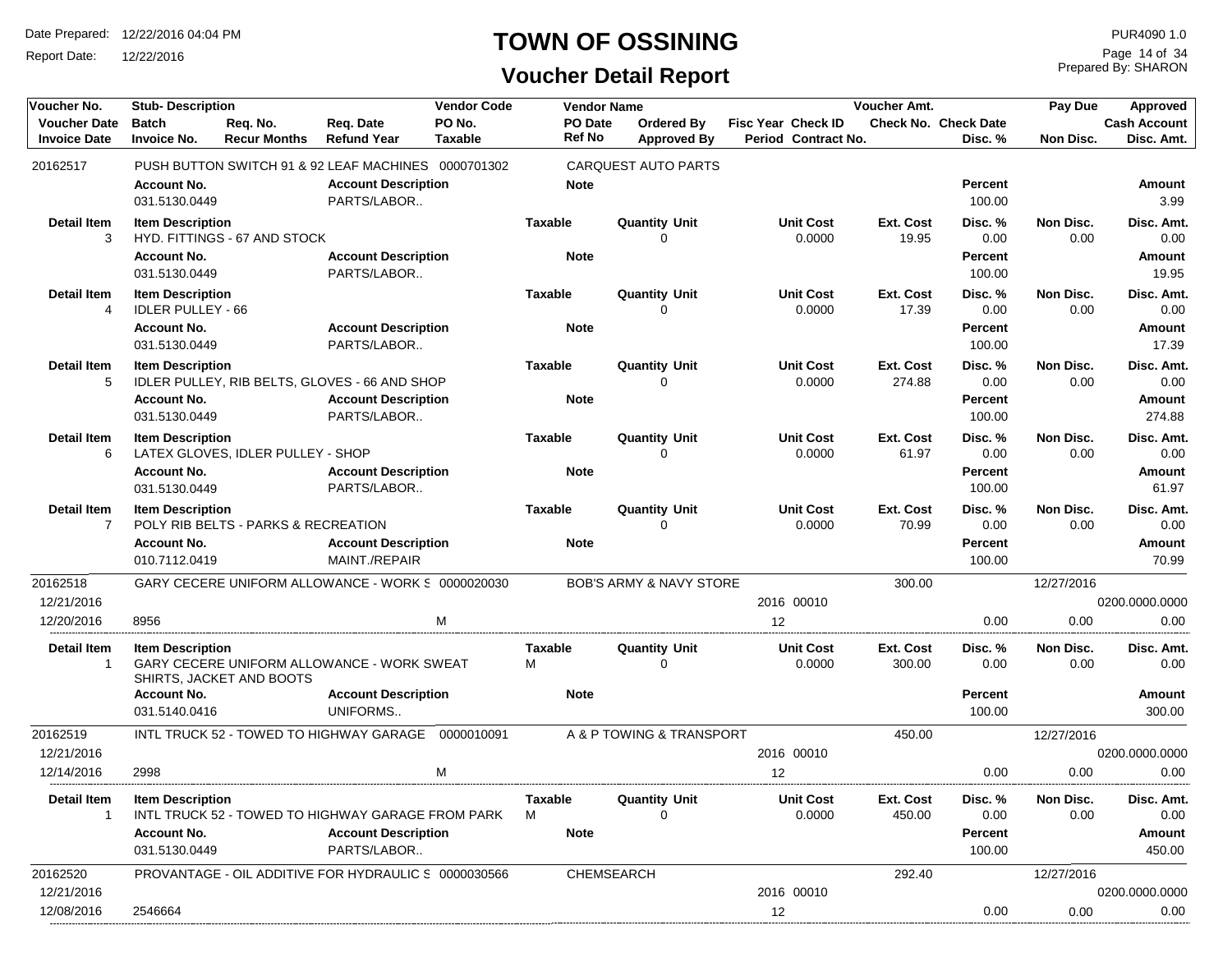# TOWN OF OSSINING

## Voucher Detail Report

Date Prepared: 12/22/2016 04:04 PM
Report Date: 12/22/2016

PUR4090 1.0
Prepared By: SHARON

| Voucher No. | Stub- Description | Req. No. | Req. Date | Vendor Code | Vendor Name | | Fisc Year | Check ID | Voucher Amt. | | Pay Due | Approved |
|---|---|---|---|---|---|---|---|---|---|---|---|---|
| Voucher Date | Batch | Recur Months | Refund Year | PO No. | PO Date | Ordered By | | | Check No. | Check Date | | Cash Account |
| Invoice Date | Invoice No. | | | Taxable | Ref No | Approved By | Period | Contract No. | | Disc. % | Non Disc. | Disc. Amt. |
| 20162517 | PUSH BUTTON SWITCH 91 & 92 LEAF MACHINES | | | 0000701302 | CARQUEST AUTO PARTS | | | | | | | |

| Account No. | Account Description | Note | Percent | Amount |
|---|---|---|---|---|
| 031.5130.0449 | PARTS/LABOR.. | | 100.00 | 3.99 |

| Detail Item | Item Description | Taxable | Quantity Unit | Unit Cost | Ext. Cost | Disc. % | Non Disc. | Disc. Amt. |
|---|---|---|---|---|---|---|---|---|
| 3 | HYD. FITTINGS - 67 AND STOCK | | 0 | 0.0000 | 19.95 | 0.00 | 0.00 | 0.00 |

| Account No. | Account Description | Note | Percent | Amount |
|---|---|---|---|---|
| 031.5130.0449 | PARTS/LABOR.. | | 100.00 | 19.95 |

| Detail Item | Item Description | Taxable | Quantity Unit | Unit Cost | Ext. Cost | Disc. % | Non Disc. | Disc. Amt. |
|---|---|---|---|---|---|---|---|---|
| 4 | IDLER PULLEY - 66 | | 0 | 0.0000 | 17.39 | 0.00 | 0.00 | 0.00 |

| Account No. | Account Description | Note | Percent | Amount |
|---|---|---|---|---|
| 031.5130.0449 | PARTS/LABOR.. | | 100.00 | 17.39 |

| Detail Item | Item Description | Taxable | Quantity Unit | Unit Cost | Ext. Cost | Disc. % | Non Disc. | Disc. Amt. |
|---|---|---|---|---|---|---|---|---|
| 5 | IDLER PULLEY, RIB BELTS, GLOVES - 66 AND SHOP | | 0 | 0.0000 | 274.88 | 0.00 | 0.00 | 0.00 |

| Account No. | Account Description | Note | Percent | Amount |
|---|---|---|---|---|
| 031.5130.0449 | PARTS/LABOR.. | | 100.00 | 274.88 |

| Detail Item | Item Description | Taxable | Quantity Unit | Unit Cost | Ext. Cost | Disc. % | Non Disc. | Disc. Amt. |
|---|---|---|---|---|---|---|---|---|
| 6 | LATEX GLOVES, IDLER PULLEY - SHOP | | 0 | 0.0000 | 61.97 | 0.00 | 0.00 | 0.00 |

| Account No. | Account Description | Note | Percent | Amount |
|---|---|---|---|---|
| 031.5130.0449 | PARTS/LABOR.. | | 100.00 | 61.97 |

| Detail Item | Item Description | Taxable | Quantity Unit | Unit Cost | Ext. Cost | Disc. % | Non Disc. | Disc. Amt. |
|---|---|---|---|---|---|---|---|---|
| 7 | POLY RIB BELTS - PARKS & RECREATION | | 0 | 0.0000 | 70.99 | 0.00 | 0.00 | 0.00 |

| Account No. | Account Description | Note | Percent | Amount |
|---|---|---|---|---|
| 010.7112.0419 | MAINT./REPAIR | | 100.00 | 70.99 |

| Voucher No. | Stub- Description | Vendor Code | Vendor Name | Fisc Year | Check ID | Voucher Amt. | Disc. % | Pay Due | Approved |
|---|---|---|---|---|---|---|---|---|---|
| 20162518 | GARY CECERE UNIFORM ALLOWANCE - WORK S | 0000020030 | BOB'S ARMY & NAVY STORE | | | 300.00 | | 12/27/2016 | |
| 12/21/2016 | | | | 2016 | 00010 | | | | 0200.0000.0000 |
| 12/20/2016 | 8956 | M | | 12 | | | 0.00 | 0.00 | 0.00 |

| Detail Item | Item Description | Taxable | Quantity Unit | Unit Cost | Ext. Cost | Disc. % | Non Disc. | Disc. Amt. |
|---|---|---|---|---|---|---|---|---|
| 1 | GARY CECERE UNIFORM ALLOWANCE - WORK SWEAT SHIRTS, JACKET AND BOOTS | M | 0 | 0.0000 | 300.00 | 0.00 | 0.00 | 0.00 |

| Account No. | Account Description | Note | Percent | Amount |
|---|---|---|---|---|
| 031.5140.0416 | UNIFORMS.. | | 100.00 | 300.00 |

| Voucher No. | Stub- Description | Vendor Code | Vendor Name | Fisc Year | Check ID | Voucher Amt. | Disc. % | Pay Due | Approved |
|---|---|---|---|---|---|---|---|---|---|
| 20162519 | INTL TRUCK 52 - TOWED TO HIGHWAY GARAGE | 0000010091 | A & P TOWING & TRANSPORT | | | 450.00 | | 12/27/2016 | |
| 12/21/2016 | | | | 2016 | 00010 | | | | 0200.0000.0000 |
| 12/14/2016 | 2998 | M | | 12 | | | 0.00 | 0.00 | 0.00 |

| Detail Item | Item Description | Taxable | Quantity Unit | Unit Cost | Ext. Cost | Disc. % | Non Disc. | Disc. Amt. |
|---|---|---|---|---|---|---|---|---|
| 1 | INTL TRUCK 52 - TOWED TO HIGHWAY GARAGE FROM PARK | M | 0 | 0.0000 | 450.00 | 0.00 | 0.00 | 0.00 |

| Account No. | Account Description | Note | Percent | Amount |
|---|---|---|---|---|
| 031.5130.0449 | PARTS/LABOR.. | | 100.00 | 450.00 |

| Voucher No. | Stub- Description | Vendor Code | Vendor Name | Fisc Year | Check ID | Voucher Amt. | Disc. % | Pay Due | Approved |
|---|---|---|---|---|---|---|---|---|---|
| 20162520 | PROVANTAGE - OIL ADDITIVE FOR HYDRAULIC S | 0000030566 | CHEMSEARCH | | | 292.40 | | 12/27/2016 | |
| 12/21/2016 | | | | 2016 | 00010 | | | | 0200.0000.0000 |
| 12/08/2016 | 2546664 | | | 12 | | | 0.00 | 0.00 | 0.00 |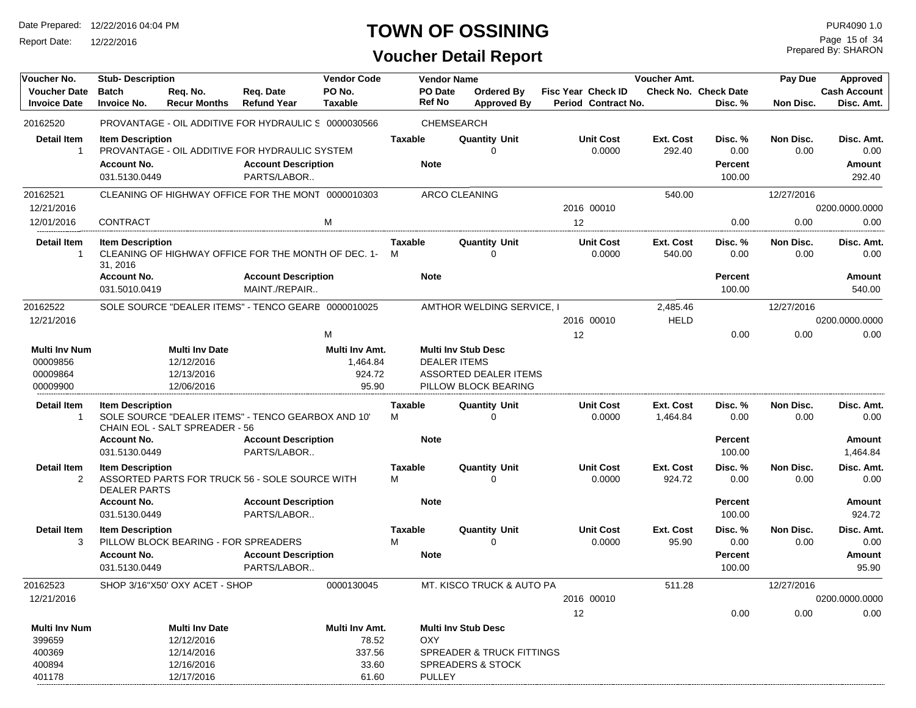# TOWN OF OSSINING

## Voucher Detail Report

Date Prepared: 12/22/2016 04:04 PM
Report Date: 12/22/2016
PUR4090 1.0
Prepared By: SHARON

| Voucher No. | Stub- Description | | | Vendor Code | Vendor Name | | | | Voucher Amt. | | Pay Due | Approved |
|---|---|---|---|---|---|---|---|---|---|---|---|---|
| Voucher Date | Batch | Req. No. | Req. Date | PO No. | PO Date | Ordered By | Fisc Year | Check ID | Check No. | Check Date | | Cash Account |
| Invoice Date | Invoice No. | Recur Months | Refund Year | Taxable | Ref No | Approved By | Period | Contract No. | | Disc. % | Non Disc. | Disc. Amt. |

**20162520** — PROVANTAGE - OIL ADDITIVE FOR HYDRAULIC S — 0000030566 — CHEMSEARCH

| Detail Item | Item Description | Taxable | Quantity Unit | Unit Cost | Ext. Cost | Disc. % | Non Disc. | Disc. Amt. |
|---|---|---|---|---|---|---|---|---|
| 1 | PROVANTAGE - OIL ADDITIVE FOR HYDRAULIC SYSTEM | | 0 | 0.0000 | 292.40 | 0.00 | 0.00 | 0.00 |

| Account No. | Account Description | Note | Percent | Amount |
|---|---|---|---|---|
| 031.5130.0449 | PARTS/LABOR.. | | 100.00 | 292.40 |

**20162521** — CLEANING OF HIGHWAY OFFICE FOR THE MONT — 0000010303 — ARCO CLEANING — Voucher Amt. 540.00 — Pay Due 12/27/2016

| Voucher Date | Invoice Date | Invoice No. | Taxable | Fisc Year | Check ID | Period | Disc. % | Non Disc. | Cash Account | Disc. Amt. |
|---|---|---|---|---|---|---|---|---|---|---|
| 12/21/2016 | 12/01/2016 | CONTRACT | M | 2016 | 00010 | 12 | 0.00 | 0.00 | 0200.0000.0000 | 0.00 |

| Detail Item | Item Description | Taxable | Quantity Unit | Unit Cost | Ext. Cost | Disc. % | Non Disc. | Disc. Amt. |
|---|---|---|---|---|---|---|---|---|
| 1 | CLEANING OF HIGHWAY OFFICE FOR THE MONTH OF DEC. 1-31, 2016 | M | 0 | 0.0000 | 540.00 | 0.00 | 0.00 | 0.00 |

| Account No. | Account Description | Note | Percent | Amount |
|---|---|---|---|---|
| 031.5010.0419 | MAINT./REPAIR.. | | 100.00 | 540.00 |

**20162522** — SOLE SOURCE "DEALER ITEMS" - TENCO GEARB — 0000010025 — AMTHOR WELDING SERVICE, I — Voucher Amt. 2,485.46 — Pay Due 12/27/2016

| Voucher Date | Taxable | Fisc Year | Check ID | Period | Check No. | Disc. % | Non Disc. | Cash Account | Disc. Amt. |
|---|---|---|---|---|---|---|---|---|---|
| 12/21/2016 | M | 2016 | 00010 | 12 | HELD | 0.00 | 0.00 | 0200.0000.0000 | 0.00 |

| Multi Inv Num | Multi Inv Date | Multi Inv Amt. | Multi Inv Stub Desc |
|---|---|---|---|
| 00009856 | 12/12/2016 | 1,464.84 | DEALER ITEMS |
| 00009864 | 12/13/2016 | 924.72 | ASSORTED DEALER ITEMS |
| 00009900 | 12/06/2016 | 95.90 | PILLOW BLOCK BEARING |

| Detail Item | Item Description | Taxable | Quantity Unit | Unit Cost | Ext. Cost | Disc. % | Non Disc. | Disc. Amt. |
|---|---|---|---|---|---|---|---|---|
| 1 | SOLE SOURCE "DEALER ITEMS" - TENCO GEARBOX AND 10' CHAIN EOL - SALT SPREADER - 56 | M | 0 | 0.0000 | 1,464.84 | 0.00 | 0.00 | 0.00 |

| Account No. | Account Description | Note | Percent | Amount |
|---|---|---|---|---|
| 031.5130.0449 | PARTS/LABOR.. | | 100.00 | 1,464.84 |

| Detail Item | Item Description | Taxable | Quantity Unit | Unit Cost | Ext. Cost | Disc. % | Non Disc. | Disc. Amt. |
|---|---|---|---|---|---|---|---|---|
| 2 | ASSORTED PARTS FOR TRUCK 56 - SOLE SOURCE WITH DEALER PARTS | M | 0 | 0.0000 | 924.72 | 0.00 | 0.00 | 0.00 |

| Account No. | Account Description | Note | Percent | Amount |
|---|---|---|---|---|
| 031.5130.0449 | PARTS/LABOR.. | | 100.00 | 924.72 |

| Detail Item | Item Description | Taxable | Quantity Unit | Unit Cost | Ext. Cost | Disc. % | Non Disc. | Disc. Amt. |
|---|---|---|---|---|---|---|---|---|
| 3 | PILLOW BLOCK BEARING - FOR SPREADERS | M | 0 | 0.0000 | 95.90 | 0.00 | 0.00 | 0.00 |

| Account No. | Account Description | Note | Percent | Amount |
|---|---|---|---|---|
| 031.5130.0449 | PARTS/LABOR.. | | 100.00 | 95.90 |

**20162523** — SHOP 3/16"X50' OXY ACET - SHOP — 0000130045 — MT. KISCO TRUCK & AUTO PA — Voucher Amt. 511.28 — Pay Due 12/27/2016

| Voucher Date | Fisc Year | Check ID | Period | Disc. % | Non Disc. | Cash Account | Disc. Amt. |
|---|---|---|---|---|---|---|---|
| 12/21/2016 | 2016 | 00010 | 12 | 0.00 | 0.00 | 0200.0000.0000 | 0.00 |

| Multi Inv Num | Multi Inv Date | Multi Inv Amt. | Multi Inv Stub Desc |
|---|---|---|---|
| 399659 | 12/12/2016 | 78.52 | OXY |
| 400369 | 12/14/2016 | 337.56 | SPREADER & TRUCK FITTINGS |
| 400894 | 12/16/2016 | 33.60 | SPREADERS & STOCK |
| 401178 | 12/17/2016 | 61.60 | PULLEY |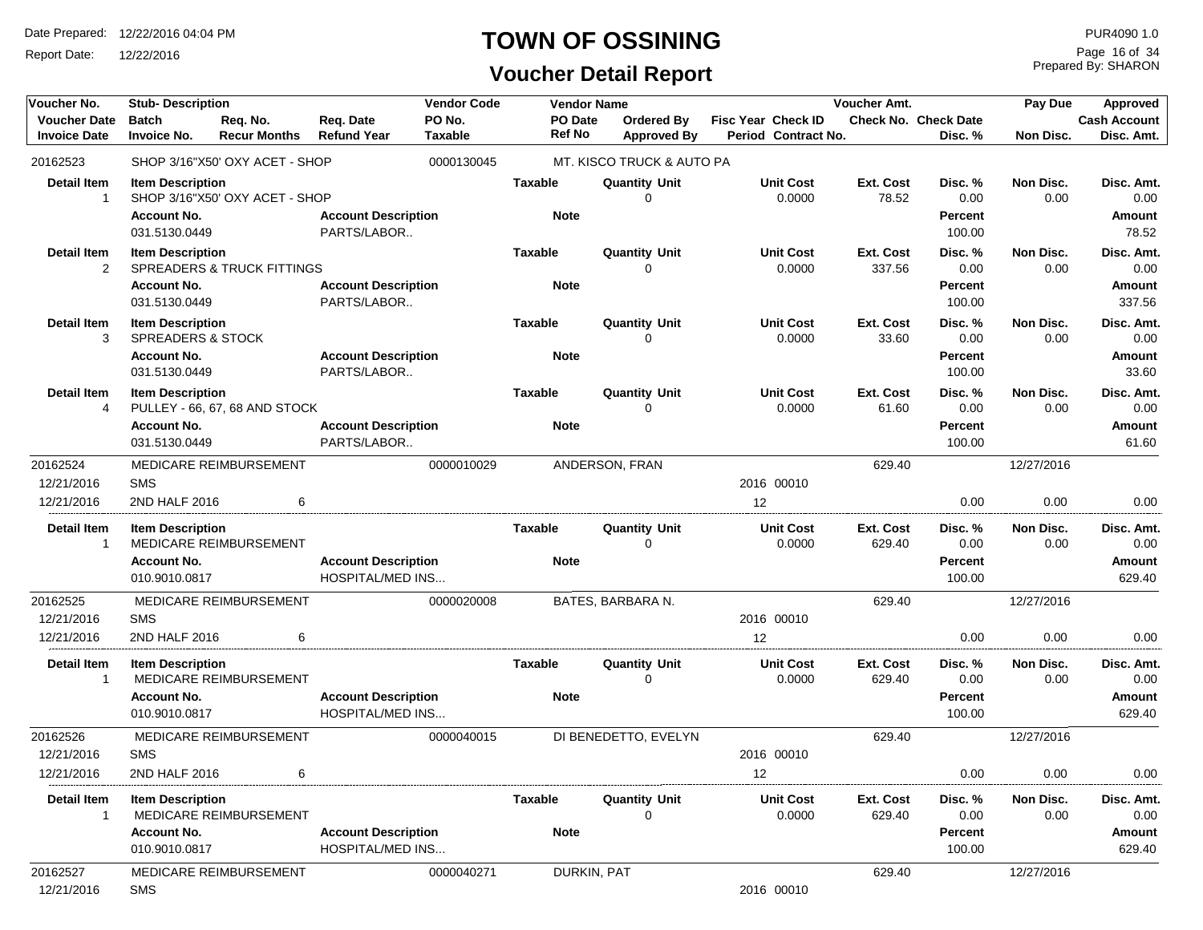# TOWN OF OSSINING

## Voucher Detail Report

Date Prepared: 12/22/2016 04:04 PM
Report Date: 12/22/2016

PUR4090 1.0
Prepared By: SHARON

| Voucher No. / Voucher Date / Invoice Date | Stub- Description / Batch / Invoice No. | Req. No. / Recur Months | Req. Date / Refund Year | Vendor Code / PO No. / Taxable | Vendor Name / PO Date / Ref No | Ordered By / Approved By | Fisc Year / Period | Check ID / Contract No. | Voucher Amt. / Check No. | Check Date / Disc. % | Pay Due / Non Disc. | Approved / Cash Account / Disc. Amt. |
|---|---|---|---|---|---|---|---|---|---|---|---|---|
| 20162523 | SHOP 3/16"X50' OXY ACET - SHOP | | | 0000130045 | MT. KISCO TRUCK & AUTO PA | | | | | | | |

| Detail Item | Item Description | Account No. | Account Description | Taxable | Note | Quantity | Unit | Unit Cost | Ext. Cost | Disc. % | Non Disc. | Disc. Amt. | Percent | Amount |
|---|---|---|---|---|---|---|---|---|---|---|---|---|---|---|
| 1 | SHOP 3/16"X50' OXY ACET - SHOP | 031.5130.0449 | PARTS/LABOR.. | | | 0 | | 0.0000 | 78.52 | 0.00 | 0.00 | 0.00 | 100.00 | 78.52 |
| 2 | SPREADERS & TRUCK FITTINGS | 031.5130.0449 | PARTS/LABOR.. | | | 0 | | 0.0000 | 337.56 | 0.00 | 0.00 | 0.00 | 100.00 | 337.56 |
| 3 | SPREADERS & STOCK | 031.5130.0449 | PARTS/LABOR.. | | | 0 | | 0.0000 | 33.60 | 0.00 | 0.00 | 0.00 | 100.00 | 33.60 |
| 4 | PULLEY - 66, 67, 68 AND STOCK | 031.5130.0449 | PARTS/LABOR.. | | | 0 | | 0.0000 | 61.60 | 0.00 | 0.00 | 0.00 | 100.00 | 61.60 |

| Voucher No. / Voucher Date / Invoice Date | Stub- Description / Batch / Invoice No. | Req. No. / Recur Months | Req. Date / Refund Year | Vendor Code / PO No. / Taxable | Vendor Name / PO Date / Ref No | Ordered By / Approved By | Fisc Year / Period | Check ID / Contract No. | Voucher Amt. / Check No. | Check Date / Disc. % | Pay Due / Non Disc. | Approved / Cash Account / Disc. Amt. |
|---|---|---|---|---|---|---|---|---|---|---|---|---|
| 20162524 | MEDICARE REIMBURSEMENT | | | 0000010029 | ANDERSON, FRAN | | | | 629.40 | | 12/27/2016 | |
| 12/21/2016 | SMS | | | | | | 2016 | 00010 | | | | |
| 12/21/2016 | 2ND HALF 2016 | 6 | | | | | 12 | | | 0.00 | 0.00 | 0.00 |

| Detail Item | Item Description | Account No. | Account Description | Taxable | Note | Quantity | Unit | Unit Cost | Ext. Cost | Disc. % | Non Disc. | Disc. Amt. | Percent | Amount |
|---|---|---|---|---|---|---|---|---|---|---|---|---|---|---|
| 1 | MEDICARE REIMBURSEMENT | 010.9010.0817 | HOSPITAL/MED INS... | | | 0 | | 0.0000 | 629.40 | 0.00 | 0.00 | 0.00 | 100.00 | 629.40 |

| Voucher No. / Voucher Date / Invoice Date | Stub- Description / Batch / Invoice No. | Req. No. / Recur Months | Req. Date / Refund Year | Vendor Code / PO No. / Taxable | Vendor Name / PO Date / Ref No | Ordered By / Approved By | Fisc Year / Period | Check ID / Contract No. | Voucher Amt. / Check No. | Check Date / Disc. % | Pay Due / Non Disc. | Approved / Cash Account / Disc. Amt. |
|---|---|---|---|---|---|---|---|---|---|---|---|---|
| 20162525 | MEDICARE REIMBURSEMENT | | | 0000020008 | BATES, BARBARA N. | | | | 629.40 | | 12/27/2016 | |
| 12/21/2016 | SMS | | | | | | 2016 | 00010 | | | | |
| 12/21/2016 | 2ND HALF 2016 | 6 | | | | | 12 | | | 0.00 | 0.00 | 0.00 |

| Detail Item | Item Description | Account No. | Account Description | Taxable | Note | Quantity | Unit | Unit Cost | Ext. Cost | Disc. % | Non Disc. | Disc. Amt. | Percent | Amount |
|---|---|---|---|---|---|---|---|---|---|---|---|---|---|---|
| 1 | MEDICARE REIMBURSEMENT | 010.9010.0817 | HOSPITAL/MED INS... | | | 0 | | 0.0000 | 629.40 | 0.00 | 0.00 | 0.00 | 100.00 | 629.40 |

| Voucher No. / Voucher Date / Invoice Date | Stub- Description / Batch / Invoice No. | Req. No. / Recur Months | Req. Date / Refund Year | Vendor Code / PO No. / Taxable | Vendor Name / PO Date / Ref No | Ordered By / Approved By | Fisc Year / Period | Check ID / Contract No. | Voucher Amt. / Check No. | Check Date / Disc. % | Pay Due / Non Disc. | Approved / Cash Account / Disc. Amt. |
|---|---|---|---|---|---|---|---|---|---|---|---|---|
| 20162526 | MEDICARE REIMBURSEMENT | | | 0000040015 | DI BENEDETTO, EVELYN | | | | 629.40 | | 12/27/2016 | |
| 12/21/2016 | SMS | | | | | | 2016 | 00010 | | | | |
| 12/21/2016 | 2ND HALF 2016 | 6 | | | | | 12 | | | 0.00 | 0.00 | 0.00 |

| Detail Item | Item Description | Account No. | Account Description | Taxable | Note | Quantity | Unit | Unit Cost | Ext. Cost | Disc. % | Non Disc. | Disc. Amt. | Percent | Amount |
|---|---|---|---|---|---|---|---|---|---|---|---|---|---|---|
| 1 | MEDICARE REIMBURSEMENT | 010.9010.0817 | HOSPITAL/MED INS... | | | 0 | | 0.0000 | 629.40 | 0.00 | 0.00 | 0.00 | 100.00 | 629.40 |

| Voucher No. / Voucher Date / Invoice Date | Stub- Description / Batch / Invoice No. | Req. No. / Recur Months | Req. Date / Refund Year | Vendor Code / PO No. / Taxable | Vendor Name / PO Date / Ref No | Ordered By / Approved By | Fisc Year / Period | Check ID / Contract No. | Voucher Amt. / Check No. | Check Date / Disc. % | Pay Due / Non Disc. | Approved / Cash Account / Disc. Amt. |
|---|---|---|---|---|---|---|---|---|---|---|---|---|
| 20162527 | MEDICARE REIMBURSEMENT | | | 0000040271 | DURKIN, PAT | | | | 629.40 | | 12/27/2016 | |
| 12/21/2016 | SMS | | | | | | 2016 | 00010 | | | | |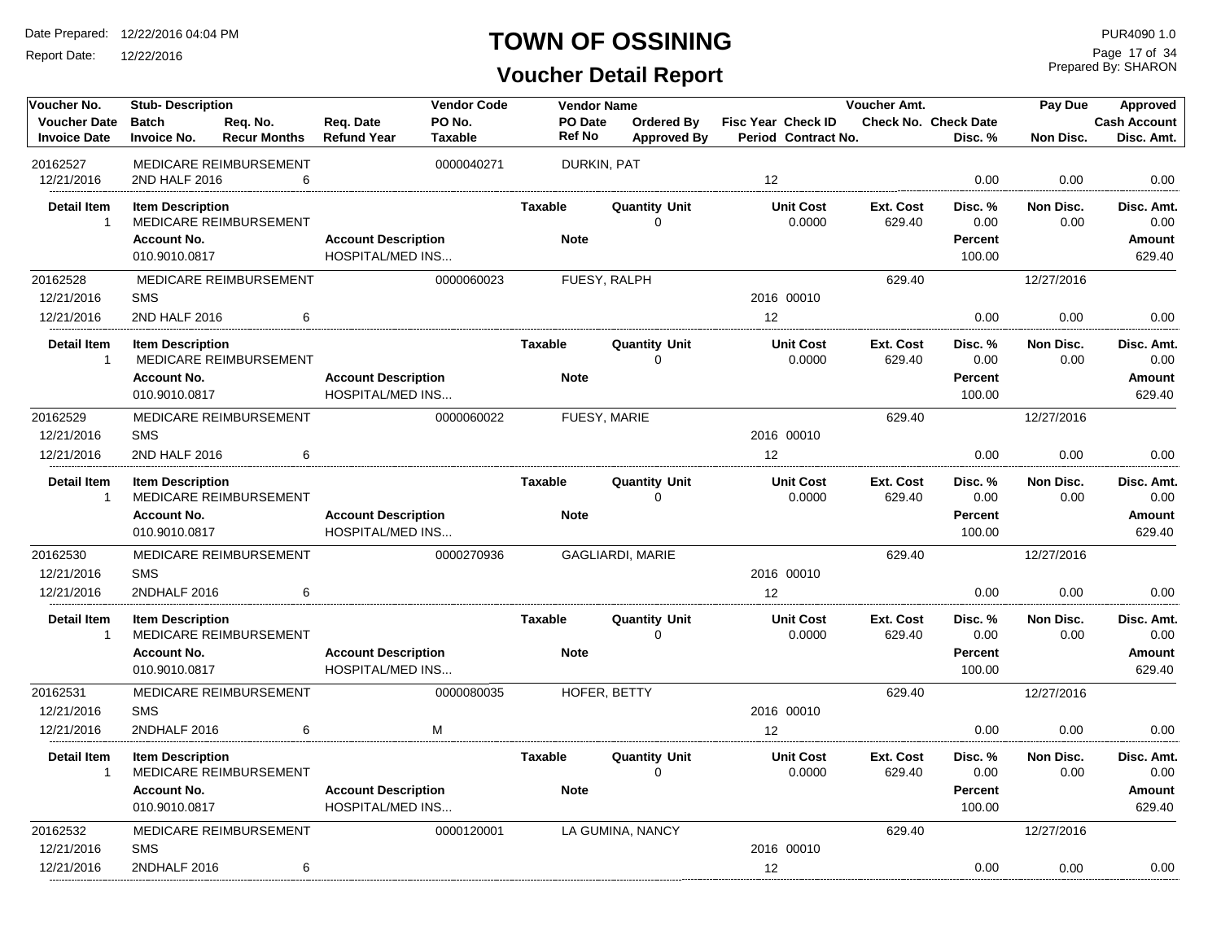# TOWN OF OSSINING

## Voucher Detail Report

Date Prepared: 12/22/2016 04:04 PM
Report Date: 12/22/2016

PUR4090 1.0
Prepared By: SHARON

| Voucher No. | Stub- Description | | | Vendor Code | Vendor Name | | | | Voucher Amt. | | Pay Due | Approved |
|---|---|---|---|---|---|---|---|---|---|---|---|---|
| Voucher Date | Batch | Req. No. | Req. Date | PO No. | PO Date | Ordered By | Fisc Year | Check ID | Check No. | Check Date | | Cash Account |
| Invoice Date | Invoice No. | Recur Months | Refund Year | Taxable | Ref No | Approved By | Period | Contract No. | | Disc. % | Non Disc. | Disc. Amt. |
| 20162527 | MEDICARE REIMBURSEMENT | | | 0000040271 | DURKIN, PAT | | | | | | | |
| 12/21/2016 | 2ND HALF 2016 | 6 | | | | | 12 | | | 0.00 | 0.00 | 0.00 |

| Detail Item | Item Description | Account Description | Taxable | Note | Quantity Unit | Unit Cost | Ext. Cost | Disc. % | Non Disc. | Disc. Amt. |
|---|---|---|---|---|---|---|---|---|---|---|
| 1 | MEDICARE REIMBURSEMENT | | | | 0 | 0.0000 | 629.40 | 0.00 | 0.00 | 0.00 |
| Account No. | 010.9010.0817 | HOSPITAL/MED INS... | | | | | | Percent 100.00 | | Amount 629.40 |

| Voucher No. | Stub- Description | | | Vendor Code | Vendor Name | | | | Voucher Amt. | | Pay Due | Approved |
|---|---|---|---|---|---|---|---|---|---|---|---|---|
| 20162528 | MEDICARE REIMBURSEMENT | | | 0000060023 | FUESY, RALPH | | | | 629.40 | | 12/27/2016 | |
| 12/21/2016 | SMS | | | | | | 2016 | 00010 | | | | |
| 12/21/2016 | 2ND HALF 2016 | 6 | | | | | 12 | | | 0.00 | 0.00 | 0.00 |

| Detail Item | Item Description | Account Description | Taxable | Note | Quantity Unit | Unit Cost | Ext. Cost | Disc. % | Non Disc. | Disc. Amt. |
|---|---|---|---|---|---|---|---|---|---|---|
| 1 | MEDICARE REIMBURSEMENT | | | | 0 | 0.0000 | 629.40 | 0.00 | 0.00 | 0.00 |
| Account No. | 010.9010.0817 | HOSPITAL/MED INS... | | | | | | Percent 100.00 | | Amount 629.40 |

| Voucher No. | Stub- Description | | | Vendor Code | Vendor Name | | | | Voucher Amt. | | Pay Due | Approved |
|---|---|---|---|---|---|---|---|---|---|---|---|---|
| 20162529 | MEDICARE REIMBURSEMENT | | | 0000060022 | FUESY, MARIE | | | | 629.40 | | 12/27/2016 | |
| 12/21/2016 | SMS | | | | | | 2016 | 00010 | | | | |
| 12/21/2016 | 2ND HALF 2016 | 6 | | | | | 12 | | | 0.00 | 0.00 | 0.00 |

| Detail Item | Item Description | Account Description | Taxable | Note | Quantity Unit | Unit Cost | Ext. Cost | Disc. % | Non Disc. | Disc. Amt. |
|---|---|---|---|---|---|---|---|---|---|---|
| 1 | MEDICARE REIMBURSEMENT | | | | 0 | 0.0000 | 629.40 | 0.00 | 0.00 | 0.00 |
| Account No. | 010.9010.0817 | HOSPITAL/MED INS... | | | | | | Percent 100.00 | | Amount 629.40 |

| Voucher No. | Stub- Description | | | Vendor Code | Vendor Name | | | | Voucher Amt. | | Pay Due | Approved |
|---|---|---|---|---|---|---|---|---|---|---|---|---|
| 20162530 | MEDICARE REIMBURSEMENT | | | 0000270936 | GAGLIARDI, MARIE | | | | 629.40 | | 12/27/2016 | |
| 12/21/2016 | SMS | | | | | | 2016 | 00010 | | | | |
| 12/21/2016 | 2NDHALF 2016 | 6 | | | | | 12 | | | 0.00 | 0.00 | 0.00 |

| Detail Item | Item Description | Account Description | Taxable | Note | Quantity Unit | Unit Cost | Ext. Cost | Disc. % | Non Disc. | Disc. Amt. |
|---|---|---|---|---|---|---|---|---|---|---|
| 1 | MEDICARE REIMBURSEMENT | | | | 0 | 0.0000 | 629.40 | 0.00 | 0.00 | 0.00 |
| Account No. | 010.9010.0817 | HOSPITAL/MED INS... | | | | | | Percent 100.00 | | Amount 629.40 |

| Voucher No. | Stub- Description | | | Vendor Code | Vendor Name | | | | Voucher Amt. | | Pay Due | Approved |
|---|---|---|---|---|---|---|---|---|---|---|---|---|
| 20162531 | MEDICARE REIMBURSEMENT | | | 0000080035 | HOFER, BETTY | | | | 629.40 | | 12/27/2016 | |
| 12/21/2016 | SMS | | | | | | 2016 | 00010 | | | | |
| 12/21/2016 | 2NDHALF 2016 | 6 | | M | | | 12 | | | 0.00 | 0.00 | 0.00 |

| Detail Item | Item Description | Account Description | Taxable | Note | Quantity Unit | Unit Cost | Ext. Cost | Disc. % | Non Disc. | Disc. Amt. |
|---|---|---|---|---|---|---|---|---|---|---|
| 1 | MEDICARE REIMBURSEMENT | | | | 0 | 0.0000 | 629.40 | 0.00 | 0.00 | 0.00 |
| Account No. | 010.9010.0817 | HOSPITAL/MED INS... | | | | | | Percent 100.00 | | Amount 629.40 |

| Voucher No. | Stub- Description | | | Vendor Code | Vendor Name | | | | Voucher Amt. | | Pay Due | Approved |
|---|---|---|---|---|---|---|---|---|---|---|---|---|
| 20162532 | MEDICARE REIMBURSEMENT | | | 0000120001 | LA GUMINA, NANCY | | | | 629.40 | | 12/27/2016 | |
| 12/21/2016 | SMS | | | | | | 2016 | 00010 | | | | |
| 12/21/2016 | 2NDHALF 2016 | 6 | | | | | 12 | | | 0.00 | 0.00 | 0.00 |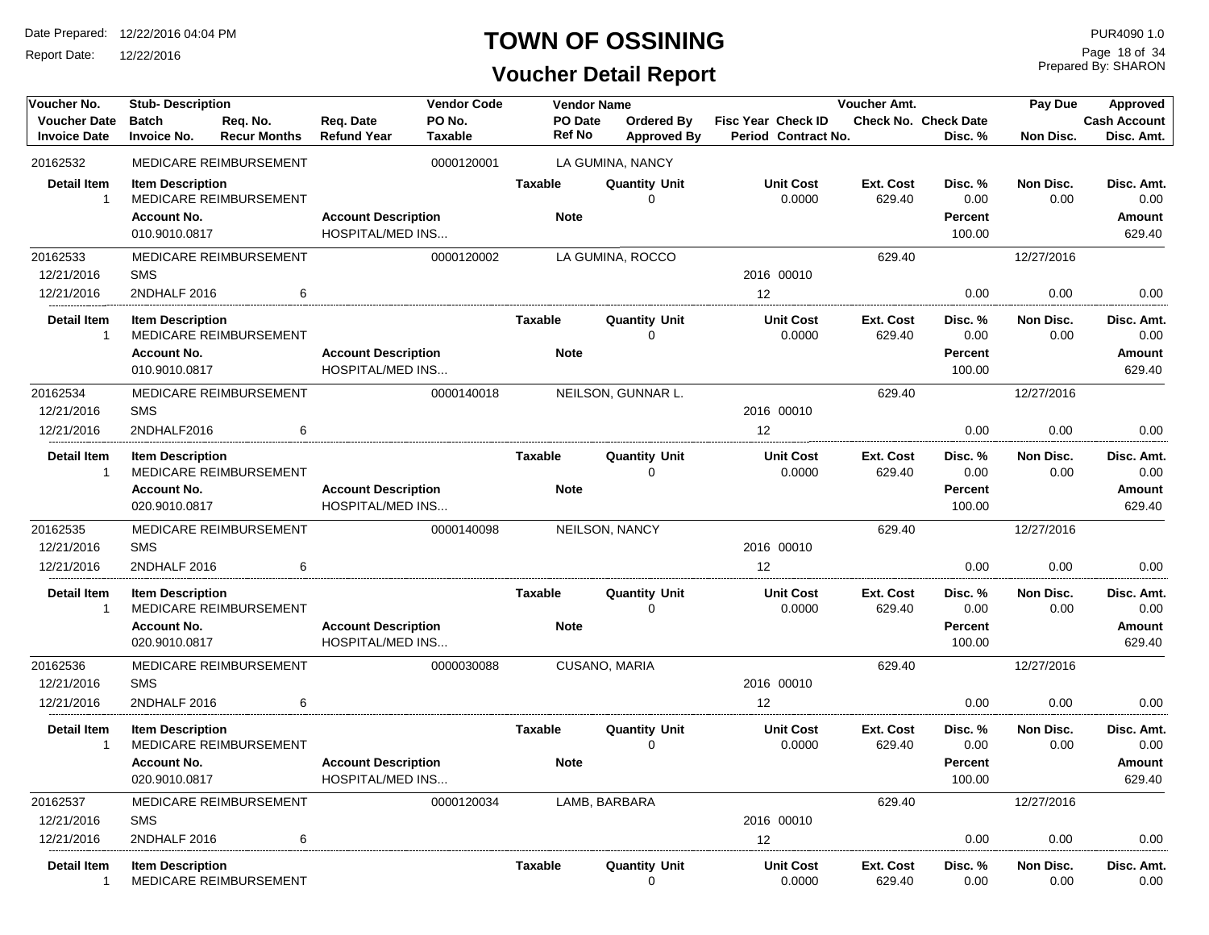# TOWN OF OSSINING

## Voucher Detail Report

Date Prepared: 12/22/2016 04:04 PM
Report Date: 12/22/2016

PUR4090 1.0
Prepared By: SHARON

| Voucher No. | Stub- Description | | | Vendor Code | Vendor Name | | | | Voucher Amt. | | Pay Due | Approved |
|---|---|---|---|---|---|---|---|---|---|---|---|---|
| Voucher Date | Batch | Req. No. | Req. Date | PO No. | PO Date | Ordered By | Fisc Year Check ID | | Check No. | Check Date | | Cash Account |
| Invoice Date | Invoice No. | Recur Months | Refund Year | Taxable | Ref No | Approved By | Period Contract No. | | | Disc. % | Non Disc. | Disc. Amt. |
| 20162532 | MEDICARE REIMBURSEMENT | | | 0000120001 | LA GUMINA, NANCY | | | | | | | |
| Detail Item | Item Description | | | | Taxable | Quantity Unit | | Unit Cost | Ext. Cost | Disc. % | Non Disc. | Disc. Amt. |
| 1 | MEDICARE REIMBURSEMENT | | | | | 0 | | 0.0000 | 629.40 | 0.00 | 0.00 | 0.00 |
| | Account No. | | Account Description | | Note | | | | | Percent | | Amount |
| | 010.9010.0817 | | HOSPITAL/MED INS... | | | | | | | 100.00 | | 629.40 |
| 20162533 | MEDICARE REIMBURSEMENT | | | 0000120002 | LA GUMINA, ROCCO | | | | 629.40 | | 12/27/2016 | |
| 12/21/2016 | SMS | | | | | | 2016 00010 | | | | | |
| 12/21/2016 | 2NDHALF 2016 | 6 | | | | | 12 | | | 0.00 | 0.00 | 0.00 |
| Detail Item | Item Description | | | | Taxable | Quantity Unit | | Unit Cost | Ext. Cost | Disc. % | Non Disc. | Disc. Amt. |
| 1 | MEDICARE REIMBURSEMENT | | | | | 0 | | 0.0000 | 629.40 | 0.00 | 0.00 | 0.00 |
| | Account No. | | Account Description | | Note | | | | | Percent | | Amount |
| | 010.9010.0817 | | HOSPITAL/MED INS... | | | | | | | 100.00 | | 629.40 |
| 20162534 | MEDICARE REIMBURSEMENT | | | 0000140018 | NEILSON, GUNNAR L. | | | | 629.40 | | 12/27/2016 | |
| 12/21/2016 | SMS | | | | | | 2016 00010 | | | | | |
| 12/21/2016 | 2NDHALF2016 | 6 | | | | | 12 | | | 0.00 | 0.00 | 0.00 |
| Detail Item | Item Description | | | | Taxable | Quantity Unit | | Unit Cost | Ext. Cost | Disc. % | Non Disc. | Disc. Amt. |
| 1 | MEDICARE REIMBURSEMENT | | | | | 0 | | 0.0000 | 629.40 | 0.00 | 0.00 | 0.00 |
| | Account No. | | Account Description | | Note | | | | | Percent | | Amount |
| | 020.9010.0817 | | HOSPITAL/MED INS... | | | | | | | 100.00 | | 629.40 |
| 20162535 | MEDICARE REIMBURSEMENT | | | 0000140098 | NEILSON, NANCY | | | | 629.40 | | 12/27/2016 | |
| 12/21/2016 | SMS | | | | | | 2016 00010 | | | | | |
| 12/21/2016 | 2NDHALF 2016 | 6 | | | | | 12 | | | 0.00 | 0.00 | 0.00 |
| Detail Item | Item Description | | | | Taxable | Quantity Unit | | Unit Cost | Ext. Cost | Disc. % | Non Disc. | Disc. Amt. |
| 1 | MEDICARE REIMBURSEMENT | | | | | 0 | | 0.0000 | 629.40 | 0.00 | 0.00 | 0.00 |
| | Account No. | | Account Description | | Note | | | | | Percent | | Amount |
| | 020.9010.0817 | | HOSPITAL/MED INS... | | | | | | | 100.00 | | 629.40 |
| 20162536 | MEDICARE REIMBURSEMENT | | | 0000030088 | CUSANO, MARIA | | | | 629.40 | | 12/27/2016 | |
| 12/21/2016 | SMS | | | | | | 2016 00010 | | | | | |
| 12/21/2016 | 2NDHALF 2016 | 6 | | | | | 12 | | | 0.00 | 0.00 | 0.00 |
| Detail Item | Item Description | | | | Taxable | Quantity Unit | | Unit Cost | Ext. Cost | Disc. % | Non Disc. | Disc. Amt. |
| 1 | MEDICARE REIMBURSEMENT | | | | | 0 | | 0.0000 | 629.40 | 0.00 | 0.00 | 0.00 |
| | Account No. | | Account Description | | Note | | | | | Percent | | Amount |
| | 020.9010.0817 | | HOSPITAL/MED INS... | | | | | | | 100.00 | | 629.40 |
| 20162537 | MEDICARE REIMBURSEMENT | | | 0000120034 | LAMB, BARBARA | | | | 629.40 | | 12/27/2016 | |
| 12/21/2016 | SMS | | | | | | 2016 00010 | | | | | |
| 12/21/2016 | 2NDHALF 2016 | 6 | | | | | 12 | | | 0.00 | 0.00 | 0.00 |
| Detail Item | Item Description | | | | Taxable | Quantity Unit | | Unit Cost | Ext. Cost | Disc. % | Non Disc. | Disc. Amt. |
| 1 | MEDICARE REIMBURSEMENT | | | | | 0 | | 0.0000 | 629.40 | 0.00 | 0.00 | 0.00 |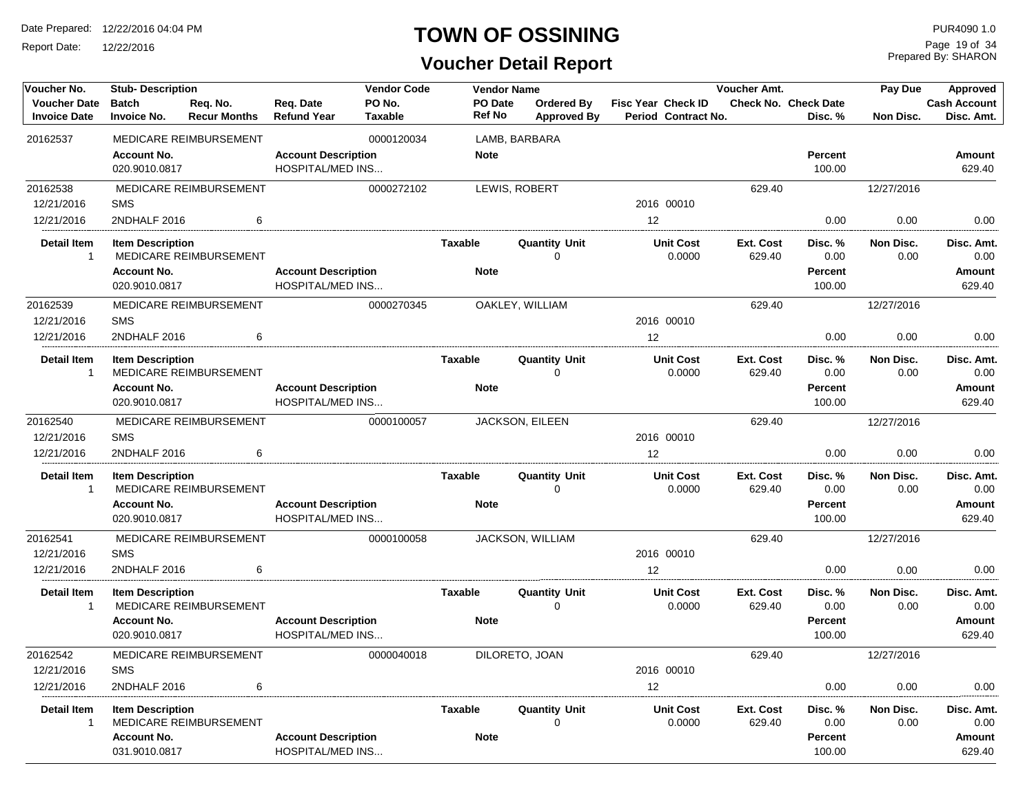# TOWN OF OSSINING

## Voucher Detail Report

Date Prepared: 12/22/2016 04:04 PM
Report Date: 12/22/2016

PUR4090 1.0
Prepared By: SHARON

| Voucher No. | Stub- Description | | | Vendor Code | Vendor Name | | | | Voucher Amt. | | Pay Due | Approved |
|---|---|---|---|---|---|---|---|---|---|---|---|---|
| Voucher Date | Batch | Req. No. | Req. Date | PO No. | PO Date | Ordered By | Fisc Year Check ID | | Check No. Check Date | | | Cash Account |
| Invoice Date | Invoice No. | Recur Months | Refund Year | Taxable | Ref No | Approved By | Period Contract No. | | | Disc. % | Non Disc. | Disc. Amt. |
| 20162537 | MEDICARE REIMBURSEMENT | | | 0000120034 | LAMB, BARBARA | | | | | | | |
| | Account No. | | Account Description | | Note | | | | | Percent | | Amount |
| | 020.9010.0817 | | HOSPITAL/MED INS... | | | | | | | 100.00 | | 629.40 |
| 20162538 | MEDICARE REIMBURSEMENT | | | 0000272102 | LEWIS, ROBERT | | | | 629.40 | | 12/27/2016 | |
| 12/21/2016 | SMS | | | | | | 2016 00010 | | | | | |
| 12/21/2016 | 2NDHALF 2016 | 6 | | | | | 12 | | | 0.00 | 0.00 | 0.00 |
| Detail Item | Item Description | | | | Taxable | Quantity Unit | Unit Cost | | Ext. Cost | Disc. % | Non Disc. | Disc. Amt. |
| 1 | MEDICARE REIMBURSEMENT | | | | | 0 | 0.0000 | | 629.40 | 0.00 | 0.00 | 0.00 |
| | Account No. | | Account Description | | Note | | | | | Percent | | Amount |
| | 020.9010.0817 | | HOSPITAL/MED INS... | | | | | | | 100.00 | | 629.40 |
| 20162539 | MEDICARE REIMBURSEMENT | | | 0000270345 | OAKLEY, WILLIAM | | | | 629.40 | | 12/27/2016 | |
| 12/21/2016 | SMS | | | | | | 2016 00010 | | | | | |
| 12/21/2016 | 2NDHALF 2016 | 6 | | | | | 12 | | | 0.00 | 0.00 | 0.00 |
| Detail Item | Item Description | | | | Taxable | Quantity Unit | Unit Cost | | Ext. Cost | Disc. % | Non Disc. | Disc. Amt. |
| 1 | MEDICARE REIMBURSEMENT | | | | | 0 | 0.0000 | | 629.40 | 0.00 | 0.00 | 0.00 |
| | Account No. | | Account Description | | Note | | | | | Percent | | Amount |
| | 020.9010.0817 | | HOSPITAL/MED INS... | | | | | | | 100.00 | | 629.40 |
| 20162540 | MEDICARE REIMBURSEMENT | | | 0000100057 | JACKSON, EILEEN | | | | 629.40 | | 12/27/2016 | |
| 12/21/2016 | SMS | | | | | | 2016 00010 | | | | | |
| 12/21/2016 | 2NDHALF 2016 | 6 | | | | | 12 | | | 0.00 | 0.00 | 0.00 |
| Detail Item | Item Description | | | | Taxable | Quantity Unit | Unit Cost | | Ext. Cost | Disc. % | Non Disc. | Disc. Amt. |
| 1 | MEDICARE REIMBURSEMENT | | | | | 0 | 0.0000 | | 629.40 | 0.00 | 0.00 | 0.00 |
| | Account No. | | Account Description | | Note | | | | | Percent | | Amount |
| | 020.9010.0817 | | HOSPITAL/MED INS... | | | | | | | 100.00 | | 629.40 |
| 20162541 | MEDICARE REIMBURSEMENT | | | 0000100058 | JACKSON, WILLIAM | | | | 629.40 | | 12/27/2016 | |
| 12/21/2016 | SMS | | | | | | 2016 00010 | | | | | |
| 12/21/2016 | 2NDHALF 2016 | 6 | | | | | 12 | | | 0.00 | 0.00 | 0.00 |
| Detail Item | Item Description | | | | Taxable | Quantity Unit | Unit Cost | | Ext. Cost | Disc. % | Non Disc. | Disc. Amt. |
| 1 | MEDICARE REIMBURSEMENT | | | | | 0 | 0.0000 | | 629.40 | 0.00 | 0.00 | 0.00 |
| | Account No. | | Account Description | | Note | | | | | Percent | | Amount |
| | 020.9010.0817 | | HOSPITAL/MED INS... | | | | | | | 100.00 | | 629.40 |
| 20162542 | MEDICARE REIMBURSEMENT | | | 0000040018 | DILORETO, JOAN | | | | 629.40 | | 12/27/2016 | |
| 12/21/2016 | SMS | | | | | | 2016 00010 | | | | | |
| 12/21/2016 | 2NDHALF 2016 | 6 | | | | | 12 | | | 0.00 | 0.00 | 0.00 |
| Detail Item | Item Description | | | | Taxable | Quantity Unit | Unit Cost | | Ext. Cost | Disc. % | Non Disc. | Disc. Amt. |
| 1 | MEDICARE REIMBURSEMENT | | | | | 0 | 0.0000 | | 629.40 | 0.00 | 0.00 | 0.00 |
| | Account No. | | Account Description | | Note | | | | | Percent | | Amount |
| | 031.9010.0817 | | HOSPITAL/MED INS... | | | | | | | 100.00 | | 629.40 |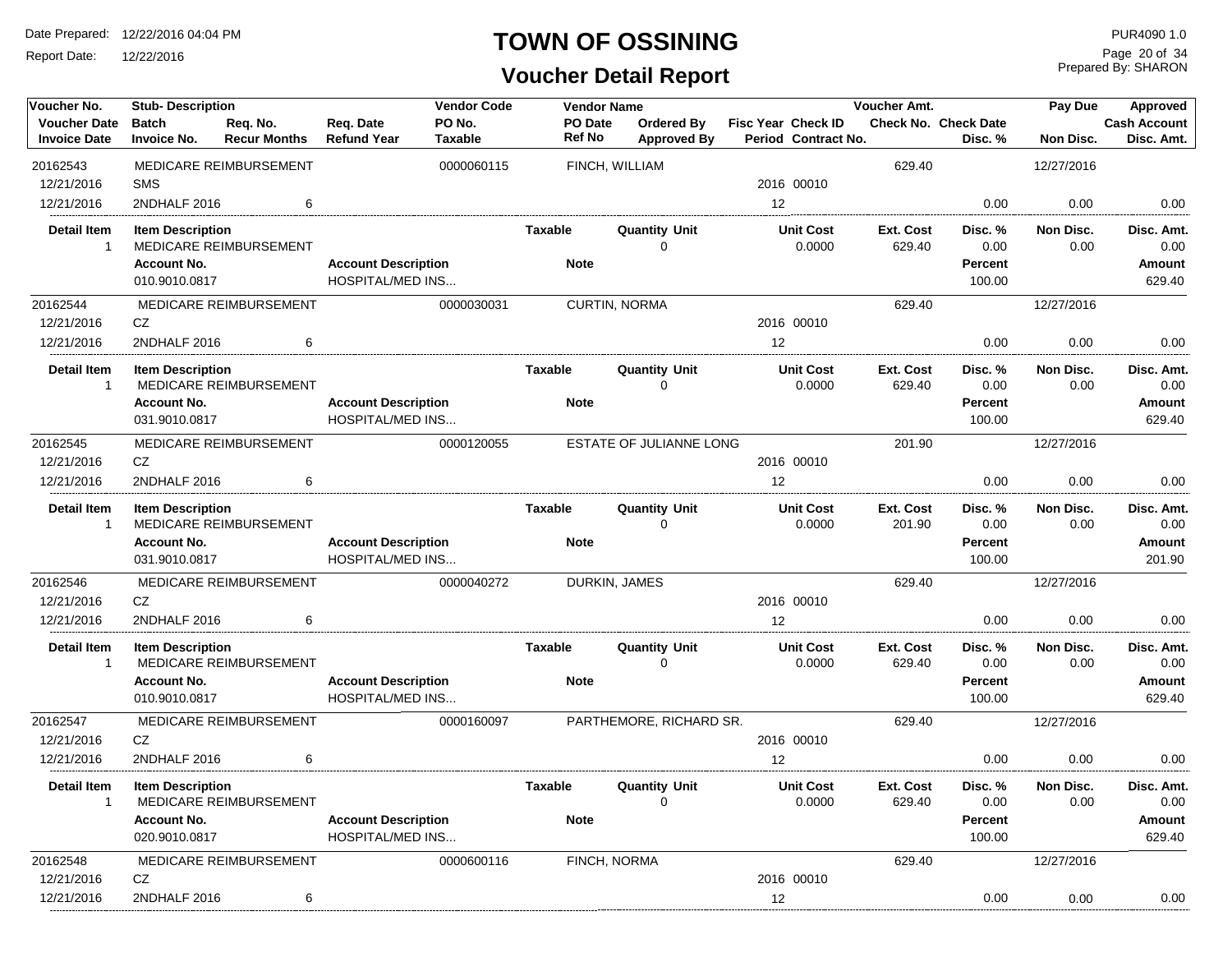# TOWN OF OSSINING

## Voucher Detail Report

Date Prepared: 12/22/2016 04:04 PM
Report Date: 12/22/2016

PUR4090 1.0
Prepared By: SHARON

| Voucher No. | Stub- Description | | | Vendor Code | Vendor Name | | | | Voucher Amt. | | Pay Due | Approved |
|---|---|---|---|---|---|---|---|---|---|---|---|---|
| **Voucher Date** | **Batch** | **Req. No.** | **Req. Date** | **PO No.** | **PO Date** | **Ordered By** | **Fisc Year** | **Check ID** | **Check No.** | **Check Date** | | **Cash Account** |
| **Invoice Date** | **Invoice No.** | **Recur Months** | **Refund Year** | **Taxable** | **Ref No** | **Approved By** | **Period** | **Contract No.** | | **Disc. %** | **Non Disc.** | **Disc. Amt.** |
| 20162543 | MEDICARE REIMBURSEMENT | | | 0000060115 | FINCH, WILLIAM | | | | 629.40 | | 12/27/2016 | |
| 12/21/2016 | SMS | | | | | | 2016 | 00010 | | | | |
| 12/21/2016 | 2NDHALF 2016 | 6 | | | | | 12 | | | 0.00 | 0.00 | 0.00 |
| 20162544 | MEDICARE REIMBURSEMENT | | | 0000030031 | CURTIN, NORMA | | | | 629.40 | | 12/27/2016 | |
| 12/21/2016 | CZ | | | | | | 2016 | 00010 | | | | |
| 12/21/2016 | 2NDHALF 2016 | 6 | | | | | 12 | | | 0.00 | 0.00 | 0.00 |
| 20162545 | MEDICARE REIMBURSEMENT | | | 0000120055 | ESTATE OF JULIANNE LONG | | | | 201.90 | | 12/27/2016 | |
| 12/21/2016 | CZ | | | | | | 2016 | 00010 | | | | |
| 12/21/2016 | 2NDHALF 2016 | 6 | | | | | 12 | | | 0.00 | 0.00 | 0.00 |
| 20162546 | MEDICARE REIMBURSEMENT | | | 0000040272 | DURKIN, JAMES | | | | 629.40 | | 12/27/2016 | |
| 12/21/2016 | CZ | | | | | | 2016 | 00010 | | | | |
| 12/21/2016 | 2NDHALF 2016 | 6 | | | | | 12 | | | 0.00 | 0.00 | 0.00 |
| 20162547 | MEDICARE REIMBURSEMENT | | | 0000160097 | PARTHEMORE, RICHARD SR. | | | | 629.40 | | 12/27/2016 | |
| 12/21/2016 | CZ | | | | | | 2016 | 00010 | | | | |
| 12/21/2016 | 2NDHALF 2016 | 6 | | | | | 12 | | | 0.00 | 0.00 | 0.00 |
| 20162548 | MEDICARE REIMBURSEMENT | | | 0000600116 | FINCH, NORMA | | | | 629.40 | | 12/27/2016 | |
| 12/21/2016 | CZ | | | | | | 2016 | 00010 | | | | |
| 12/21/2016 | 2NDHALF 2016 | 6 | | | | | 12 | | | 0.00 | 0.00 | 0.00 |

**Detail items:**

| Voucher No. | Detail Item | Item Description | Taxable | Quantity | Unit | Unit Cost | Ext. Cost | Disc. % | Non Disc. | Disc. Amt. |
|---|---|---|---|---|---|---|---|---|---|---|
| 20162543 | 1 | MEDICARE REIMBURSEMENT | | 0 | | 0.0000 | 629.40 | 0.00 | 0.00 | 0.00 |
| 20162544 | 1 | MEDICARE REIMBURSEMENT | | 0 | | 0.0000 | 629.40 | 0.00 | 0.00 | 0.00 |
| 20162545 | 1 | MEDICARE REIMBURSEMENT | | 0 | | 0.0000 | 201.90 | 0.00 | 0.00 | 0.00 |
| 20162546 | 1 | MEDICARE REIMBURSEMENT | | 0 | | 0.0000 | 629.40 | 0.00 | 0.00 | 0.00 |
| 20162547 | 1 | MEDICARE REIMBURSEMENT | | 0 | | 0.0000 | 629.40 | 0.00 | 0.00 | 0.00 |

**Account distribution:**

| Voucher No. | Account No. | Account Description | Note | Percent | Amount |
|---|---|---|---|---|---|
| 20162543 | 010.9010.0817 | HOSPITAL/MED INS... | | 100.00 | 629.40 |
| 20162544 | 031.9010.0817 | HOSPITAL/MED INS... | | 100.00 | 629.40 |
| 20162545 | 031.9010.0817 | HOSPITAL/MED INS... | | 100.00 | 201.90 |
| 20162546 | 010.9010.0817 | HOSPITAL/MED INS... | | 100.00 | 629.40 |
| 20162547 | 020.9010.0817 | HOSPITAL/MED INS... | | 100.00 | 629.40 |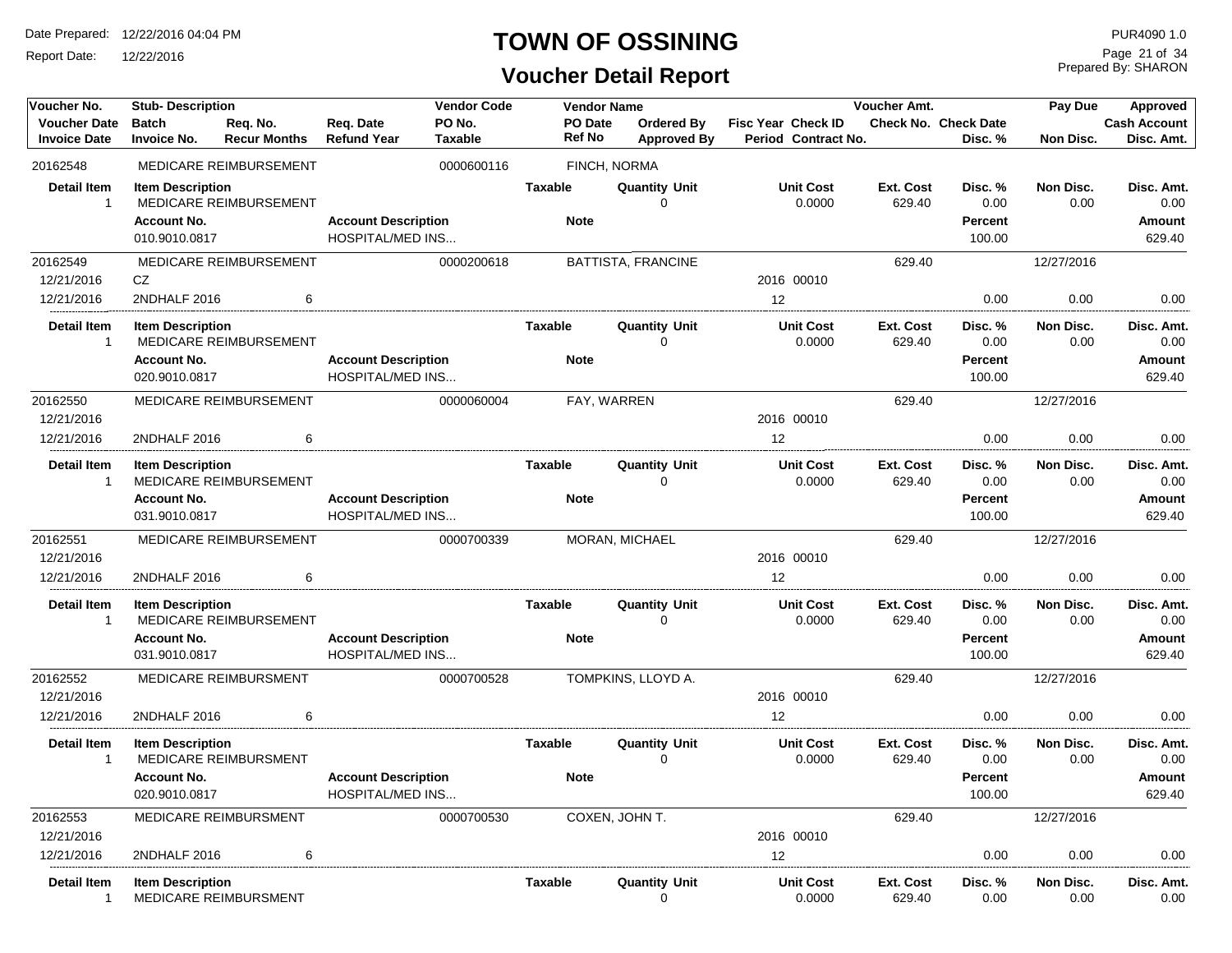# TOWN OF OSSINING

## Voucher Detail Report

Date Prepared: 12/22/2016 04:04 PM
Report Date: 12/22/2016

PUR4090 1.0
Prepared By: SHARON

| Voucher No. | Stub- Description | | | Vendor Code | Vendor Name | | | | Voucher Amt. | | Pay Due | Approved |
|---|---|---|---|---|---|---|---|---|---|---|---|---|
| Voucher Date | Batch | Req. No. | Req. Date | PO No. | PO Date | Ordered By | Fisc Year Check ID | | Check No. | Check Date | | Cash Account |
| Invoice Date | Invoice No. | Recur Months | Refund Year | Taxable | Ref No | Approved By | Period Contract No. | | | Disc. % | Non Disc. | Disc. Amt. |
| 20162548 | MEDICARE REIMBURSEMENT | | | 0000600116 | FINCH, NORMA | | | | | | | |
| Detail Item | Item Description | | | | Taxable | Quantity Unit | | Unit Cost | Ext. Cost | Disc. % | Non Disc. | Disc. Amt. |
| 1 | MEDICARE REIMBURSEMENT | | | | | 0 | | 0.0000 | 629.40 | 0.00 | 0.00 | 0.00 |
| | Account No. | | Account Description | | Note | | | | | Percent | | Amount |
| | 010.9010.0817 | | HOSPITAL/MED INS... | | | | | | | 100.00 | | 629.40 |
| 20162549 | MEDICARE REIMBURSEMENT | | | 0000200618 | BATTISTA, FRANCINE | | | | 629.40 | | 12/27/2016 | |
| 12/21/2016 | CZ | | | | | | 2016 00010 | | | | | |
| 12/21/2016 | 2NDHALF 2016 | 6 | | | | | 12 | | | 0.00 | 0.00 | 0.00 |
| Detail Item | Item Description | | | | Taxable | Quantity Unit | | Unit Cost | Ext. Cost | Disc. % | Non Disc. | Disc. Amt. |
| 1 | MEDICARE REIMBURSEMENT | | | | | 0 | | 0.0000 | 629.40 | 0.00 | 0.00 | 0.00 |
| | Account No. | | Account Description | | Note | | | | | Percent | | Amount |
| | 020.9010.0817 | | HOSPITAL/MED INS... | | | | | | | 100.00 | | 629.40 |
| 20162550 | MEDICARE REIMBURSEMENT | | | 0000060004 | FAY, WARREN | | | | 629.40 | | 12/27/2016 | |
| 12/21/2016 | | | | | | | 2016 00010 | | | | | |
| 12/21/2016 | 2NDHALF 2016 | 6 | | | | | 12 | | | 0.00 | 0.00 | 0.00 |
| Detail Item | Item Description | | | | Taxable | Quantity Unit | | Unit Cost | Ext. Cost | Disc. % | Non Disc. | Disc. Amt. |
| 1 | MEDICARE REIMBURSEMENT | | | | | 0 | | 0.0000 | 629.40 | 0.00 | 0.00 | 0.00 |
| | Account No. | | Account Description | | Note | | | | | Percent | | Amount |
| | 031.9010.0817 | | HOSPITAL/MED INS... | | | | | | | 100.00 | | 629.40 |
| 20162551 | MEDICARE REIMBURSEMENT | | | 0000700339 | MORAN, MICHAEL | | | | 629.40 | | 12/27/2016 | |
| 12/21/2016 | | | | | | | 2016 00010 | | | | | |
| 12/21/2016 | 2NDHALF 2016 | 6 | | | | | 12 | | | 0.00 | 0.00 | 0.00 |
| Detail Item | Item Description | | | | Taxable | Quantity Unit | | Unit Cost | Ext. Cost | Disc. % | Non Disc. | Disc. Amt. |
| 1 | MEDICARE REIMBURSEMENT | | | | | 0 | | 0.0000 | 629.40 | 0.00 | 0.00 | 0.00 |
| | Account No. | | Account Description | | Note | | | | | Percent | | Amount |
| | 031.9010.0817 | | HOSPITAL/MED INS... | | | | | | | 100.00 | | 629.40 |
| 20162552 | MEDICARE REIMBURSMENT | | | 0000700528 | TOMPKINS, LLOYD A. | | | | 629.40 | | 12/27/2016 | |
| 12/21/2016 | | | | | | | 2016 00010 | | | | | |
| 12/21/2016 | 2NDHALF 2016 | 6 | | | | | 12 | | | 0.00 | 0.00 | 0.00 |
| Detail Item | Item Description | | | | Taxable | Quantity Unit | | Unit Cost | Ext. Cost | Disc. % | Non Disc. | Disc. Amt. |
| 1 | MEDICARE REIMBURSMENT | | | | | 0 | | 0.0000 | 629.40 | 0.00 | 0.00 | 0.00 |
| | Account No. | | Account Description | | Note | | | | | Percent | | Amount |
| | 020.9010.0817 | | HOSPITAL/MED INS... | | | | | | | 100.00 | | 629.40 |
| 20162553 | MEDICARE REIMBURSMENT | | | 0000700530 | COXEN, JOHN T. | | | | 629.40 | | 12/27/2016 | |
| 12/21/2016 | | | | | | | 2016 00010 | | | | | |
| 12/21/2016 | 2NDHALF 2016 | 6 | | | | | 12 | | | 0.00 | 0.00 | 0.00 |
| Detail Item | Item Description | | | | Taxable | Quantity Unit | | Unit Cost | Ext. Cost | Disc. % | Non Disc. | Disc. Amt. |
| 1 | MEDICARE REIMBURSMENT | | | | | 0 | | 0.0000 | 629.40 | 0.00 | 0.00 | 0.00 |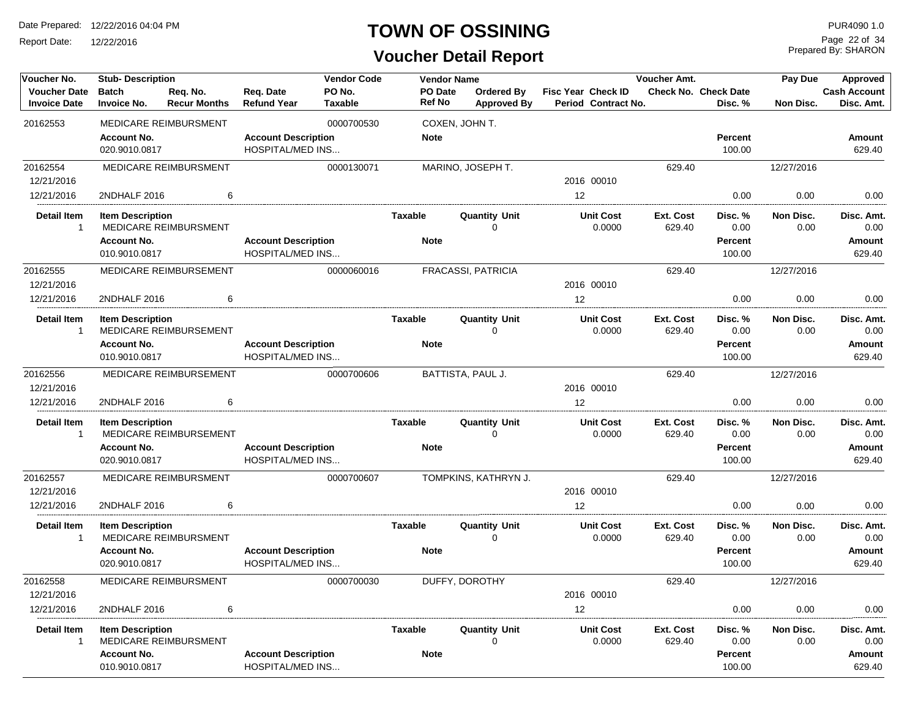# TOWN OF OSSINING

## Voucher Detail Report

Date Prepared: 12/22/2016 04:04 PM
Report Date: 12/22/2016

PUR4090 1.0
Prepared By: SHARON

| Voucher No. / Voucher Date / Invoice Date | Stub- Description / Batch / Invoice No. | Req. No. / Recur Months | Req. Date / Refund Year | Vendor Code / PO No. / Taxable | Vendor Name / PO Date / Ref No | Ordered By / Approved By | Fisc Year / Period | Check ID / Contract No. | Voucher Amt. / Check No. | Check Date / Disc. % | Pay Due / Non Disc. | Approved / Cash Account / Disc. Amt. |
|---|---|---|---|---|---|---|---|---|---|---|---|---|
| 20162553 | MEDICARE REIMBURSMENT | | | 0000700530 | COXEN, JOHN T. | | | | | | | |
| | **Account No.** | | **Account Description** | | **Note** | | | | | **Percent** | | **Amount** |
| | 020.9010.0817 | | HOSPITAL/MED INS... | | | | | | | 100.00 | | 629.40 |
| 20162554 | MEDICARE REIMBURSMENT | | | 0000130071 | MARINO, JOSEPH T. | | | | 629.40 | | 12/27/2016 | |
| 12/21/2016 | | | | | | | 2016 | 00010 | | | | |
| 12/21/2016 | 2NDHALF 2016 | 6 | | | | | 12 | | | 0.00 | 0.00 | 0.00 |
| **Detail Item** | **Item Description** | | | **Taxable** | **Quantity Unit** | | **Unit Cost** | | **Ext. Cost** | **Disc. %** | **Non Disc.** | **Disc. Amt.** |
| 1 | MEDICARE REIMBURSMENT | | | | 0 | | 0.0000 | | 629.40 | 0.00 | 0.00 | 0.00 |
| | **Account No.** | | **Account Description** | | **Note** | | | | | **Percent** | | **Amount** |
| | 010.9010.0817 | | HOSPITAL/MED INS... | | | | | | | 100.00 | | 629.40 |
| 20162555 | MEDICARE REIMBURSEMENT | | | 0000060016 | FRACASSI, PATRICIA | | | | 629.40 | | 12/27/2016 | |
| 12/21/2016 | | | | | | | 2016 | 00010 | | | | |
| 12/21/2016 | 2NDHALF 2016 | 6 | | | | | 12 | | | 0.00 | 0.00 | 0.00 |
| **Detail Item** | **Item Description** | | | **Taxable** | **Quantity Unit** | | **Unit Cost** | | **Ext. Cost** | **Disc. %** | **Non Disc.** | **Disc. Amt.** |
| 1 | MEDICARE REIMBURSEMENT | | | | 0 | | 0.0000 | | 629.40 | 0.00 | 0.00 | 0.00 |
| | **Account No.** | | **Account Description** | | **Note** | | | | | **Percent** | | **Amount** |
| | 010.9010.0817 | | HOSPITAL/MED INS... | | | | | | | 100.00 | | 629.40 |
| 20162556 | MEDICARE REIMBURSEMENT | | | 0000700606 | BATTISTA, PAUL J. | | | | 629.40 | | 12/27/2016 | |
| 12/21/2016 | | | | | | | 2016 | 00010 | | | | |
| 12/21/2016 | 2NDHALF 2016 | 6 | | | | | 12 | | | 0.00 | 0.00 | 0.00 |
| **Detail Item** | **Item Description** | | | **Taxable** | **Quantity Unit** | | **Unit Cost** | | **Ext. Cost** | **Disc. %** | **Non Disc.** | **Disc. Amt.** |
| 1 | MEDICARE REIMBURSEMENT | | | | 0 | | 0.0000 | | 629.40 | 0.00 | 0.00 | 0.00 |
| | **Account No.** | | **Account Description** | | **Note** | | | | | **Percent** | | **Amount** |
| | 020.9010.0817 | | HOSPITAL/MED INS... | | | | | | | 100.00 | | 629.40 |
| 20162557 | MEDICARE REIMBURSMENT | | | 0000700607 | TOMPKINS, KATHRYN J. | | | | 629.40 | | 12/27/2016 | |
| 12/21/2016 | | | | | | | 2016 | 00010 | | | | |
| 12/21/2016 | 2NDHALF 2016 | 6 | | | | | 12 | | | 0.00 | 0.00 | 0.00 |
| **Detail Item** | **Item Description** | | | **Taxable** | **Quantity Unit** | | **Unit Cost** | | **Ext. Cost** | **Disc. %** | **Non Disc.** | **Disc. Amt.** |
| 1 | MEDICARE REIMBURSMENT | | | | 0 | | 0.0000 | | 629.40 | 0.00 | 0.00 | 0.00 |
| | **Account No.** | | **Account Description** | | **Note** | | | | | **Percent** | | **Amount** |
| | 020.9010.0817 | | HOSPITAL/MED INS... | | | | | | | 100.00 | | 629.40 |
| 20162558 | MEDICARE REIMBURSMENT | | | 0000700030 | DUFFY, DOROTHY | | | | 629.40 | | 12/27/2016 | |
| 12/21/2016 | | | | | | | 2016 | 00010 | | | | |
| 12/21/2016 | 2NDHALF 2016 | 6 | | | | | 12 | | | 0.00 | 0.00 | 0.00 |
| **Detail Item** | **Item Description** | | | **Taxable** | **Quantity Unit** | | **Unit Cost** | | **Ext. Cost** | **Disc. %** | **Non Disc.** | **Disc. Amt.** |
| 1 | MEDICARE REIMBURSMENT | | | | 0 | | 0.0000 | | 629.40 | 0.00 | 0.00 | 0.00 |
| | **Account No.** | | **Account Description** | | **Note** | | | | | **Percent** | | **Amount** |
| | 010.9010.0817 | | HOSPITAL/MED INS... | | | | | | | 100.00 | | 629.40 |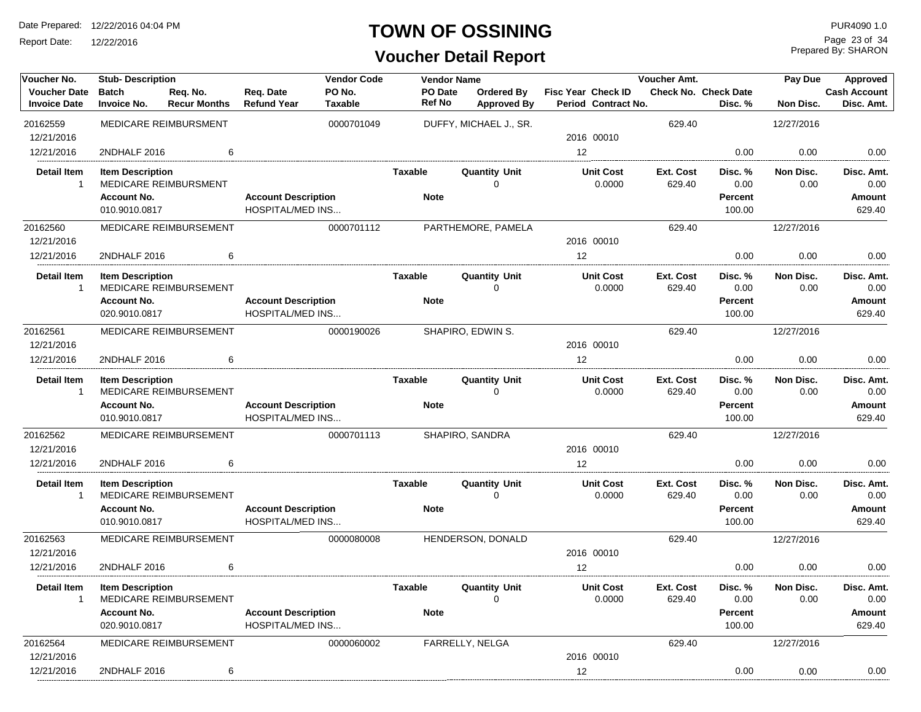# TOWN OF OSSINING

## Voucher Detail Report

Date Prepared: 12/22/2016 04:04 PM
Report Date: 12/22/2016

PUR4090 1.0
Prepared By: SHARON

| Voucher No. / Voucher Date / Invoice Date | Stub- Description / Batch / Invoice No. | Req. No. / Recur Months | Req. Date / Refund Year | Vendor Code / PO No. / Taxable | Vendor Name / PO Date / Ref No | Ordered By / Approved By | Fisc Year / Period | Check ID / Contract No. | Voucher Amt. / Check No. | Check Date / Disc. % | Pay Due / Non Disc. | Approved / Cash Account / Disc. Amt. |
|---|---|---|---|---|---|---|---|---|---|---|---|---|
| 20162559 | MEDICARE REIMBURSMENT | | | 0000701049 | DUFFY, MICHAEL J., SR. | | | | 629.40 | | 12/27/2016 | |
| 12/21/2016 | | | | | | | 2016 | 00010 | | | | |
| 12/21/2016 | 2NDHALF 2016 | 6 | | | | | 12 | | | 0.00 | 0.00 | 0.00 |

| Detail Item | Item Description | Taxable | Quantity | Unit | Unit Cost | Ext. Cost | Disc. % | Non Disc. | Disc. Amt. |
|---|---|---|---|---|---|---|---|---|---|
| 1 | MEDICARE REIMBURSMENT | | 0 | | 0.0000 | 629.40 | 0.00 | 0.00 | 0.00 |

| Account No. | Account Description | Note | Percent | Amount |
|---|---|---|---|---|
| 010.9010.0817 | HOSPITAL/MED INS... | | 100.00 | 629.40 |

| Voucher No. / Voucher Date / Invoice Date | Stub- Description / Batch / Invoice No. | Req. No. / Recur Months | Req. Date / Refund Year | Vendor Code / PO No. / Taxable | Vendor Name / PO Date / Ref No | Ordered By / Approved By | Fisc Year / Period | Check ID / Contract No. | Voucher Amt. / Check No. | Check Date / Disc. % | Pay Due / Non Disc. | Approved / Cash Account / Disc. Amt. |
|---|---|---|---|---|---|---|---|---|---|---|---|---|
| 20162560 | MEDICARE REIMBURSEMENT | | | 0000701112 | PARTHEMORE, PAMELA | | | | 629.40 | | 12/27/2016 | |
| 12/21/2016 | | | | | | | 2016 | 00010 | | | | |
| 12/21/2016 | 2NDHALF 2016 | 6 | | | | | 12 | | | 0.00 | 0.00 | 0.00 |

| Detail Item | Item Description | Taxable | Quantity | Unit | Unit Cost | Ext. Cost | Disc. % | Non Disc. | Disc. Amt. |
|---|---|---|---|---|---|---|---|---|---|
| 1 | MEDICARE REIMBURSEMENT | | 0 | | 0.0000 | 629.40 | 0.00 | 0.00 | 0.00 |

| Account No. | Account Description | Note | Percent | Amount |
|---|---|---|---|---|
| 020.9010.0817 | HOSPITAL/MED INS... | | 100.00 | 629.40 |

| Voucher No. / Voucher Date / Invoice Date | Stub- Description / Batch / Invoice No. | Req. No. / Recur Months | Req. Date / Refund Year | Vendor Code / PO No. / Taxable | Vendor Name / PO Date / Ref No | Ordered By / Approved By | Fisc Year / Period | Check ID / Contract No. | Voucher Amt. / Check No. | Check Date / Disc. % | Pay Due / Non Disc. | Approved / Cash Account / Disc. Amt. |
|---|---|---|---|---|---|---|---|---|---|---|---|---|
| 20162561 | MEDICARE REIMBURSEMENT | | | 0000190026 | SHAPIRO, EDWIN S. | | | | 629.40 | | 12/27/2016 | |
| 12/21/2016 | | | | | | | 2016 | 00010 | | | | |
| 12/21/2016 | 2NDHALF 2016 | 6 | | | | | 12 | | | 0.00 | 0.00 | 0.00 |

| Detail Item | Item Description | Taxable | Quantity | Unit | Unit Cost | Ext. Cost | Disc. % | Non Disc. | Disc. Amt. |
|---|---|---|---|---|---|---|---|---|---|
| 1 | MEDICARE REIMBURSEMENT | | 0 | | 0.0000 | 629.40 | 0.00 | 0.00 | 0.00 |

| Account No. | Account Description | Note | Percent | Amount |
|---|---|---|---|---|
| 010.9010.0817 | HOSPITAL/MED INS... | | 100.00 | 629.40 |

| Voucher No. / Voucher Date / Invoice Date | Stub- Description / Batch / Invoice No. | Req. No. / Recur Months | Req. Date / Refund Year | Vendor Code / PO No. / Taxable | Vendor Name / PO Date / Ref No | Ordered By / Approved By | Fisc Year / Period | Check ID / Contract No. | Voucher Amt. / Check No. | Check Date / Disc. % | Pay Due / Non Disc. | Approved / Cash Account / Disc. Amt. |
|---|---|---|---|---|---|---|---|---|---|---|---|---|
| 20162562 | MEDICARE REIMBURSEMENT | | | 0000701113 | SHAPIRO, SANDRA | | | | 629.40 | | 12/27/2016 | |
| 12/21/2016 | | | | | | | 2016 | 00010 | | | | |
| 12/21/2016 | 2NDHALF 2016 | 6 | | | | | 12 | | | 0.00 | 0.00 | 0.00 |

| Detail Item | Item Description | Taxable | Quantity | Unit | Unit Cost | Ext. Cost | Disc. % | Non Disc. | Disc. Amt. |
|---|---|---|---|---|---|---|---|---|---|
| 1 | MEDICARE REIMBURSEMENT | | 0 | | 0.0000 | 629.40 | 0.00 | 0.00 | 0.00 |

| Account No. | Account Description | Note | Percent | Amount |
|---|---|---|---|---|
| 010.9010.0817 | HOSPITAL/MED INS... | | 100.00 | 629.40 |

| Voucher No. / Voucher Date / Invoice Date | Stub- Description / Batch / Invoice No. | Req. No. / Recur Months | Req. Date / Refund Year | Vendor Code / PO No. / Taxable | Vendor Name / PO Date / Ref No | Ordered By / Approved By | Fisc Year / Period | Check ID / Contract No. | Voucher Amt. / Check No. | Check Date / Disc. % | Pay Due / Non Disc. | Approved / Cash Account / Disc. Amt. |
|---|---|---|---|---|---|---|---|---|---|---|---|---|
| 20162563 | MEDICARE REIMBURSEMENT | | | 0000080008 | HENDERSON, DONALD | | | | 629.40 | | 12/27/2016 | |
| 12/21/2016 | | | | | | | 2016 | 00010 | | | | |
| 12/21/2016 | 2NDHALF 2016 | 6 | | | | | 12 | | | 0.00 | 0.00 | 0.00 |

| Detail Item | Item Description | Taxable | Quantity | Unit | Unit Cost | Ext. Cost | Disc. % | Non Disc. | Disc. Amt. |
|---|---|---|---|---|---|---|---|---|---|
| 1 | MEDICARE REIMBURSEMENT | | 0 | | 0.0000 | 629.40 | 0.00 | 0.00 | 0.00 |

| Account No. | Account Description | Note | Percent | Amount |
|---|---|---|---|---|
| 020.9010.0817 | HOSPITAL/MED INS... | | 100.00 | 629.40 |

| Voucher No. / Voucher Date / Invoice Date | Stub- Description / Batch / Invoice No. | Req. No. / Recur Months | Req. Date / Refund Year | Vendor Code / PO No. / Taxable | Vendor Name / PO Date / Ref No | Ordered By / Approved By | Fisc Year / Period | Check ID / Contract No. | Voucher Amt. / Check No. | Check Date / Disc. % | Pay Due / Non Disc. | Approved / Cash Account / Disc. Amt. |
|---|---|---|---|---|---|---|---|---|---|---|---|---|
| 20162564 | MEDICARE REIMBURSEMENT | | | 0000060002 | FARRELLY, NELGA | | | | 629.40 | | 12/27/2016 | |
| 12/21/2016 | | | | | | | 2016 | 00010 | | | | |
| 12/21/2016 | 2NDHALF 2016 | 6 | | | | | 12 | | | 0.00 | 0.00 | 0.00 |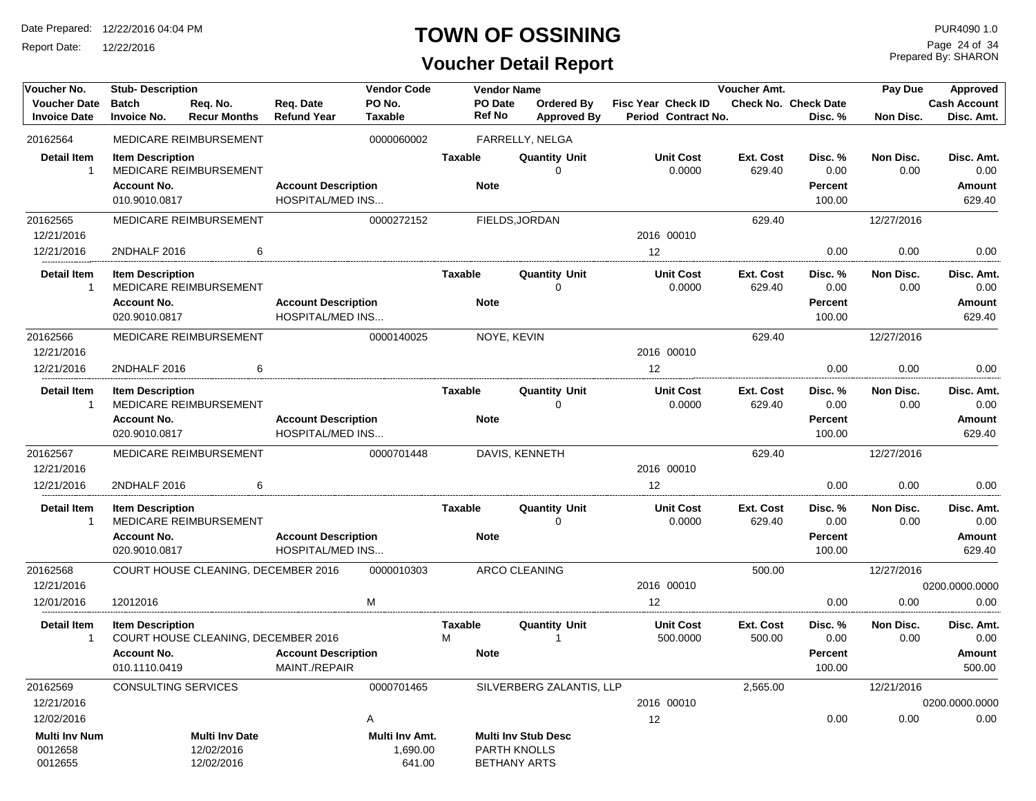# TOWN OF OSSINING

## Voucher Detail Report

Date Prepared: 12/22/2016 04:04 PM
Report Date: 12/22/2016

PUR4090 1.0
Prepared By: SHARON

| Voucher No. | Stub- Description | | | Vendor Code | Vendor Name | | | | Voucher Amt. | | Pay Due | Approved |
|---|---|---|---|---|---|---|---|---|---|---|---|---|
| Voucher Date | Batch | Req. No. | Req. Date | PO No. | PO Date | Ordered By | Fisc Year | Check ID | Check No. | Check Date | | Cash Account |
| Invoice Date | Invoice No. | Recur Months | Refund Year | Taxable | Ref No | Approved By | Period | Contract No. | | Disc. % | Non Disc. | Disc. Amt. |

### 20162564 — MEDICARE REIMBURSEMENT — 0000060002 — FARRELLY, NELGA

| Detail Item | Item Description | Taxable | Quantity Unit | Unit Cost | Ext. Cost | Disc. % | Non Disc. | Disc. Amt. |
|---|---|---|---|---|---|---|---|---|
| 1 | MEDICARE REIMBURSEMENT | | 0 | 0.0000 | 629.40 | 0.00 | 0.00 | 0.00 |

| Account No. | Account Description | Note | Percent | Amount |
|---|---|---|---|---|
| 010.9010.0817 | HOSPITAL/MED INS... | | 100.00 | 629.40 |

### 20162565 — MEDICARE REIMBURSEMENT — 0000272152 — FIELDS,JORDAN

| Voucher Date | Invoice Date | Invoice No. | Recur Months | Fisc Year | Check ID | Period | Voucher Amt. | Disc. % | Pay Due | Non Disc. | Disc. Amt. |
|---|---|---|---|---|---|---|---|---|---|---|---|
| 12/21/2016 | 12/21/2016 | 2NDHALF 2016 | 6 | 2016 | 00010 | 12 | 629.40 | 0.00 | 12/27/2016 | 0.00 | 0.00 |

| Detail Item | Item Description | Taxable | Quantity Unit | Unit Cost | Ext. Cost | Disc. % | Non Disc. | Disc. Amt. |
|---|---|---|---|---|---|---|---|---|
| 1 | MEDICARE REIMBURSEMENT | | 0 | 0.0000 | 629.40 | 0.00 | 0.00 | 0.00 |

| Account No. | Account Description | Note | Percent | Amount |
|---|---|---|---|---|
| 020.9010.0817 | HOSPITAL/MED INS... | | 100.00 | 629.40 |

### 20162566 — MEDICARE REIMBURSEMENT — 0000140025 — NOYE, KEVIN

| Voucher Date | Invoice Date | Invoice No. | Recur Months | Fisc Year | Check ID | Period | Voucher Amt. | Disc. % | Pay Due | Non Disc. | Disc. Amt. |
|---|---|---|---|---|---|---|---|---|---|---|---|
| 12/21/2016 | 12/21/2016 | 2NDHALF 2016 | 6 | 2016 | 00010 | 12 | 629.40 | 0.00 | 12/27/2016 | 0.00 | 0.00 |

| Detail Item | Item Description | Taxable | Quantity Unit | Unit Cost | Ext. Cost | Disc. % | Non Disc. | Disc. Amt. |
|---|---|---|---|---|---|---|---|---|
| 1 | MEDICARE REIMBURSEMENT | | 0 | 0.0000 | 629.40 | 0.00 | 0.00 | 0.00 |

| Account No. | Account Description | Note | Percent | Amount |
|---|---|---|---|---|
| 020.9010.0817 | HOSPITAL/MED INS... | | 100.00 | 629.40 |

### 20162567 — MEDICARE REIMBURSEMENT — 0000701448 — DAVIS, KENNETH

| Voucher Date | Invoice Date | Invoice No. | Recur Months | Fisc Year | Check ID | Period | Voucher Amt. | Disc. % | Pay Due | Non Disc. | Disc. Amt. |
|---|---|---|---|---|---|---|---|---|---|---|---|
| 12/21/2016 | 12/21/2016 | 2NDHALF 2016 | 6 | 2016 | 00010 | 12 | 629.40 | 0.00 | 12/27/2016 | 0.00 | 0.00 |

| Detail Item | Item Description | Taxable | Quantity Unit | Unit Cost | Ext. Cost | Disc. % | Non Disc. | Disc. Amt. |
|---|---|---|---|---|---|---|---|---|
| 1 | MEDICARE REIMBURSEMENT | | 0 | 0.0000 | 629.40 | 0.00 | 0.00 | 0.00 |

| Account No. | Account Description | Note | Percent | Amount |
|---|---|---|---|---|
| 020.9010.0817 | HOSPITAL/MED INS... | | 100.00 | 629.40 |

### 20162568 — COURT HOUSE CLEANING, DECEMBER 2016 — 0000010303 — ARCO CLEANING

| Voucher Date | Invoice Date | Invoice No. | Taxable | Fisc Year | Check ID | Period | Voucher Amt. | Disc. % | Pay Due | Cash Account | Non Disc. | Disc. Amt. |
|---|---|---|---|---|---|---|---|---|---|---|---|---|
| 12/21/2016 | 12/01/2016 | 12012016 | M | 2016 | 00010 | 12 | 500.00 | 0.00 | 12/27/2016 | 0200.0000.0000 | 0.00 | 0.00 |

| Detail Item | Item Description | Taxable | Quantity Unit | Unit Cost | Ext. Cost | Disc. % | Non Disc. | Disc. Amt. |
|---|---|---|---|---|---|---|---|---|
| 1 | COURT HOUSE CLEANING, DECEMBER 2016 | M | 1 | 500.0000 | 500.00 | 0.00 | 0.00 | 0.00 |

| Account No. | Account Description | Note | Percent | Amount |
|---|---|---|---|---|
| 010.1110.0419 | MAINT./REPAIR | | 100.00 | 500.00 |

### 20162569 — CONSULTING SERVICES — 0000701465 — SILVERBERG ZALANTIS, LLP

| Voucher Date | Invoice Date | Taxable | Fisc Year | Check ID | Period | Voucher Amt. | Disc. % | Pay Due | Cash Account | Non Disc. | Disc. Amt. |
|---|---|---|---|---|---|---|---|---|---|---|---|
| 12/21/2016 | 12/02/2016 | A | 2016 | 00010 | 12 | 2,565.00 | 0.00 | 12/21/2016 | 0200.0000.0000 | 0.00 | 0.00 |

| Multi Inv Num | Multi Inv Date | Multi Inv Amt. | Multi Inv Stub Desc |
|---|---|---|---|
| 0012658 | 12/02/2016 | 1,690.00 | PARTH KNOLLS |
| 0012655 | 12/02/2016 | 641.00 | BETHANY ARTS |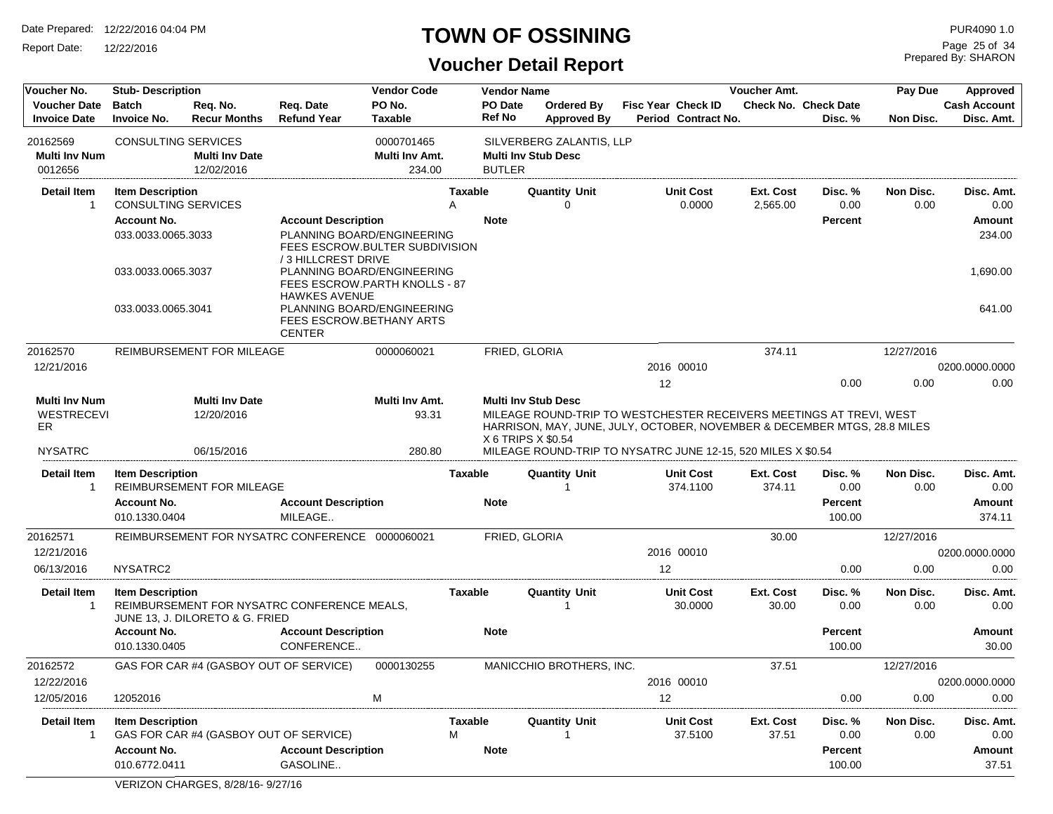# TOWN OF OSSINING

## Voucher Detail Report

Date Prepared: 12/22/2016 04:04 PM
Report Date: 12/22/2016

PUR4090 1.0
Prepared By: SHARON

| Voucher No. | Stub- Description | | | Vendor Code | Vendor Name | | | | Voucher Amt. | | Pay Due | Approved |
|---|---|---|---|---|---|---|---|---|---|---|---|---|
| Voucher Date | Batch | Req. No. | Req. Date | PO No. | PO Date | Ordered By | Fisc Year | Check ID | Check No. | Check Date | | Cash Account |
| Invoice Date | Invoice No. | Recur Months | Refund Year | Taxable | Ref No | Approved By | Period | Contract No. | | Disc. % | Non Disc. | Disc. Amt. |

---

**20162569** — CONSULTING SERVICES — Vendor Code: 0000701465 — SILVERBERG ZALANTIS, LLP

| Multi Inv Num | Multi Inv Date | Multi Inv Amt. | Multi Inv Stub Desc |
|---|---|---|---|
| 0012656 | 12/02/2016 | 234.00 | BUTLER |

| Detail Item | Item Description | Taxable | Quantity Unit | Unit Cost | Ext. Cost | Disc. % | Non Disc. | Disc. Amt. |
|---|---|---|---|---|---|---|---|---|
| 1 | CONSULTING SERVICES | A | 0 | 0.0000 | 2,565.00 | 0.00 | 0.00 | 0.00 |

| Account No. | Account Description | Note | Percent | Amount |
|---|---|---|---|---|
| 033.0033.0065.3033 | PLANNING BOARD/ENGINEERING FEES ESCROW.BULTER SUBDIVISION / 3 HILLCREST DRIVE | | | 234.00 |
| 033.0033.0065.3037 | PLANNING BOARD/ENGINEERING FEES ESCROW.PARTH KNOLLS - 87 HAWKES AVENUE | | | 1,690.00 |
| 033.0033.0065.3041 | PLANNING BOARD/ENGINEERING FEES ESCROW.BETHANY ARTS CENTER | | | 641.00 |

---

**20162570** — REIMBURSEMENT FOR MILEAGE — Vendor Code: 0000060021 — FRIED, GLORIA

| Voucher Date | Fisc Year | Check ID | Period | Voucher Amt. | Disc. % | Pay Due | Non Disc. | Cash Account | Disc. Amt. |
|---|---|---|---|---|---|---|---|---|---|
| 12/21/2016 | 2016 | 00010 | 12 | 374.11 | 0.00 | 12/27/2016 | 0.00 | 0200.0000.0000 | 0.00 |

| Multi Inv Num | Multi Inv Date | Multi Inv Amt. | Multi Inv Stub Desc |
|---|---|---|---|
| WESTRECEVIER | 12/20/2016 | 93.31 | MILEAGE ROUND-TRIP TO WESTCHESTER RECEIVERS MEETINGS AT TREVI, WEST HARRISON, MAY, JUNE, JULY, OCTOBER, NOVEMBER & DECEMBER MTGS, 28.8 MILES X 6 TRIPS X $0.54 |
| NYSATRC | 06/15/2016 | 280.80 | MILEAGE ROUND-TRIP TO NYSATRC JUNE 12-15, 520 MILES X $0.54 |

| Detail Item | Item Description | Taxable | Quantity Unit | Unit Cost | Ext. Cost | Disc. % | Non Disc. | Disc. Amt. |
|---|---|---|---|---|---|---|---|---|
| 1 | REIMBURSEMENT FOR MILEAGE | | 1 | 374.1100 | 374.11 | 0.00 | 0.00 | 0.00 |

| Account No. | Account Description | Note | Percent | Amount |
|---|---|---|---|---|
| 010.1330.0404 | MILEAGE.. | | 100.00 | 374.11 |

---

**20162571** — REIMBURSEMENT FOR NYSATRC CONFERENCE — Vendor Code: 0000060021 — FRIED, GLORIA

| Voucher Date | Invoice Date | Invoice No. | Fisc Year | Check ID | Period | Voucher Amt. | Disc. % | Pay Due | Non Disc. | Cash Account | Disc. Amt. |
|---|---|---|---|---|---|---|---|---|---|---|---|
| 12/21/2016 | 06/13/2016 | NYSATRC2 | 2016 | 00010 | 12 | 30.00 | 0.00 | 12/27/2016 | 0.00 | 0200.0000.0000 | 0.00 |

| Detail Item | Item Description | Taxable | Quantity Unit | Unit Cost | Ext. Cost | Disc. % | Non Disc. | Disc. Amt. |
|---|---|---|---|---|---|---|---|---|
| 1 | REIMBURSEMENT FOR NYSATRC CONFERENCE MEALS, JUNE 13, J. DILORETO & G. FRIED | | 1 | 30.0000 | 30.00 | 0.00 | 0.00 | 0.00 |

| Account No. | Account Description | Note | Percent | Amount |
|---|---|---|---|---|
| 010.1330.0405 | CONFERENCE.. | | 100.00 | 30.00 |

---

**20162572** — GAS FOR CAR #4 (GASBOY OUT OF SERVICE) — Vendor Code: 0000130255 — MANICCHIO BROTHERS, INC.

| Voucher Date | Invoice Date | Invoice No. | Taxable | Fisc Year | Check ID | Period | Voucher Amt. | Disc. % | Pay Due | Non Disc. | Cash Account | Disc. Amt. |
|---|---|---|---|---|---|---|---|---|---|---|---|---|
| 12/22/2016 | 12/05/2016 | 12052016 | M | 2016 | 00010 | 12 | 37.51 | 0.00 | 12/27/2016 | 0.00 | 0200.0000.0000 | 0.00 |

| Detail Item | Item Description | Taxable | Quantity Unit | Unit Cost | Ext. Cost | Disc. % | Non Disc. | Disc. Amt. |
|---|---|---|---|---|---|---|---|---|
| 1 | GAS FOR CAR #4 (GASBOY OUT OF SERVICE) | M | 1 | 37.5100 | 37.51 | 0.00 | 0.00 | 0.00 |

| Account No. | Account Description | Note | Percent | Amount |
|---|---|---|---|---|
| 010.6772.0411 | GASOLINE.. | | 100.00 | 37.51 |

---

VERIZON CHARGES, 8/28/16- 9/27/16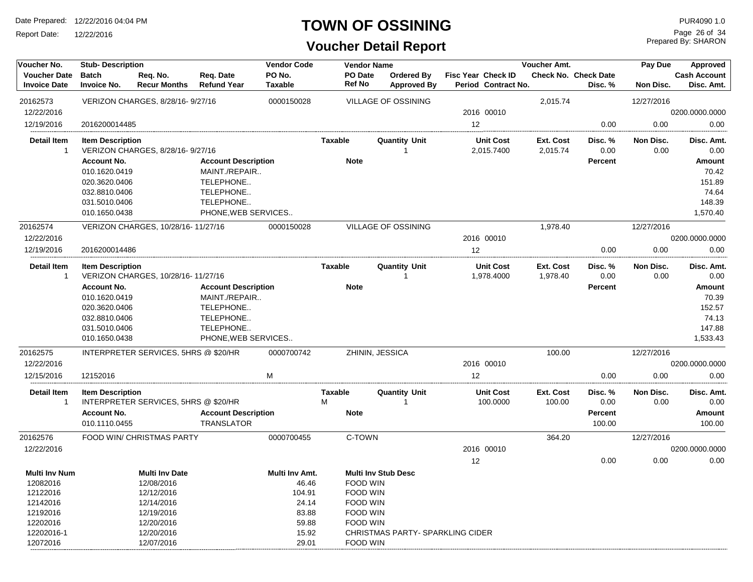# TOWN OF OSSINING

## Voucher Detail Report

Date Prepared: 12/22/2016 04:04 PM
Report Date: 12/22/2016

PUR4090 1.0
Prepared By: SHARON

| Voucher No. / Voucher Date / Invoice Date | Stub- Description / Batch / Invoice No. | Req. No. / Recur Months | Req. Date / Refund Year | Vendor Code / PO No. / Taxable | Vendor Name / PO Date / Ref No | Ordered By / Approved By | Fisc Year / Period | Check ID / Contract No. | Voucher Amt. / Check No. | Check Date / Disc. % | Pay Due / Non Disc. | Approved / Cash Account / Disc. Amt. |
|---|---|---|---|---|---|---|---|---|---|---|---|---|
| 20162573 | VERIZON CHARGES, 8/28/16- 9/27/16 | | | 0000150028 | VILLAGE OF OSSINING | | | | 2,015.74 | | 12/27/2016 | |
| 12/22/2016 | | | | | | | 2016 | 00010 | | | | 0200.0000.0000 |
| 12/19/2016 | 2016200014485 | | | | | | 12 | | | 0.00 | 0.00 | 0.00 |

| Detail Item | Item Description | Taxable | Quantity Unit | Unit Cost | Ext. Cost | Disc. % | Non Disc. | Disc. Amt. |
|---|---|---|---|---|---|---|---|---|
| 1 | VERIZON CHARGES, 8/28/16- 9/27/16 | | 1 | 2,015.7400 | 2,015.74 | 0.00 | 0.00 | 0.00 |

| Account No. | Account Description | Note | Percent | Amount |
|---|---|---|---|---|
| 010.1620.0419 | MAINT./REPAIR.. | | | 70.42 |
| 020.3620.0406 | TELEPHONE.. | | | 151.89 |
| 032.8810.0406 | TELEPHONE.. | | | 74.64 |
| 031.5010.0406 | TELEPHONE.. | | | 148.39 |
| 010.1650.0438 | PHONE,WEB SERVICES.. | | | 1,570.40 |

| Voucher No. / Voucher Date / Invoice Date | Stub- Description / Batch / Invoice No. | Req. No. / Recur Months | Req. Date / Refund Year | Vendor Code / PO No. / Taxable | Vendor Name / PO Date / Ref No | Ordered By / Approved By | Fisc Year / Period | Check ID / Contract No. | Voucher Amt. / Check No. | Check Date / Disc. % | Pay Due / Non Disc. | Approved / Cash Account / Disc. Amt. |
|---|---|---|---|---|---|---|---|---|---|---|---|---|
| 20162574 | VERIZON CHARGES, 10/28/16- 11/27/16 | | | 0000150028 | VILLAGE OF OSSINING | | | | 1,978.40 | | 12/27/2016 | |
| 12/22/2016 | | | | | | | 2016 | 00010 | | | | 0200.0000.0000 |
| 12/19/2016 | 2016200014486 | | | | | | 12 | | | 0.00 | 0.00 | 0.00 |

| Detail Item | Item Description | Taxable | Quantity Unit | Unit Cost | Ext. Cost | Disc. % | Non Disc. | Disc. Amt. |
|---|---|---|---|---|---|---|---|---|
| 1 | VERIZON CHARGES, 10/28/16- 11/27/16 | | 1 | 1,978.4000 | 1,978.40 | 0.00 | 0.00 | 0.00 |

| Account No. | Account Description | Note | Percent | Amount |
|---|---|---|---|---|
| 010.1620.0419 | MAINT./REPAIR.. | | | 70.39 |
| 020.3620.0406 | TELEPHONE.. | | | 152.57 |
| 032.8810.0406 | TELEPHONE.. | | | 74.13 |
| 031.5010.0406 | TELEPHONE.. | | | 147.88 |
| 010.1650.0438 | PHONE,WEB SERVICES.. | | | 1,533.43 |

| Voucher No. / Voucher Date / Invoice Date | Stub- Description / Batch / Invoice No. | Req. No. / Recur Months | Req. Date / Refund Year | Vendor Code / PO No. / Taxable | Vendor Name / PO Date / Ref No | Ordered By / Approved By | Fisc Year / Period | Check ID / Contract No. | Voucher Amt. / Check No. | Check Date / Disc. % | Pay Due / Non Disc. | Approved / Cash Account / Disc. Amt. |
|---|---|---|---|---|---|---|---|---|---|---|---|---|
| 20162575 | INTERPRETER SERVICES, 5HRS @ $20/HR | | | 0000700742 | ZHININ, JESSICA | | | | 100.00 | | 12/27/2016 | |
| 12/22/2016 | | | | | | | 2016 | 00010 | | | | 0200.0000.0000 |
| 12/15/2016 | 12152016 | | | M | | | 12 | | | 0.00 | 0.00 | 0.00 |

| Detail Item | Item Description | Taxable | Quantity Unit | Unit Cost | Ext. Cost | Disc. % | Non Disc. | Disc. Amt. |
|---|---|---|---|---|---|---|---|---|
| 1 | INTERPRETER SERVICES, 5HRS @ $20/HR | M | 1 | 100.0000 | 100.00 | 0.00 | 0.00 | 0.00 |

| Account No. | Account Description | Note | Percent | Amount |
|---|---|---|---|---|
| 010.1110.0455 | TRANSLATOR | | 100.00 | 100.00 |

| Voucher No. / Voucher Date / Invoice Date | Stub- Description / Batch / Invoice No. | Req. No. / Recur Months | Req. Date / Refund Year | Vendor Code / PO No. / Taxable | Vendor Name / PO Date / Ref No | Ordered By / Approved By | Fisc Year / Period | Check ID / Contract No. | Voucher Amt. / Check No. | Check Date / Disc. % | Pay Due / Non Disc. | Approved / Cash Account / Disc. Amt. |
|---|---|---|---|---|---|---|---|---|---|---|---|---|
| 20162576 | FOOD WIN/ CHRISTMAS PARTY | | | 0000700455 | C-TOWN | | | | 364.20 | | 12/27/2016 | |
| 12/22/2016 | | | | | | | 2016 | 00010 | | | | 0200.0000.0000 |
| | | | | | | | 12 | | | 0.00 | 0.00 | 0.00 |

| Multi Inv Num | Multi Inv Date | Multi Inv Amt. | Multi Inv Stub Desc |
|---|---|---|---|
| 12082016 | 12/08/2016 | 46.46 | FOOD WIN |
| 12122016 | 12/12/2016 | 104.91 | FOOD WIN |
| 12142016 | 12/14/2016 | 24.14 | FOOD WIN |
| 12192016 | 12/19/2016 | 83.88 | FOOD WIN |
| 12202016 | 12/20/2016 | 59.88 | FOOD WIN |
| 12202016-1 | 12/20/2016 | 15.92 | CHRISTMAS PARTY- SPARKLING CIDER |
| 12072016 | 12/07/2016 | 29.01 | FOOD WIN |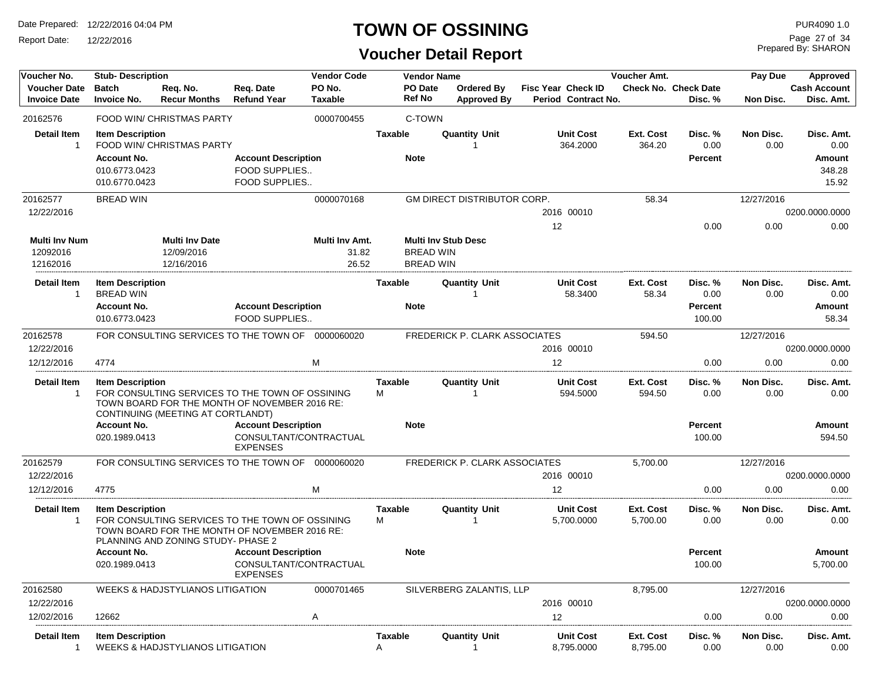# TOWN OF OSSINING

## Voucher Detail Report

Date Prepared: 12/22/2016 04:04 PM
Report Date: 12/22/2016
PUR4090 1.0
Prepared By: SHARON

| Voucher No. | Stub- Description | | | Vendor Code | Vendor Name | | | | Voucher Amt. | | Pay Due | Approved |
|---|---|---|---|---|---|---|---|---|---|---|---|---|
| Voucher Date | Batch | Req. No. | Req. Date | PO No. | PO Date | Ordered By | Fisc Year Check ID | | Check No. | Check Date | | Cash Account |
| Invoice Date | Invoice No. | Recur Months | Refund Year | Taxable | Ref No | Approved By | Period Contract No. | | | Disc. % | Non Disc. | Disc. Amt. |

**20162576** — FOOD WIN/ CHRISTMAS PARTY — 0000700455 — C-TOWN

| Detail Item | Item Description | Taxable | Quantity Unit | Unit Cost | Ext. Cost | Disc. % | Non Disc. | Disc. Amt. |
|---|---|---|---|---|---|---|---|---|
| 1 | FOOD WIN/ CHRISTMAS PARTY | | 1 | 364.2000 | 364.20 | 0.00 | 0.00 | 0.00 |

| Account No. | Account Description | Note | Percent | Amount |
|---|---|---|---|---|
| 010.6773.0423 | FOOD SUPPLIES.. | | | 348.28 |
| 010.6770.0423 | FOOD SUPPLIES.. | | | 15.92 |

**20162577** — BREAD WIN — 0000070168 — GM DIRECT DISTRIBUTOR CORP. — 58.34 — Pay Due 12/27/2016
12/22/2016 — 2016 00010 — 0200.0000.0000
Period 12 — Disc. % 0.00 — Non Disc. 0.00 — Disc. Amt. 0.00

| Multi Inv Num | Multi Inv Date | Multi Inv Amt. | Multi Inv Stub Desc |
|---|---|---|---|
| 12092016 | 12/09/2016 | 31.82 | BREAD WIN |
| 12162016 | 12/16/2016 | 26.52 | BREAD WIN |

| Detail Item | Item Description | Taxable | Quantity Unit | Unit Cost | Ext. Cost | Disc. % | Non Disc. | Disc. Amt. |
|---|---|---|---|---|---|---|---|---|
| 1 | BREAD WIN | | 1 | 58.3400 | 58.34 | 0.00 | 0.00 | 0.00 |

| Account No. | Account Description | Note | Percent | Amount |
|---|---|---|---|---|
| 010.6773.0423 | FOOD SUPPLIES.. | | 100.00 | 58.34 |

**20162578** — FOR CONSULTING SERVICES TO THE TOWN OF — 0000060020 — FREDERICK P. CLARK ASSOCIATES — 594.50 — Pay Due 12/27/2016
12/22/2016 — 2016 00010 — 0200.0000.0000
12/12/2016 — 4774 — M — Period 12 — Disc. % 0.00 — Non Disc. 0.00 — Disc. Amt. 0.00

| Detail Item | Item Description | Taxable | Quantity Unit | Unit Cost | Ext. Cost | Disc. % | Non Disc. | Disc. Amt. |
|---|---|---|---|---|---|---|---|---|
| 1 | FOR CONSULTING SERVICES TO THE TOWN OF OSSINING TOWN BOARD FOR THE MONTH OF NOVEMBER 2016 RE: CONTINUING (MEETING AT CORTLANDT) | M | 1 | 594.5000 | 594.50 | 0.00 | 0.00 | 0.00 |

| Account No. | Account Description | Note | Percent | Amount |
|---|---|---|---|---|
| 020.1989.0413 | CONSULTANT/CONTRACTUAL EXPENSES | | 100.00 | 594.50 |

**20162579** — FOR CONSULTING SERVICES TO THE TOWN OF — 0000060020 — FREDERICK P. CLARK ASSOCIATES — 5,700.00 — Pay Due 12/27/2016
12/22/2016 — 2016 00010 — 0200.0000.0000
12/12/2016 — 4775 — M — Period 12 — Disc. % 0.00 — Non Disc. 0.00 — Disc. Amt. 0.00

| Detail Item | Item Description | Taxable | Quantity Unit | Unit Cost | Ext. Cost | Disc. % | Non Disc. | Disc. Amt. |
|---|---|---|---|---|---|---|---|---|
| 1 | FOR CONSULTING SERVICES TO THE TOWN OF OSSINING TOWN BOARD FOR THE MONTH OF NOVEMBER 2016 RE: PLANNING AND ZONING STUDY- PHASE 2 | M | 1 | 5,700.0000 | 5,700.00 | 0.00 | 0.00 | 0.00 |

| Account No. | Account Description | Note | Percent | Amount |
|---|---|---|---|---|
| 020.1989.0413 | CONSULTANT/CONTRACTUAL EXPENSES | | 100.00 | 5,700.00 |

**20162580** — WEEKS & HADJSTYLIANOS LITIGATION — 0000701465 — SILVERBERG ZALANTIS, LLP — 8,795.00 — Pay Due 12/27/2016
12/22/2016 — 2016 00010 — 0200.0000.0000
12/02/2016 — 12662 — A — Period 12 — Disc. % 0.00 — Non Disc. 0.00 — Disc. Amt. 0.00

| Detail Item | Item Description | Taxable | Quantity Unit | Unit Cost | Ext. Cost | Disc. % | Non Disc. | Disc. Amt. |
|---|---|---|---|---|---|---|---|---|
| 1 | WEEKS & HADJSTYLIANOS LITIGATION | A | 1 | 8,795.0000 | 8,795.00 | 0.00 | 0.00 | 0.00 |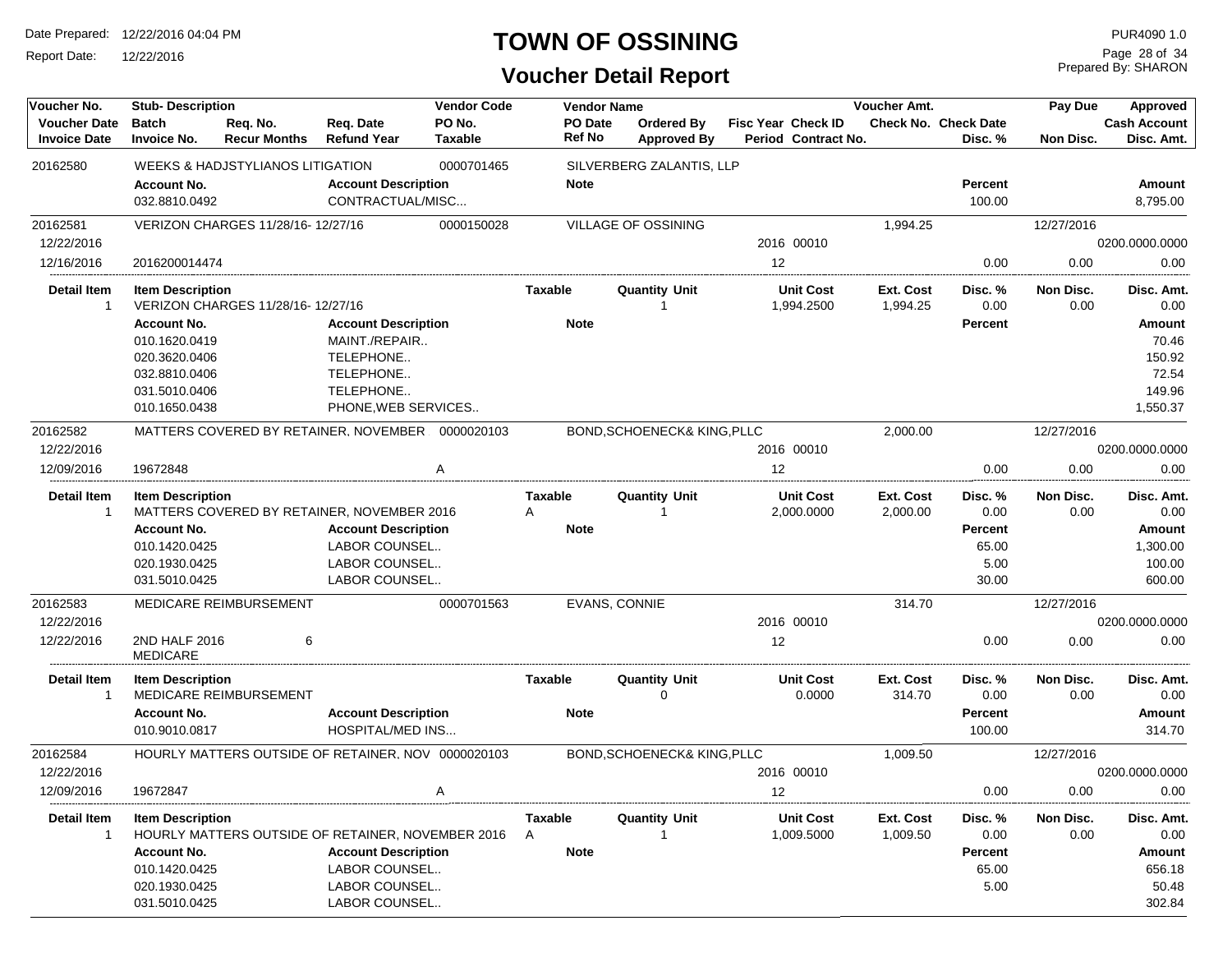# TOWN OF OSSINING

## Voucher Detail Report

Date Prepared: 12/22/2016 04:04 PM
Report Date: 12/22/2016

PUR4090 1.0
Prepared By: SHARON

| Voucher No. / Voucher Date / Invoice Date | Stub- Description / Batch / Invoice No. | Req. No. / Recur Months | Req. Date / Refund Year | Vendor Code / PO No. / Taxable | Vendor Name / PO Date / Ref No | Ordered By / Approved By | Fisc Year / Period | Check ID / Contract No. | Voucher Amt. / Check No. | Check Date / Disc. % | Pay Due / Non Disc. | Approved / Cash Account / Disc. Amt. |
|---|---|---|---|---|---|---|---|---|---|---|---|---|
| 20162580 | WEEKS & HADJSTYLIANOS LITIGATION | | | 0000701465 | SILVERBERG ZALANTIS, LLP | | | | | | | |
| | **Account No.** | | **Account Description** | | **Note** | | | | | **Percent** | | **Amount** |
| | 032.8810.0492 | | CONTRACTUAL/MISC... | | | | | | | 100.00 | | 8,795.00 |
| 20162581 | VERIZON CHARGES 11/28/16- 12/27/16 | | | 0000150028 | VILLAGE OF OSSINING | | | | 1,994.25 | | 12/27/2016 | |
| 12/22/2016 | | | | | | | 2016 | 00010 | | | | 0200.0000.0000 |
| 12/16/2016 | 2016200014474 | | | | | | 12 | | | 0.00 | 0.00 | 0.00 |
| **Detail Item** | **Item Description** | | | **Taxable** | **Quantity Unit** | | **Unit Cost** | | **Ext. Cost** | **Disc. %** | **Non Disc.** | **Disc. Amt.** |
| 1 | VERIZON CHARGES 11/28/16- 12/27/16 | | | | 1 | | 1,994.2500 | | 1,994.25 | 0.00 | 0.00 | 0.00 |
| | **Account No.** | | **Account Description** | | **Note** | | | | | **Percent** | | **Amount** |
| | 010.1620.0419 | | MAINT./REPAIR.. | | | | | | | | | 70.46 |
| | 020.3620.0406 | | TELEPHONE.. | | | | | | | | | 150.92 |
| | 032.8810.0406 | | TELEPHONE.. | | | | | | | | | 72.54 |
| | 031.5010.0406 | | TELEPHONE.. | | | | | | | | | 149.96 |
| | 010.1650.0438 | | PHONE,WEB SERVICES.. | | | | | | | | | 1,550.37 |
| 20162582 | MATTERS COVERED BY RETAINER, NOVEMBER | | | 0000020103 | BOND,SCHOENECK& KING,PLLC | | | | 2,000.00 | | 12/27/2016 | |
| 12/22/2016 | | | | | | | 2016 | 00010 | | | | 0200.0000.0000 |
| 12/09/2016 | 19672848 | | | A | | | 12 | | | 0.00 | 0.00 | 0.00 |
| **Detail Item** | **Item Description** | | | **Taxable** | **Quantity Unit** | | **Unit Cost** | | **Ext. Cost** | **Disc. %** | **Non Disc.** | **Disc. Amt.** |
| 1 | MATTERS COVERED BY RETAINER, NOVEMBER 2016 | | | A | 1 | | 2,000.0000 | | 2,000.00 | 0.00 | 0.00 | 0.00 |
| | **Account No.** | | **Account Description** | | **Note** | | | | | **Percent** | | **Amount** |
| | 010.1420.0425 | | LABOR COUNSEL.. | | | | | | | 65.00 | | 1,300.00 |
| | 020.1930.0425 | | LABOR COUNSEL.. | | | | | | | 5.00 | | 100.00 |
| | 031.5010.0425 | | LABOR COUNSEL.. | | | | | | | 30.00 | | 600.00 |
| 20162583 | MEDICARE REIMBURSEMENT | | | 0000701563 | EVANS, CONNIE | | | | 314.70 | | 12/27/2016 | |
| 12/22/2016 | | | | | | | 2016 | 00010 | | | | 0200.0000.0000 |
| 12/22/2016 | 2ND HALF 2016 MEDICARE | 6 | | | | | 12 | | | 0.00 | 0.00 | 0.00 |
| **Detail Item** | **Item Description** | | | **Taxable** | **Quantity Unit** | | **Unit Cost** | | **Ext. Cost** | **Disc. %** | **Non Disc.** | **Disc. Amt.** |
| 1 | MEDICARE REIMBURSEMENT | | | | 0 | | 0.0000 | | 314.70 | 0.00 | 0.00 | 0.00 |
| | **Account No.** | | **Account Description** | | **Note** | | | | | **Percent** | | **Amount** |
| | 010.9010.0817 | | HOSPITAL/MED INS... | | | | | | | 100.00 | | 314.70 |
| 20162584 | HOURLY MATTERS OUTSIDE OF RETAINER, NOV | | | 0000020103 | BOND,SCHOENECK& KING,PLLC | | | | 1,009.50 | | 12/27/2016 | |
| 12/22/2016 | | | | | | | 2016 | 00010 | | | | 0200.0000.0000 |
| 12/09/2016 | 19672847 | | | A | | | 12 | | | 0.00 | 0.00 | 0.00 |
| **Detail Item** | **Item Description** | | | **Taxable** | **Quantity Unit** | | **Unit Cost** | | **Ext. Cost** | **Disc. %** | **Non Disc.** | **Disc. Amt.** |
| 1 | HOURLY MATTERS OUTSIDE OF RETAINER, NOVEMBER 2016 | | | A | 1 | | 1,009.5000 | | 1,009.50 | 0.00 | 0.00 | 0.00 |
| | **Account No.** | | **Account Description** | | **Note** | | | | | **Percent** | | **Amount** |
| | 010.1420.0425 | | LABOR COUNSEL.. | | | | | | | 65.00 | | 656.18 |
| | 020.1930.0425 | | LABOR COUNSEL.. | | | | | | | 5.00 | | 50.48 |
| | 031.5010.0425 | | LABOR COUNSEL.. | | | | | | | | | 302.84 |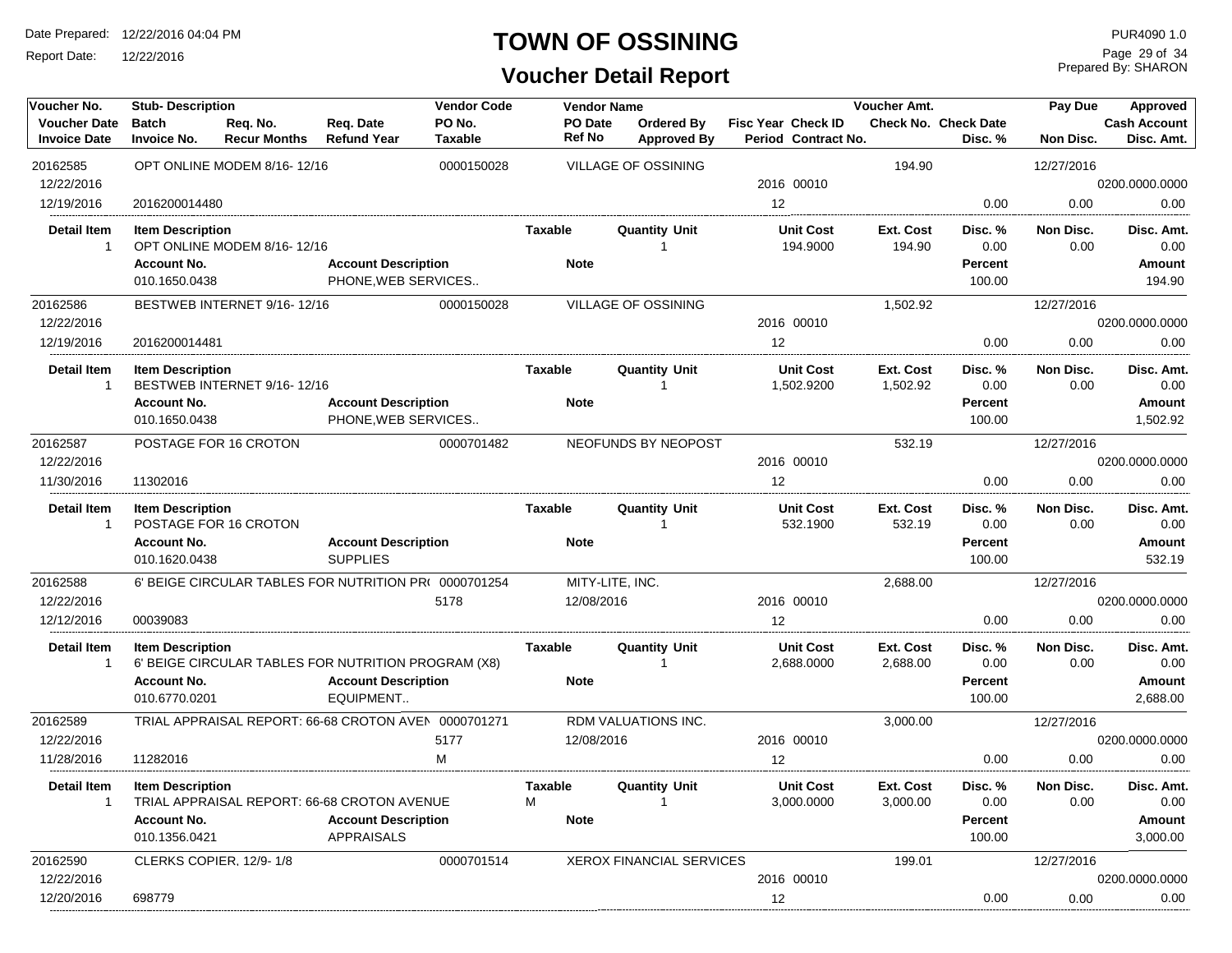# TOWN OF OSSINING

## Voucher Detail Report

Date Prepared: 12/22/2016 04:04 PM
Report Date: 12/22/2016

PUR4090 1.0
Prepared By: SHARON

| Voucher No. / Voucher Date / Invoice Date | Stub- Description / Batch / Invoice No. | Req. No. / Recur Months | Req. Date / Refund Year | Vendor Code / PO No. / Taxable | Vendor Name / PO Date / Ref No | Ordered By / Approved By | Fisc Year / Period | Check ID / Contract No. | Voucher Amt. / Check No. | Check Date / Disc. % | Pay Due / Non Disc. | Approved / Cash Account / Disc. Amt. |
|---|---|---|---|---|---|---|---|---|---|---|---|---|
| 20162585 | OPT ONLINE MODEM 8/16- 12/16 | | | 0000150028 | VILLAGE OF OSSINING | | | | 194.90 | | 12/27/2016 | |
| 12/22/2016 | | | | | | | 2016 | 00010 | | | | 0200.0000.0000 |
| 12/19/2016 | 2016200014480 | | | | | | 12 | | | 0.00 | 0.00 | 0.00 |

| Detail Item | Item Description | Taxable | Quantity | Unit | Unit Cost | Ext. Cost | Disc. % | Non Disc. | Disc. Amt. |
|---|---|---|---|---|---|---|---|---|---|
| 1 | OPT ONLINE MODEM 8/16- 12/16 | | 1 | | 194.9000 | 194.90 | 0.00 | 0.00 | 0.00 |

| Account No. | Account Description | Note | Percent | Amount |
|---|---|---|---|---|
| 010.1650.0438 | PHONE,WEB SERVICES.. | | 100.00 | 194.90 |

| Voucher No. / Voucher Date / Invoice Date | Stub- Description / Batch / Invoice No. | Req. No. / Recur Months | Req. Date / Refund Year | Vendor Code / PO No. / Taxable | Vendor Name / PO Date / Ref No | Ordered By / Approved By | Fisc Year / Period | Check ID / Contract No. | Voucher Amt. / Check No. | Check Date / Disc. % | Pay Due / Non Disc. | Approved / Cash Account / Disc. Amt. |
|---|---|---|---|---|---|---|---|---|---|---|---|---|
| 20162586 | BESTWEB INTERNET 9/16- 12/16 | | | 0000150028 | VILLAGE OF OSSINING | | | | 1,502.92 | | 12/27/2016 | |
| 12/22/2016 | | | | | | | 2016 | 00010 | | | | 0200.0000.0000 |
| 12/19/2016 | 2016200014481 | | | | | | 12 | | | 0.00 | 0.00 | 0.00 |

| Detail Item | Item Description | Taxable | Quantity | Unit | Unit Cost | Ext. Cost | Disc. % | Non Disc. | Disc. Amt. |
|---|---|---|---|---|---|---|---|---|---|
| 1 | BESTWEB INTERNET 9/16- 12/16 | | 1 | | 1,502.9200 | 1,502.92 | 0.00 | 0.00 | 0.00 |

| Account No. | Account Description | Note | Percent | Amount |
|---|---|---|---|---|
| 010.1650.0438 | PHONE,WEB SERVICES.. | | 100.00 | 1,502.92 |

| Voucher No. / Voucher Date / Invoice Date | Stub- Description / Batch / Invoice No. | Req. No. / Recur Months | Req. Date / Refund Year | Vendor Code / PO No. / Taxable | Vendor Name / PO Date / Ref No | Ordered By / Approved By | Fisc Year / Period | Check ID / Contract No. | Voucher Amt. / Check No. | Check Date / Disc. % | Pay Due / Non Disc. | Approved / Cash Account / Disc. Amt. |
|---|---|---|---|---|---|---|---|---|---|---|---|---|
| 20162587 | POSTAGE FOR 16 CROTON | | | 0000701482 | NEOFUNDS BY NEOPOST | | | | 532.19 | | 12/27/2016 | |
| 12/22/2016 | | | | | | | 2016 | 00010 | | | | 0200.0000.0000 |
| 11/30/2016 | 11302016 | | | | | | 12 | | | 0.00 | 0.00 | 0.00 |

| Detail Item | Item Description | Taxable | Quantity | Unit | Unit Cost | Ext. Cost | Disc. % | Non Disc. | Disc. Amt. |
|---|---|---|---|---|---|---|---|---|---|
| 1 | POSTAGE FOR 16 CROTON | | 1 | | 532.1900 | 532.19 | 0.00 | 0.00 | 0.00 |

| Account No. | Account Description | Note | Percent | Amount |
|---|---|---|---|---|
| 010.1620.0438 | SUPPLIES | | 100.00 | 532.19 |

| Voucher No. / Voucher Date / Invoice Date | Stub- Description / Batch / Invoice No. | Req. No. / Recur Months | Req. Date / Refund Year | Vendor Code / PO No. / Taxable | Vendor Name / PO Date / Ref No | Ordered By / Approved By | Fisc Year / Period | Check ID / Contract No. | Voucher Amt. / Check No. | Check Date / Disc. % | Pay Due / Non Disc. | Approved / Cash Account / Disc. Amt. |
|---|---|---|---|---|---|---|---|---|---|---|---|---|
| 20162588 | 6' BEIGE CIRCULAR TABLES FOR NUTRITION PR( | | | 0000701254 | MITY-LITE, INC. | | | | 2,688.00 | | 12/27/2016 | |
| 12/22/2016 | | | | 5178 | 12/08/2016 | | 2016 | 00010 | | | | 0200.0000.0000 |
| 12/12/2016 | 00039083 | | | | | | 12 | | | 0.00 | 0.00 | 0.00 |

| Detail Item | Item Description | Taxable | Quantity | Unit | Unit Cost | Ext. Cost | Disc. % | Non Disc. | Disc. Amt. |
|---|---|---|---|---|---|---|---|---|---|
| 1 | 6' BEIGE CIRCULAR TABLES FOR NUTRITION PROGRAM (X8) | | 1 | | 2,688.0000 | 2,688.00 | 0.00 | 0.00 | 0.00 |

| Account No. | Account Description | Note | Percent | Amount |
|---|---|---|---|---|
| 010.6770.0201 | EQUIPMENT.. | | 100.00 | 2,688.00 |

| Voucher No. / Voucher Date / Invoice Date | Stub- Description / Batch / Invoice No. | Req. No. / Recur Months | Req. Date / Refund Year | Vendor Code / PO No. / Taxable | Vendor Name / PO Date / Ref No | Ordered By / Approved By | Fisc Year / Period | Check ID / Contract No. | Voucher Amt. / Check No. | Check Date / Disc. % | Pay Due / Non Disc. | Approved / Cash Account / Disc. Amt. |
|---|---|---|---|---|---|---|---|---|---|---|---|---|
| 20162589 | TRIAL APPRAISAL REPORT: 66-68 CROTON AVEN | | | 0000701271 | RDM VALUATIONS INC. | | | | 3,000.00 | | 12/27/2016 | |
| 12/22/2016 | | | | 5177 | 12/08/2016 | | 2016 | 00010 | | | | 0200.0000.0000 |
| 11/28/2016 | 11282016 | | | M | | | 12 | | | 0.00 | 0.00 | 0.00 |

| Detail Item | Item Description | Taxable | Quantity | Unit | Unit Cost | Ext. Cost | Disc. % | Non Disc. | Disc. Amt. |
|---|---|---|---|---|---|---|---|---|---|
| 1 | TRIAL APPRAISAL REPORT: 66-68 CROTON AVENUE | M | 1 | | 3,000.0000 | 3,000.00 | 0.00 | 0.00 | 0.00 |

| Account No. | Account Description | Note | Percent | Amount |
|---|---|---|---|---|
| 010.1356.0421 | APPRAISALS | | 100.00 | 3,000.00 |

| Voucher No. / Voucher Date / Invoice Date | Stub- Description / Batch / Invoice No. | Req. No. / Recur Months | Req. Date / Refund Year | Vendor Code / PO No. / Taxable | Vendor Name / PO Date / Ref No | Ordered By / Approved By | Fisc Year / Period | Check ID / Contract No. | Voucher Amt. / Check No. | Check Date / Disc. % | Pay Due / Non Disc. | Approved / Cash Account / Disc. Amt. |
|---|---|---|---|---|---|---|---|---|---|---|---|---|
| 20162590 | CLERKS COPIER, 12/9- 1/8 | | | 0000701514 | XEROX FINANCIAL SERVICES | | | | 199.01 | | 12/27/2016 | |
| 12/22/2016 | | | | | | | 2016 | 00010 | | | | 0200.0000.0000 |
| 12/20/2016 | 698779 | | | | | | 12 | | | 0.00 | 0.00 | 0.00 |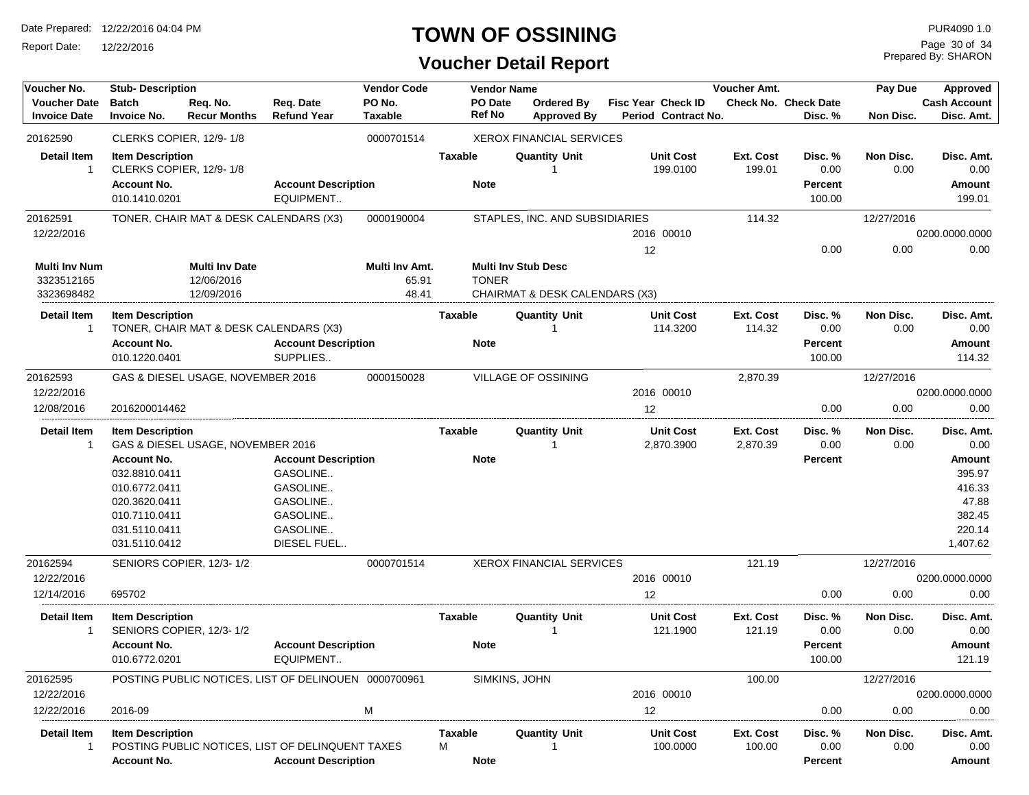# TOWN OF OSSINING

## Voucher Detail Report

Date Prepared: 12/22/2016 04:04 PM
Report Date: 12/22/2016

PUR4090 1.0
Prepared By: SHARON

| Voucher No. / Voucher Date / Invoice Date | Stub- Description / Batch / Invoice No. | Req. No. / Recur Months | Req. Date / Refund Year | Vendor Code / PO No. / Taxable | Vendor Name / PO Date / Ref No | Ordered By / Approved By | Fisc Year / Period | Check ID / Contract No. | Voucher Amt. / Check No. | Check Date / Disc. % | Pay Due / Non Disc. | Approved / Cash Account / Disc. Amt. |
|---|---|---|---|---|---|---|---|---|---|---|---|---|
| 20162590 | CLERKS COPIER, 12/9- 1/8 | | | 0000701514 | XEROX FINANCIAL SERVICES | | | | | | | |

| Detail Item | Item Description | Taxable | Quantity Unit | Unit Cost | Ext. Cost | Disc. % | Non Disc. | Disc. Amt. |
|---|---|---|---|---|---|---|---|---|
| 1 | CLERKS COPIER, 12/9- 1/8 | | 1 | 199.0100 | 199.01 | 0.00 | 0.00 | 0.00 |

| Account No. | Account Description | Note | Percent | Amount |
|---|---|---|---|---|
| 010.1410.0201 | EQUIPMENT.. | | 100.00 | 199.01 |

| Voucher No. / Voucher Date / Invoice Date | Stub- Description / Batch / Invoice No. | Vendor Code | Vendor Name | Fisc Year / Period | Check ID | Voucher Amt. | Disc. % | Pay Due / Non Disc. | Cash Account / Disc. Amt. |
|---|---|---|---|---|---|---|---|---|---|
| 20162591 | TONER, CHAIR MAT & DESK CALENDARS (X3) | 0000190004 | STAPLES, INC. AND SUBSIDIARIES | | | 114.32 | | 12/27/2016 | |
| 12/22/2016 | | | | 2016 | 00010 | | | | 0200.0000.0000 |
| | | | | 12 | | | 0.00 | 0.00 | 0.00 |

| Multi Inv Num | Multi Inv Date | Multi Inv Amt. | Multi Inv Stub Desc |
|---|---|---|---|
| 3323512165 | 12/06/2016 | 65.91 | TONER |
| 3323698482 | 12/09/2016 | 48.41 | CHAIRMAT & DESK CALENDARS (X3) |

| Detail Item | Item Description | Taxable | Quantity Unit | Unit Cost | Ext. Cost | Disc. % | Non Disc. | Disc. Amt. |
|---|---|---|---|---|---|---|---|---|
| 1 | TONER, CHAIR MAT & DESK CALENDARS (X3) | | 1 | 114.3200 | 114.32 | 0.00 | 0.00 | 0.00 |

| Account No. | Account Description | Note | Percent | Amount |
|---|---|---|---|---|
| 010.1220.0401 | SUPPLIES.. | | 100.00 | 114.32 |

| Voucher No. / Voucher Date / Invoice Date | Stub- Description / Batch / Invoice No. | Vendor Code | Vendor Name | Fisc Year / Period | Check ID | Voucher Amt. | Disc. % | Pay Due / Non Disc. | Cash Account / Disc. Amt. |
|---|---|---|---|---|---|---|---|---|---|
| 20162593 | GAS & DIESEL USAGE, NOVEMBER 2016 | 0000150028 | VILLAGE OF OSSINING | | | 2,870.39 | | 12/27/2016 | |
| 12/22/2016 | | | | 2016 | 00010 | | | | 0200.0000.0000 |
| 12/08/2016 | 2016200014462 | | | 12 | | | 0.00 | 0.00 | 0.00 |

| Detail Item | Item Description | Taxable | Quantity Unit | Unit Cost | Ext. Cost | Disc. % | Non Disc. | Disc. Amt. |
|---|---|---|---|---|---|---|---|---|
| 1 | GAS & DIESEL USAGE, NOVEMBER 2016 | | 1 | 2,870.3900 | 2,870.39 | 0.00 | 0.00 | 0.00 |

| Account No. | Account Description | Note | Percent | Amount |
|---|---|---|---|---|
| 032.8810.0411 | GASOLINE.. | | | 395.97 |
| 010.6772.0411 | GASOLINE.. | | | 416.33 |
| 020.3620.0411 | GASOLINE.. | | | 47.88 |
| 010.7110.0411 | GASOLINE.. | | | 382.45 |
| 031.5110.0411 | GASOLINE.. | | | 220.14 |
| 031.5110.0412 | DIESEL FUEL.. | | | 1,407.62 |

| Voucher No. / Voucher Date / Invoice Date | Stub- Description / Batch / Invoice No. | Vendor Code | Vendor Name | Fisc Year / Period | Check ID | Voucher Amt. | Disc. % | Pay Due / Non Disc. | Cash Account / Disc. Amt. |
|---|---|---|---|---|---|---|---|---|---|
| 20162594 | SENIORS COPIER, 12/3- 1/2 | 0000701514 | XEROX FINANCIAL SERVICES | | | 121.19 | | 12/27/2016 | |
| 12/22/2016 | | | | 2016 | 00010 | | | | 0200.0000.0000 |
| 12/14/2016 | 695702 | | | 12 | | | 0.00 | 0.00 | 0.00 |

| Detail Item | Item Description | Taxable | Quantity Unit | Unit Cost | Ext. Cost | Disc. % | Non Disc. | Disc. Amt. |
|---|---|---|---|---|---|---|---|---|
| 1 | SENIORS COPIER, 12/3- 1/2 | | 1 | 121.1900 | 121.19 | 0.00 | 0.00 | 0.00 |

| Account No. | Account Description | Note | Percent | Amount |
|---|---|---|---|---|
| 010.6772.0201 | EQUIPMENT.. | | 100.00 | 121.19 |

| Voucher No. / Voucher Date / Invoice Date | Stub- Description / Batch / Invoice No. | Vendor Code / Taxable | Vendor Name | Fisc Year / Period | Check ID | Voucher Amt. | Disc. % | Pay Due / Non Disc. | Cash Account / Disc. Amt. |
|---|---|---|---|---|---|---|---|---|---|
| 20162595 | POSTING PUBLIC NOTICES, LIST OF DELINQUEN | 0000700961 | SIMKINS, JOHN | | | 100.00 | | 12/27/2016 | |
| 12/22/2016 | | | | 2016 | 00010 | | | | 0200.0000.0000 |
| 12/22/2016 | 2016-09 | M | | 12 | | | 0.00 | 0.00 | 0.00 |

| Detail Item | Item Description | Taxable | Quantity Unit | Unit Cost | Ext. Cost | Disc. % | Non Disc. | Disc. Amt. |
|---|---|---|---|---|---|---|---|---|
| 1 | POSTING PUBLIC NOTICES, LIST OF DELINQUENT TAXES | M | 1 | 100.0000 | 100.00 | 0.00 | 0.00 | 0.00 |

| Account No. | Account Description | Note | Percent | Amount |
|---|---|---|---|---|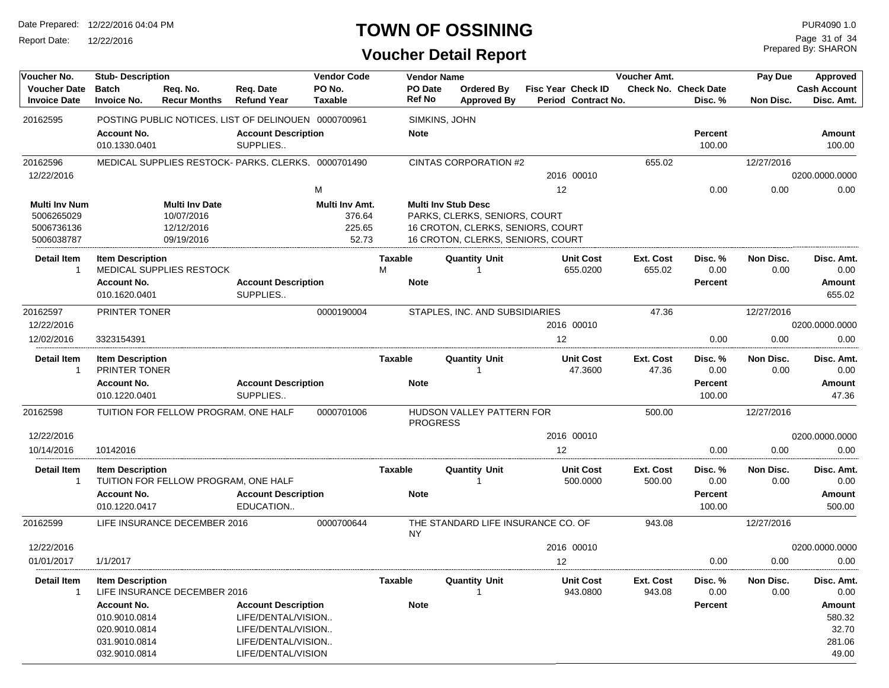# TOWN OF OSSINING

## Voucher Detail Report

Date Prepared: 12/22/2016 04:04 PM
Report Date: 12/22/2016
PUR4090 1.0
Prepared By: SHARON

| Voucher No. | Stub- Description | Req. No. | Req. Date | Vendor Code | Vendor Name | Ordered By | Fisc Year Check ID | Voucher Amt. | Check Date | Pay Due | Approved |
|---|---|---|---|---|---|---|---|---|---|---|---|
| Voucher Date | Batch | Recur Months | Refund Year | PO No. | PO Date | Approved By | Period Contract No. | Check No. | Disc. % | Non Disc. | Cash Account |
| Invoice Date | Invoice No. | | | Taxable | Ref No | | | | | | Disc. Amt. |

**20162595** — POSTING PUBLIC NOTICES, LIST OF DELINQUEN — 0000700961 — SIMKINS, JOHN

| Account No. | Account Description | Note | Percent | Amount |
|---|---|---|---|---|
| 010.1330.0401 | SUPPLIES.. | | 100.00 | 100.00 |

**20162596** — MEDICAL SUPPLIES RESTOCK- PARKS, CLERKS, — 0000701490 — CINTAS CORPORATION #2 — Voucher Amt. 655.02 — Pay Due 12/27/2016

| Voucher Date | Fisc Year | Check ID | Period | Taxable | Disc. % | Non Disc. | Cash Account | Disc. Amt. |
|---|---|---|---|---|---|---|---|---|
| 12/22/2016 | 2016 | 00010 | 12 | M | 0.00 | 0.00 | 0200.0000.0000 | 0.00 |

| Multi Inv Num | Multi Inv Date | Multi Inv Amt. | Multi Inv Stub Desc |
|---|---|---|---|
| 5006265029 | 10/07/2016 | 376.64 | PARKS, CLERKS, SENIORS, COURT |
| 5006736136 | 12/12/2016 | 225.65 | 16 CROTON, CLERKS, SENIORS, COURT |
| 5006038787 | 09/19/2016 | 52.73 | 16 CROTON, CLERKS, SENIORS, COURT |

| Detail Item | Item Description | Taxable | Quantity Unit | Unit Cost | Ext. Cost | Disc. % | Non Disc. | Disc. Amt. |
|---|---|---|---|---|---|---|---|---|
| 1 | MEDICAL SUPPLIES RESTOCK | M | 1 | 655.0200 | 655.02 | 0.00 | 0.00 | 0.00 |

| Account No. | Account Description | Note | Percent | Amount |
|---|---|---|---|---|
| 010.1620.0401 | SUPPLIES.. | | | 655.02 |

**20162597** — PRINTER TONER — 0000190004 — STAPLES, INC. AND SUBSIDIARIES — Voucher Amt. 47.36 — Pay Due 12/27/2016

| Voucher Date | Invoice Date | Invoice No. | Fisc Year | Check ID | Period | Disc. % | Non Disc. | Cash Account | Disc. Amt. |
|---|---|---|---|---|---|---|---|---|---|
| 12/22/2016 | 12/02/2016 | 3323154391 | 2016 | 00010 | 12 | 0.00 | 0.00 | 0200.0000.0000 | 0.00 |

| Detail Item | Item Description | Taxable | Quantity Unit | Unit Cost | Ext. Cost | Disc. % | Non Disc. | Disc. Amt. |
|---|---|---|---|---|---|---|---|---|
| 1 | PRINTER TONER | | 1 | 47.3600 | 47.36 | 0.00 | 0.00 | 0.00 |

| Account No. | Account Description | Note | Percent | Amount |
|---|---|---|---|---|
| 010.1220.0401 | SUPPLIES.. | | 100.00 | 47.36 |

**20162598** — TUITION FOR FELLOW PROGRAM, ONE HALF — 0000701006 — HUDSON VALLEY PATTERN FOR PROGRESS — Voucher Amt. 500.00 — Pay Due 12/27/2016

| Voucher Date | Invoice Date | Invoice No. | Fisc Year | Check ID | Period | Disc. % | Non Disc. | Cash Account | Disc. Amt. |
|---|---|---|---|---|---|---|---|---|---|
| 12/22/2016 | 10/14/2016 | 10142016 | 2016 | 00010 | 12 | 0.00 | 0.00 | 0200.0000.0000 | 0.00 |

| Detail Item | Item Description | Taxable | Quantity Unit | Unit Cost | Ext. Cost | Disc. % | Non Disc. | Disc. Amt. |
|---|---|---|---|---|---|---|---|---|
| 1 | TUITION FOR FELLOW PROGRAM, ONE HALF | | 1 | 500.0000 | 500.00 | 0.00 | 0.00 | 0.00 |

| Account No. | Account Description | Note | Percent | Amount |
|---|---|---|---|---|
| 010.1220.0417 | EDUCATION.. | | 100.00 | 500.00 |

**20162599** — LIFE INSURANCE DECEMBER 2016 — 0000700644 — THE STANDARD LIFE INSURANCE CO. OF NY — Voucher Amt. 943.08 — Pay Due 12/27/2016

| Voucher Date | Invoice Date | Invoice No. | Fisc Year | Check ID | Period | Disc. % | Non Disc. | Cash Account | Disc. Amt. |
|---|---|---|---|---|---|---|---|---|---|
| 12/22/2016 | 01/01/2017 | 1/1/2017 | 2016 | 00010 | 12 | 0.00 | 0.00 | 0200.0000.0000 | 0.00 |

| Detail Item | Item Description | Taxable | Quantity Unit | Unit Cost | Ext. Cost | Disc. % | Non Disc. | Disc. Amt. |
|---|---|---|---|---|---|---|---|---|
| 1 | LIFE INSURANCE DECEMBER 2016 | | 1 | 943.0800 | 943.08 | 0.00 | 0.00 | 0.00 |

| Account No. | Account Description | Note | Percent | Amount |
|---|---|---|---|---|
| 010.9010.0814 | LIFE/DENTAL/VISION.. | | | 580.32 |
| 020.9010.0814 | LIFE/DENTAL/VISION.. | | | 32.70 |
| 031.9010.0814 | LIFE/DENTAL/VISION.. | | | 281.06 |
| 032.9010.0814 | LIFE/DENTAL/VISION | | | 49.00 |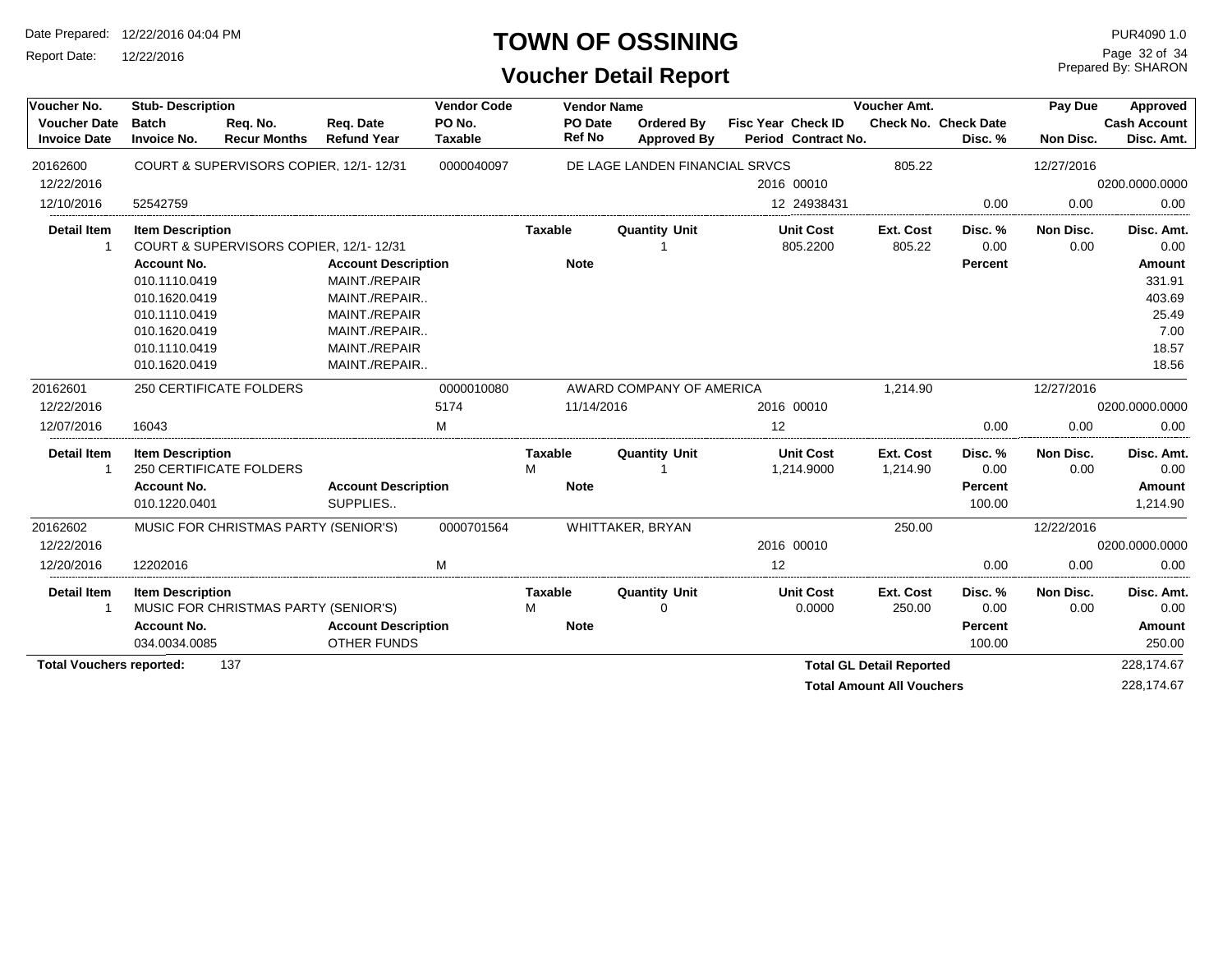# TOWN OF OSSINING

## Voucher Detail Report

Date Prepared: 12/22/2016 04:04 PM
Report Date: 12/22/2016

PUR4090 1.0
Prepared By: SHARON

| Voucher No. / Voucher Date / Invoice Date | Stub- Description / Batch / Invoice No. | Req. No. / Recur Months | Req. Date / Refund Year | Vendor Code / PO No. / Taxable | Vendor Name / PO Date / Ref No | Ordered By / Approved By | Fisc Year / Period | Check ID / Contract No. | Voucher Amt. / Check No. | Check Date / Disc. % | Pay Due / Non Disc. | Approved / Cash Account / Disc. Amt. |
|---|---|---|---|---|---|---|---|---|---|---|---|---|
| 20162600 | COURT & SUPERVISORS COPIER, 12/1- 12/31 | | | 0000040097 | DE LAGE LANDEN FINANCIAL SRVCS | | | | 805.22 | | 12/27/2016 | |
| 12/22/2016 | | | | | | | 2016 | 00010 | | | | 0200.0000.0000 |
| 12/10/2016 | 52542759 | | | | | | 12 | 24938431 | | 0.00 | 0.00 | 0.00 |

| Detail Item | Item Description | Taxable | Quantity | Unit | Unit Cost | Ext. Cost | Disc. % | Non Disc. | Disc. Amt. |
|---|---|---|---|---|---|---|---|---|---|
| 1 | COURT & SUPERVISORS COPIER, 12/1- 12/31 | | 1 | | 805.2200 | 805.22 | 0.00 | 0.00 | 0.00 |

| Account No. | Account Description | Note | Percent | Amount |
|---|---|---|---|---|
| 010.1110.0419 | MAINT./REPAIR | | | 331.91 |
| 010.1620.0419 | MAINT./REPAIR.. | | | 403.69 |
| 010.1110.0419 | MAINT./REPAIR | | | 25.49 |
| 010.1620.0419 | MAINT./REPAIR.. | | | 7.00 |
| 010.1110.0419 | MAINT./REPAIR | | | 18.57 |
| 010.1620.0419 | MAINT./REPAIR.. | | | 18.56 |

| Voucher No. / Voucher Date / Invoice Date | Stub- Description / Batch / Invoice No. | Req. No. / Recur Months | Req. Date / Refund Year | Vendor Code / PO No. / Taxable | Vendor Name / PO Date / Ref No | Ordered By / Approved By | Fisc Year / Period | Check ID / Contract No. | Voucher Amt. / Check No. | Check Date / Disc. % | Pay Due / Non Disc. | Approved / Cash Account / Disc. Amt. |
|---|---|---|---|---|---|---|---|---|---|---|---|---|
| 20162601 | 250 CERTIFICATE FOLDERS | | | 0000010080 | AWARD COMPANY OF AMERICA | | | | 1,214.90 | | 12/27/2016 | |
| 12/22/2016 | | | | 5174 | 11/14/2016 | | 2016 | 00010 | | | | 0200.0000.0000 |
| 12/07/2016 | 16043 | | | M | | | 12 | | | 0.00 | 0.00 | 0.00 |

| Detail Item | Item Description | Taxable | Quantity | Unit | Unit Cost | Ext. Cost | Disc. % | Non Disc. | Disc. Amt. |
|---|---|---|---|---|---|---|---|---|---|
| 1 | 250 CERTIFICATE FOLDERS | M | 1 | | 1,214.9000 | 1,214.90 | 0.00 | 0.00 | 0.00 |

| Account No. | Account Description | Note | Percent | Amount |
|---|---|---|---|---|
| 010.1220.0401 | SUPPLIES.. | | 100.00 | 1,214.90 |

| Voucher No. / Voucher Date / Invoice Date | Stub- Description / Batch / Invoice No. | Req. No. / Recur Months | Req. Date / Refund Year | Vendor Code / PO No. / Taxable | Vendor Name / PO Date / Ref No | Ordered By / Approved By | Fisc Year / Period | Check ID / Contract No. | Voucher Amt. / Check No. | Check Date / Disc. % | Pay Due / Non Disc. | Approved / Cash Account / Disc. Amt. |
|---|---|---|---|---|---|---|---|---|---|---|---|---|
| 20162602 | MUSIC FOR CHRISTMAS PARTY (SENIOR'S) | | | 0000701564 | WHITTAKER, BRYAN | | | | 250.00 | | 12/22/2016 | |
| 12/22/2016 | | | | | | | 2016 | 00010 | | | | 0200.0000.0000 |
| 12/20/2016 | 12202016 | | | M | | | 12 | | | 0.00 | 0.00 | 0.00 |

| Detail Item | Item Description | Taxable | Quantity | Unit | Unit Cost | Ext. Cost | Disc. % | Non Disc. | Disc. Amt. |
|---|---|---|---|---|---|---|---|---|---|
| 1 | MUSIC FOR CHRISTMAS PARTY (SENIOR'S) | M | 0 | | 0.0000 | 250.00 | 0.00 | 0.00 | 0.00 |

| Account No. | Account Description | Note | Percent | Amount |
|---|---|---|---|---|
| 034.0034.0085 | OTHER FUNDS | | 100.00 | 250.00 |

**Total Vouchers reported:** 137

**Total GL Detail Reported** 228,174.67

**Total Amount All Vouchers** 228,174.67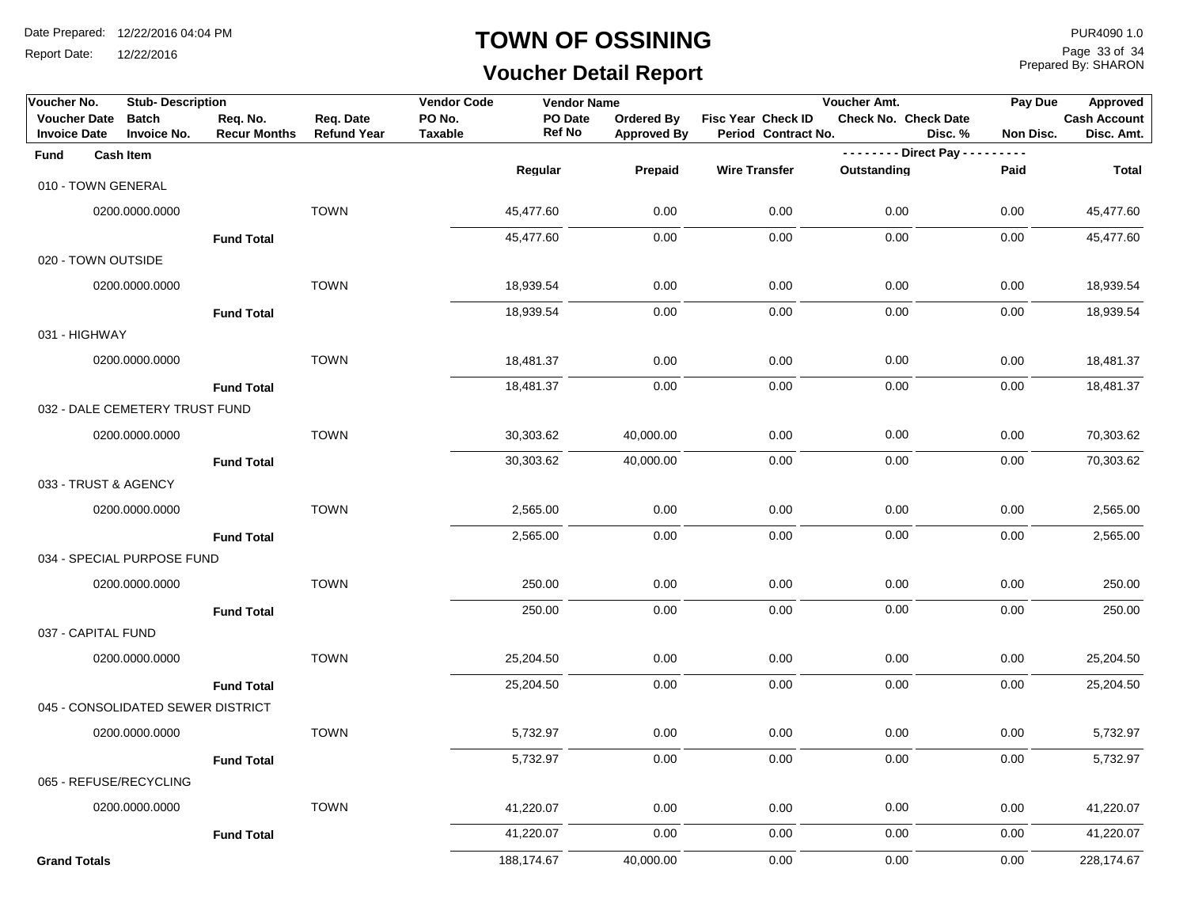# TOWN OF OSSINING

## Voucher Detail Report

Date Prepared: 12/22/2016 04:04 PM
Report Date: 12/22/2016

PUR4090 1.0
Prepared By: SHARON

| Voucher No. | Stub- Description | | | Vendor Code | Vendor Name | | | Voucher Amt. | | Pay Due | Approved |
|---|---|---|---|---|---|---|---|---|---|---|---|
| Voucher Date | Batch | Req. No. | Req. Date | PO No. | PO Date | Ordered By | Fisc Year Check ID | Check No. | Check Date | | Cash Account |
| Invoice Date | Invoice No. | Recur Months | Refund Year | Taxable | Ref No | Approved By | Period Contract No. | | Disc. % | Non Disc. | Disc. Amt. |

| Fund | Cash Item | | Regular | Prepaid | Wire Transfer | Direct Pay Outstanding | Direct Pay Paid | Total |
|---|---|---|---|---|---|---|---|---|
| 010 - TOWN GENERAL | | | | | | | | |
| | 0200.0000.0000 | TOWN | 45,477.60 | 0.00 | 0.00 | 0.00 | 0.00 | 45,477.60 |
| | Fund Total | | 45,477.60 | 0.00 | 0.00 | 0.00 | 0.00 | 45,477.60 |
| 020 - TOWN OUTSIDE | | | | | | | | |
| | 0200.0000.0000 | TOWN | 18,939.54 | 0.00 | 0.00 | 0.00 | 0.00 | 18,939.54 |
| | Fund Total | | 18,939.54 | 0.00 | 0.00 | 0.00 | 0.00 | 18,939.54 |
| 031 - HIGHWAY | | | | | | | | |
| | 0200.0000.0000 | TOWN | 18,481.37 | 0.00 | 0.00 | 0.00 | 0.00 | 18,481.37 |
| | Fund Total | | 18,481.37 | 0.00 | 0.00 | 0.00 | 0.00 | 18,481.37 |
| 032 - DALE CEMETERY TRUST FUND | | | | | | | | |
| | 0200.0000.0000 | TOWN | 30,303.62 | 40,000.00 | 0.00 | 0.00 | 0.00 | 70,303.62 |
| | Fund Total | | 30,303.62 | 40,000.00 | 0.00 | 0.00 | 0.00 | 70,303.62 |
| 033 - TRUST & AGENCY | | | | | | | | |
| | 0200.0000.0000 | TOWN | 2,565.00 | 0.00 | 0.00 | 0.00 | 0.00 | 2,565.00 |
| | Fund Total | | 2,565.00 | 0.00 | 0.00 | 0.00 | 0.00 | 2,565.00 |
| 034 - SPECIAL PURPOSE FUND | | | | | | | | |
| | 0200.0000.0000 | TOWN | 250.00 | 0.00 | 0.00 | 0.00 | 0.00 | 250.00 |
| | Fund Total | | 250.00 | 0.00 | 0.00 | 0.00 | 0.00 | 250.00 |
| 037 - CAPITAL FUND | | | | | | | | |
| | 0200.0000.0000 | TOWN | 25,204.50 | 0.00 | 0.00 | 0.00 | 0.00 | 25,204.50 |
| | Fund Total | | 25,204.50 | 0.00 | 0.00 | 0.00 | 0.00 | 25,204.50 |
| 045 - CONSOLIDATED SEWER DISTRICT | | | | | | | | |
| | 0200.0000.0000 | TOWN | 5,732.97 | 0.00 | 0.00 | 0.00 | 0.00 | 5,732.97 |
| | Fund Total | | 5,732.97 | 0.00 | 0.00 | 0.00 | 0.00 | 5,732.97 |
| 065 - REFUSE/RECYCLING | | | | | | | | |
| | 0200.0000.0000 | TOWN | 41,220.07 | 0.00 | 0.00 | 0.00 | 0.00 | 41,220.07 |
| | Fund Total | | 41,220.07 | 0.00 | 0.00 | 0.00 | 0.00 | 41,220.07 |
| **Grand Totals** | | | 188,174.67 | 40,000.00 | 0.00 | 0.00 | 0.00 | 228,174.67 |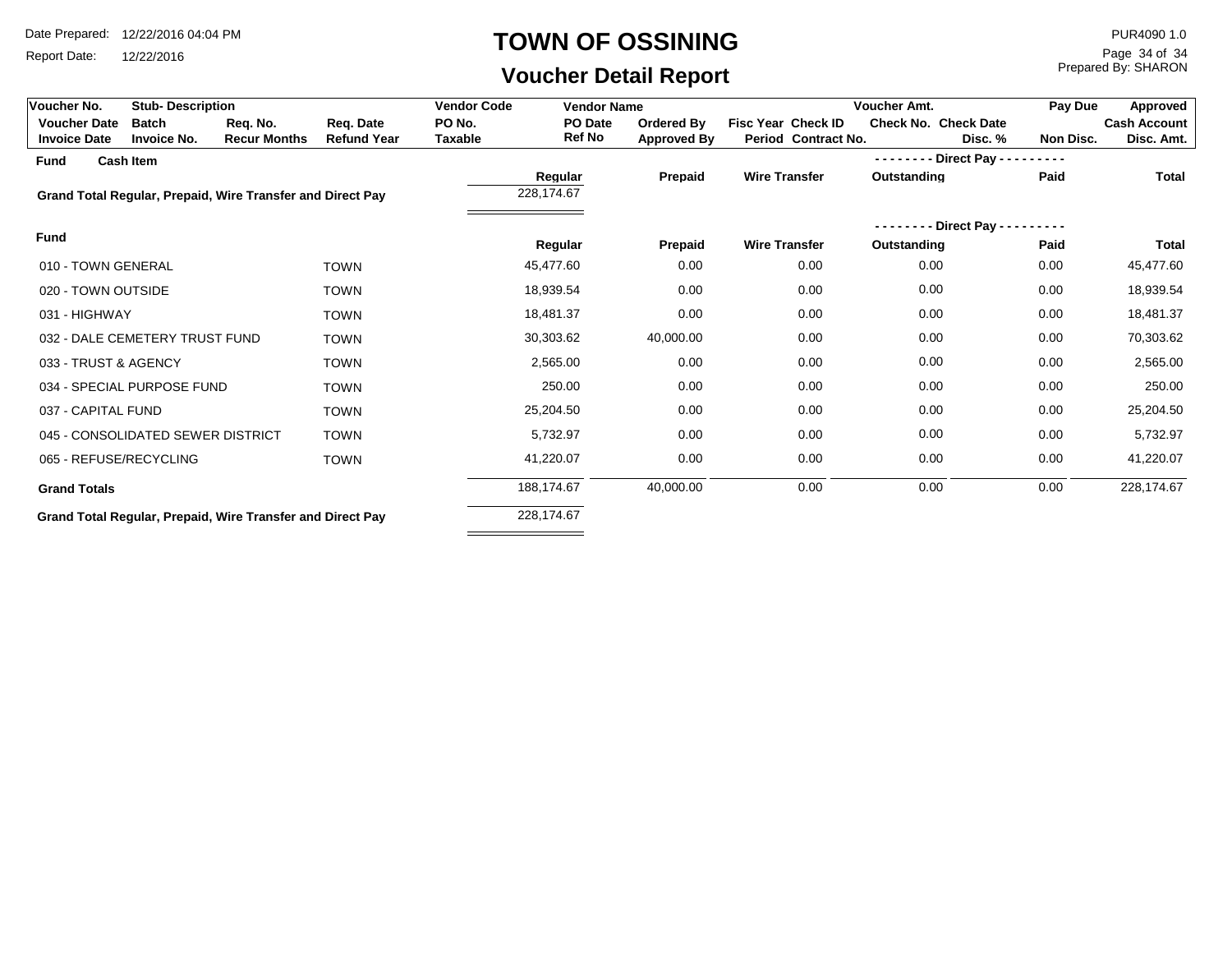# TOWN OF OSSINING

## Voucher Detail Report

Date Prepared: 12/22/2016 04:04 PM
Report Date: 12/22/2016

PUR4090 1.0
Prepared By: SHARON

| Voucher No. | Stub- Description | | | Vendor Code | Vendor Name | | | | Voucher Amt. | | Pay Due | Approved |
|---|---|---|---|---|---|---|---|---|---|---|---|---|
| Voucher Date | Batch | Req. No. | Req. Date | PO No. | PO Date | Ordered By | Fisc Year | Check ID | Check No. | Check Date | | Cash Account |
| Invoice Date | Invoice No. | Recur Months | Refund Year | Taxable | Ref No | Approved By | Period | Contract No. | | Disc. % | Non Disc. | Disc. Amt. |

**Fund** **Cash Item**

| | Regular | Prepaid | Wire Transfer | Direct Pay Outstanding | Direct Pay Paid | Total |
|---|---|---|---|---|---|---|
| **Grand Total Regular, Prepaid, Wire Transfer and Direct Pay** | 228,174.67 | | | | | |

| Fund | | Regular | Prepaid | Wire Transfer | Direct Pay Outstanding | Direct Pay Paid | Total |
|---|---|---|---|---|---|---|---|
| 010 - TOWN GENERAL | TOWN | 45,477.60 | 0.00 | 0.00 | 0.00 | 0.00 | 45,477.60 |
| 020 - TOWN OUTSIDE | TOWN | 18,939.54 | 0.00 | 0.00 | 0.00 | 0.00 | 18,939.54 |
| 031 - HIGHWAY | TOWN | 18,481.37 | 0.00 | 0.00 | 0.00 | 0.00 | 18,481.37 |
| 032 - DALE CEMETERY TRUST FUND | TOWN | 30,303.62 | 40,000.00 | 0.00 | 0.00 | 0.00 | 70,303.62 |
| 033 - TRUST & AGENCY | TOWN | 2,565.00 | 0.00 | 0.00 | 0.00 | 0.00 | 2,565.00 |
| 034 - SPECIAL PURPOSE FUND | TOWN | 250.00 | 0.00 | 0.00 | 0.00 | 0.00 | 250.00 |
| 037 - CAPITAL FUND | TOWN | 25,204.50 | 0.00 | 0.00 | 0.00 | 0.00 | 25,204.50 |
| 045 - CONSOLIDATED SEWER DISTRICT | TOWN | 5,732.97 | 0.00 | 0.00 | 0.00 | 0.00 | 5,732.97 |
| 065 - REFUSE/RECYCLING | TOWN | 41,220.07 | 0.00 | 0.00 | 0.00 | 0.00 | 41,220.07 |
| **Grand Totals** | | 188,174.67 | 40,000.00 | 0.00 | 0.00 | 0.00 | 228,174.67 |
| **Grand Total Regular, Prepaid, Wire Transfer and Direct Pay** | | 228,174.67 | | | | | |